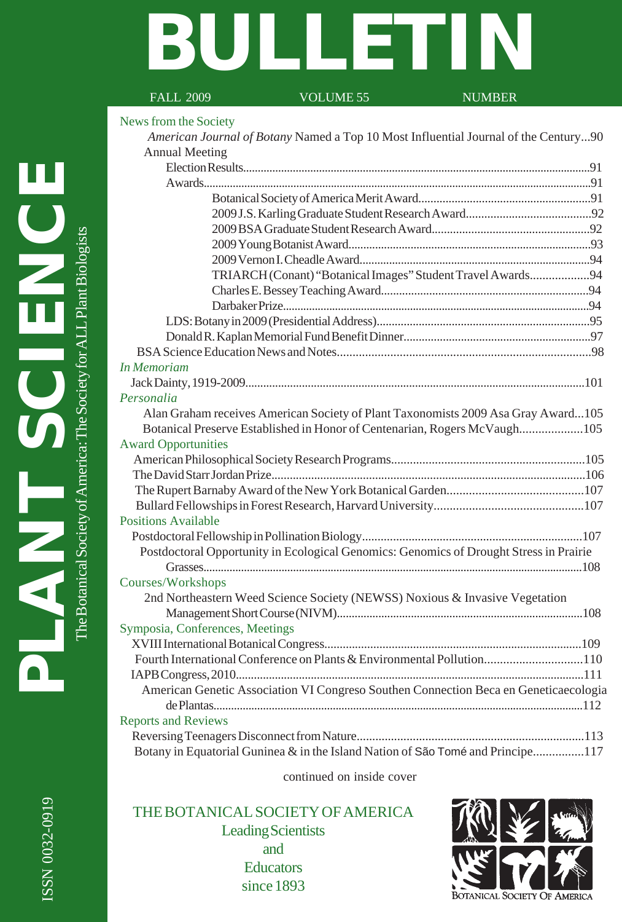# BULLETIN

FALL 2009 VOLUME 55 NUMBER

# PLANT SCIENCE

The Botanical Society of America: The Society for ALL Plant Biologists

## News from the Society

*American Journal of Botany* Named a Top 10 Most Influential Journal of the Century...90

Annual Meeting

- Election Results...91
- Awards...91
  - Botanical Society of America Merit Award...91
  - 2009 J.S. Karling Graduate Student Research Award...92
  - 2009 BSA Graduate Student Research Award...92
  - 2009 Young Botanist Award...93
  - 2009 Vernon I. Cheadle Award...94
  - TRIARCH (Conant) "Botanical Images" Student Travel Awards...94
  - Charles E. Bessey Teaching Award...94
  - Darbaker Prize...94
- LDS: Botany in 2009 (Presidential Address)...95
- Donald R. Kaplan Memorial Fund Benefit Dinner...97

BSA Science Education News and Notes...98

## *In Memoriam*

Jack Dainty, 1919-2009...101

## *Personalia*

Alan Graham receives American Society of Plant Taxonomists 2009 Asa Gray Award...105

Botanical Preserve Established in Honor of Centenarian, Rogers McVaugh...105

## Award Opportunities

American Philosophical Society Research Programs...105

The David Starr Jordan Prize...106

The Rupert Barnaby Award of the New York Botanical Garden...107

Bullard Fellowships in Forest Research, Harvard University...107

## Positions Available

Postdoctoral Fellowship in Pollination Biology...107

Postdoctoral Opportunity in Ecological Genomics: Genomics of Drought Stress in Prairie Grasses...108

## Courses/Workshops

2nd Northeastern Weed Science Society (NEWSS) Noxious & Invasive Vegetation Management Short Course (NIVM)...108

## Symposia, Conferences, Meetings

XVIII International Botanical Congress...109

Fourth International Conference on Plants & Environmental Pollution...110

IAPB Congress, 2010...111

American Genetic Association VI Congreso Southen Connection Beca en Geneticaecologia de Plantas...112

## Reports and Reviews

Reversing Teenagers Disconnect from Nature...113

Botany in Equatorial Guninea & in the Island Nation of São Tomé and Principe...117

continued on inside cover

THE BOTANICAL SOCIETY OF AMERICA
Leading Scientists
and
Educators
since 1893

BOTANICAL SOCIETY OF AMERICA

ISSN 0032-0919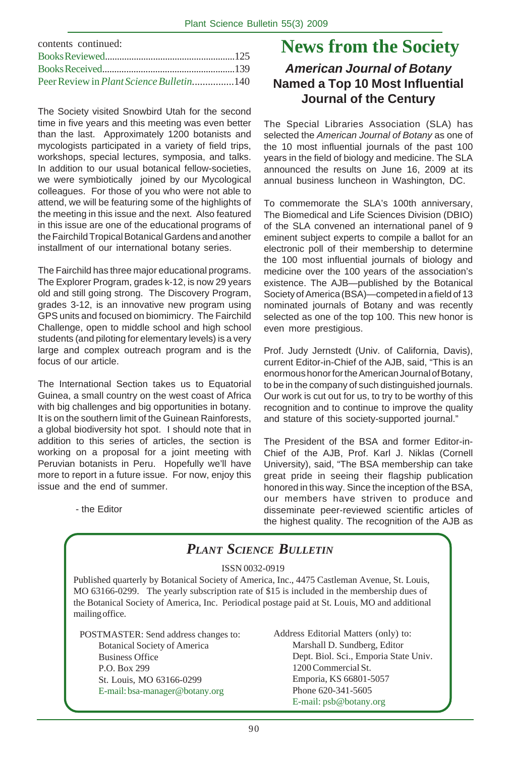contents continued:

Books Reviewed......................................................125
Books Received.......................................................139
Peer Review in *Plant Science Bulletin*................140

The Society visited Snowbird Utah for the second time in five years and this meeting was even better than the last. Approximately 1200 botanists and mycologists participated in a variety of field trips, workshops, special lectures, symposia, and talks. In addition to our usual botanical fellow-societies, we were symbiotically joined by our Mycological colleagues. For those of you who were not able to attend, we will be featuring some of the highlights of the meeting in this issue and the next. Also featured in this issue are one of the educational programs of the Fairchild Tropical Botanical Gardens and another installment of our international botany series.

The Fairchild has three major educational programs. The Explorer Program, grades k-12, is now 29 years old and still going strong. The Discovery Program, grades 3-12, is an innovative new program using GPS units and focused on biomimicry. The Fairchild Challenge, open to middle school and high school students (and piloting for elementary levels) is a very large and complex outreach program and is the focus of our article.

The International Section takes us to Equatorial Guinea, a small country on the west coast of Africa with big challenges and big opportunities in botany. It is on the southern limit of the Guinean Rainforests, a global biodiversity hot spot. I should note that in addition to this series of articles, the section is working on a proposal for a joint meeting with Peruvian botanists in Peru. Hopefully we'll have more to report in a future issue. For now, enjoy this issue and the end of summer.

- the Editor

# News from the Society

## *American Journal of Botany* Named a Top 10 Most Influential Journal of the Century

The Special Libraries Association (SLA) has selected the *American Journal of Botany* as one of the 10 most influential journals of the past 100 years in the field of biology and medicine. The SLA announced the results on June 16, 2009 at its annual business luncheon in Washington, DC.

To commemorate the SLA's 100th anniversary, The Biomedical and Life Sciences Division (DBIO) of the SLA convened an international panel of 9 eminent subject experts to compile a ballot for an electronic poll of their membership to determine the 100 most influential journals of biology and medicine over the 100 years of the association's existence. The AJB—published by the Botanical Society of America (BSA)—competed in a field of 13 nominated journals of Botany and was recently selected as one of the top 100. This new honor is even more prestigious.

Prof. Judy Jernstedt (Univ. of California, Davis), current Editor-in-Chief of the AJB, said, "This is an enormous honor for the American Journal of Botany, to be in the company of such distinguished journals. Our work is cut out for us, to try to be worthy of this recognition and to continue to improve the quality and stature of this society-supported journal."

The President of the BSA and former Editor-in-Chief of the AJB, Prof. Karl J. Niklas (Cornell University), said, "The BSA membership can take great pride in seeing their flagship publication honored in this way. Since the inception of the BSA, our members have striven to produce and disseminate peer-reviewed scientific articles of the highest quality. The recognition of the AJB as

---

## *Plant Science Bulletin*

ISSN 0032-0919

Published quarterly by Botanical Society of America, Inc., 4475 Castleman Avenue, St. Louis, MO 63166-0299. The yearly subscription rate of $15 is included in the membership dues of the Botanical Society of America, Inc. Periodical postage paid at St. Louis, MO and additional mailing office.

POSTMASTER: Send address changes to:
Botanical Society of America
Business Office
P.O. Box 299
St. Louis, MO 63166-0299
E-mail: bsa-manager@botany.org

Address Editorial Matters (only) to:
Marshall D. Sundberg, Editor
Dept. Biol. Sci., Emporia State Univ.
1200 Commercial St.
Emporia, KS 66801-5057
Phone 620-341-5605
E-mail: psb@botany.org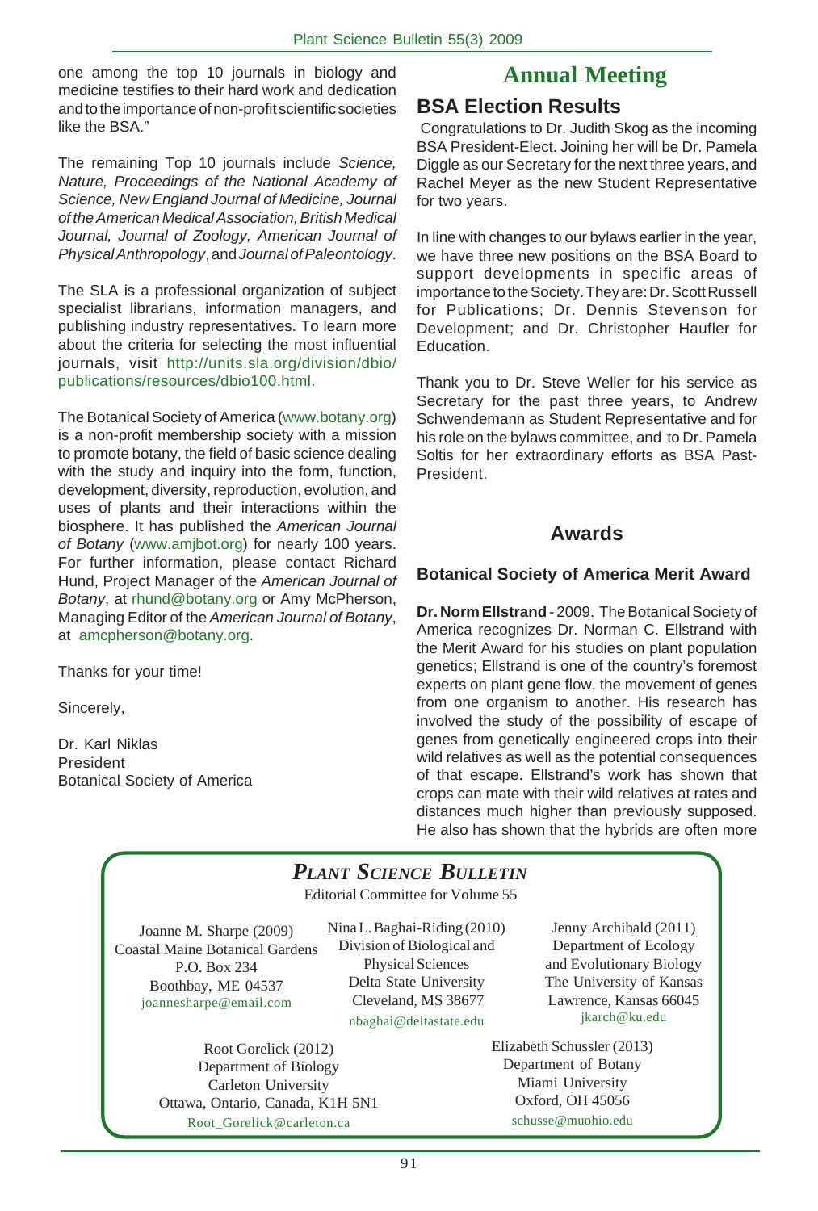one among the top 10 journals in biology and medicine testifies to their hard work and dedication and to the importance of non-profit scientific societies like the BSA."

The remaining Top 10 journals include *Science, Nature, Proceedings of the National Academy of Science, New England Journal of Medicine, Journal of the American Medical Association, British Medical Journal, Journal of Zoology, American Journal of Physical Anthropology*, and *Journal of Paleontology*.

The SLA is a professional organization of subject specialist librarians, information managers, and publishing industry representatives. To learn more about the criteria for selecting the most influential journals, visit http://units.sla.org/division/dbio/publications/resources/dbio100.html.

The Botanical Society of America (www.botany.org) is a non-profit membership society with a mission to promote botany, the field of basic science dealing with the study and inquiry into the form, function, development, diversity, reproduction, evolution, and uses of plants and their interactions within the biosphere. It has published the *American Journal of Botany* (www.amjbot.org) for nearly 100 years. For further information, please contact Richard Hund, Project Manager of the *American Journal of Botany*, at rhund@botany.org or Amy McPherson, Managing Editor of the *American Journal of Botany*, at amcpherson@botany.org.

Thanks for your time!

Sincerely,

Dr. Karl Niklas
President
Botanical Society of America

# Annual Meeting

## BSA Election Results

Congratulations to Dr. Judith Skog as the incoming BSA President-Elect. Joining her will be Dr. Pamela Diggle as our Secretary for the next three years, and Rachel Meyer as the new Student Representative for two years.

In line with changes to our bylaws earlier in the year, we have three new positions on the BSA Board to support developments in specific areas of importance to the Society. They are: Dr. Scott Russell for Publications; Dr. Dennis Stevenson for Development; and Dr. Christopher Haufler for Education.

Thank you to Dr. Steve Weller for his service as Secretary for the past three years, to Andrew Schwendemann as Student Representative and for his role on the bylaws committee, and to Dr. Pamela Soltis for her extraordinary efforts as BSA Past-President.

## Awards

### Botanical Society of America Merit Award

**Dr. Norm Ellstrand** - 2009. The Botanical Society of America recognizes Dr. Norman C. Ellstrand with the Merit Award for his studies on plant population genetics; Ellstrand is one of the country's foremost experts on plant gene flow, the movement of genes from one organism to another. His research has involved the study of the possibility of escape of genes from genetically engineered crops into their wild relatives as well as the potential consequences of that escape. Ellstrand's work has shown that crops can mate with their wild relatives at rates and distances much higher than previously supposed. He also has shown that the hybrids are often more

**PLANT SCIENCE BULLETIN**
Editorial Committee for Volume 55

Joanne M. Sharpe (2009)
Coastal Maine Botanical Gardens
P.O. Box 234
Boothbay, ME 04537
joannesharpe@email.com

Nina L. Baghai-Riding (2010)
Division of Biological and Physical Sciences
Delta State University
Cleveland, MS 38677
nbaghai@deltastate.edu

Jenny Archibald (2011)
Department of Ecology and Evolutionary Biology
The University of Kansas
Lawrence, Kansas 66045
jkarch@ku.edu

Root Gorelick (2012)
Department of Biology
Carleton University
Ottawa, Ontario, Canada, K1H 5N1
Root_Gorelick@carleton.ca

Elizabeth Schussler (2013)
Department of Botany
Miami University
Oxford, OH 45056
schusse@muohio.edu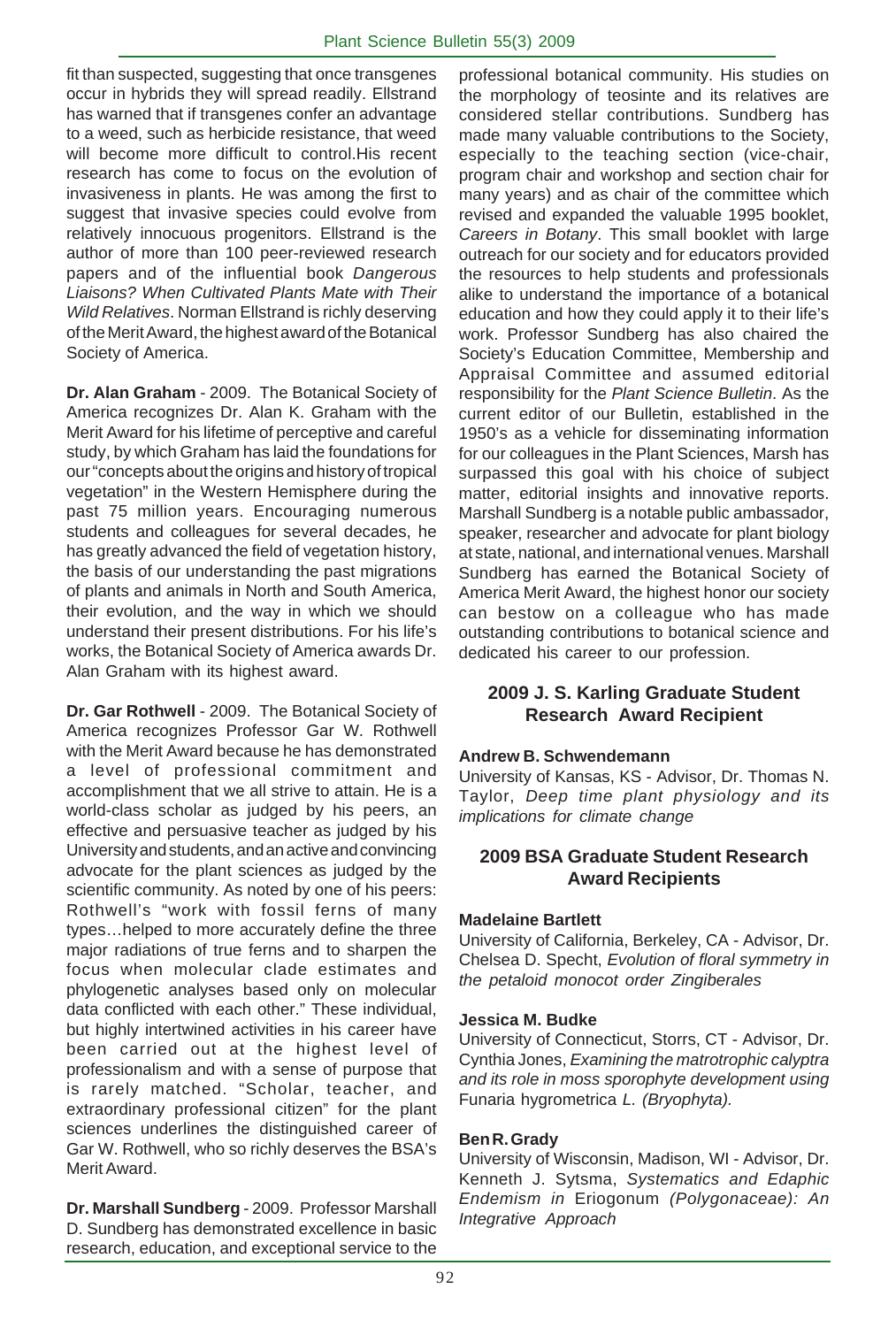fit than suspected, suggesting that once transgenes occur in hybrids they will spread readily. Ellstrand has warned that if transgenes confer an advantage to a weed, such as herbicide resistance, that weed will become more difficult to control.His recent research has come to focus on the evolution of invasiveness in plants. He was among the first to suggest that invasive species could evolve from relatively innocuous progenitors. Ellstrand is the author of more than 100 peer-reviewed research papers and of the influential book *Dangerous Liaisons? When Cultivated Plants Mate with Their Wild Relatives*. Norman Ellstrand is richly deserving of the Merit Award, the highest award of the Botanical Society of America.

**Dr. Alan Graham** - 2009. The Botanical Society of America recognizes Dr. Alan K. Graham with the Merit Award for his lifetime of perceptive and careful study, by which Graham has laid the foundations for our "concepts about the origins and history of tropical vegetation" in the Western Hemisphere during the past 75 million years. Encouraging numerous students and colleagues for several decades, he has greatly advanced the field of vegetation history, the basis of our understanding the past migrations of plants and animals in North and South America, their evolution, and the way in which we should understand their present distributions. For his life's works, the Botanical Society of America awards Dr. Alan Graham with its highest award.

**Dr. Gar Rothwell** - 2009. The Botanical Society of America recognizes Professor Gar W. Rothwell with the Merit Award because he has demonstrated a level of professional commitment and accomplishment that we all strive to attain. He is a world-class scholar as judged by his peers, an effective and persuasive teacher as judged by his University and students, and an active and convincing advocate for the plant sciences as judged by the scientific community. As noted by one of his peers: Rothwell's "work with fossil ferns of many types…helped to more accurately define the three major radiations of true ferns and to sharpen the focus when molecular clade estimates and phylogenetic analyses based only on molecular data conflicted with each other." These individual, but highly intertwined activities in his career have been carried out at the highest level of professionalism and with a sense of purpose that is rarely matched. "Scholar, teacher, and extraordinary professional citizen" for the plant sciences underlines the distinguished career of Gar W. Rothwell, who so richly deserves the BSA's Merit Award.

**Dr. Marshall Sundberg** - 2009. Professor Marshall D. Sundberg has demonstrated excellence in basic research, education, and exceptional service to the professional botanical community. His studies on the morphology of teosinte and its relatives are considered stellar contributions. Sundberg has made many valuable contributions to the Society, especially to the teaching section (vice-chair, program chair and workshop and section chair for many years) and as chair of the committee which revised and expanded the valuable 1995 booklet, *Careers in Botany*. This small booklet with large outreach for our society and for educators provided the resources to help students and professionals alike to understand the importance of a botanical education and how they could apply it to their life's work. Professor Sundberg has also chaired the Society's Education Committee, Membership and Appraisal Committee and assumed editorial responsibility for the *Plant Science Bulletin*. As the current editor of our Bulletin, established in the 1950's as a vehicle for disseminating information for our colleagues in the Plant Sciences, Marsh has surpassed this goal with his choice of subject matter, editorial insights and innovative reports. Marshall Sundberg is a notable public ambassador, speaker, researcher and advocate for plant biology at state, national, and international venues. Marshall Sundberg has earned the Botanical Society of America Merit Award, the highest honor our society can bestow on a colleague who has made outstanding contributions to botanical science and dedicated his career to our profession.

## 2009 J. S. Karling Graduate Student Research Award Recipient

**Andrew B. Schwendemann**
University of Kansas, KS - Advisor, Dr. Thomas N. Taylor, *Deep time plant physiology and its implications for climate change*

## 2009 BSA Graduate Student Research Award Recipients

**Madelaine Bartlett**
University of California, Berkeley, CA - Advisor, Dr. Chelsea D. Specht, *Evolution of floral symmetry in the petaloid monocot order Zingiberales*

**Jessica M. Budke**
University of Connecticut, Storrs, CT - Advisor, Dr. Cynthia Jones, *Examining the matrotrophic calyptra and its role in moss sporophyte development using* Funaria hygrometrica *L. (Bryophyta).*

**Ben R. Grady**
University of Wisconsin, Madison, WI - Advisor, Dr. Kenneth J. Sytsma, *Systematics and Edaphic Endemism in* Eriogonum *(Polygonaceae): An Integrative Approach*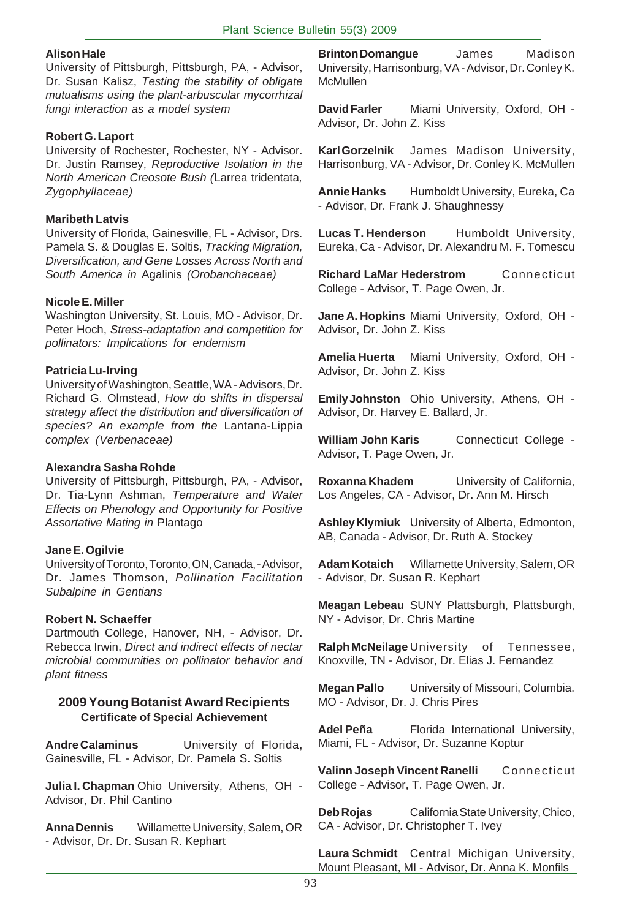**Alison Hale**
University of Pittsburgh, Pittsburgh, PA, - Advisor, Dr. Susan Kalisz, *Testing the stability of obligate mutualisms using the plant-arbuscular mycorrhizal fungi interaction as a model system*

**Robert G. Laport**
University of Rochester, Rochester, NY - Advisor. Dr. Justin Ramsey, *Reproductive Isolation in the North American Creosote Bush (*Larrea tridentata*, Zygophyllaceae)*

**Maribeth Latvis**
University of Florida, Gainesville, FL - Advisor, Drs. Pamela S. & Douglas E. Soltis, *Tracking Migration, Diversification, and Gene Losses Across North and South America in* Agalinis *(Orobanchaceae)*

**Nicole E. Miller**
Washington University, St. Louis, MO - Advisor, Dr. Peter Hoch, *Stress-adaptation and competition for pollinators: Implications for endemism*

**Patricia Lu-Irving**
University of Washington, Seattle, WA - Advisors, Dr. Richard G. Olmstead, *How do shifts in dispersal strategy affect the distribution and diversification of species? An example from the* Lantana-Lippia *complex (Verbenaceae)*

**Alexandra Sasha Rohde**
University of Pittsburgh, Pittsburgh, PA, - Advisor, Dr. Tia-Lynn Ashman, *Temperature and Water Effects on Phenology and Opportunity for Positive Assortative Mating in* Plantago

**Jane E. Ogilvie**
University of Toronto, Toronto, ON, Canada, - Advisor, Dr. James Thomson, *Pollination Facilitation Subalpine in Gentians*

**Robert N. Schaeffer**
Dartmouth College, Hanover, NH, - Advisor, Dr. Rebecca Irwin, *Direct and indirect effects of nectar microbial communities on pollinator behavior and plant fitness*

## 2009 Young Botanist Award Recipients

### Certificate of Special Achievement

**Andre Calaminus** University of Florida, Gainesville, FL - Advisor, Dr. Pamela S. Soltis

**Julia I. Chapman** Ohio University, Athens, OH - Advisor, Dr. Phil Cantino

**Anna Dennis** Willamette University, Salem, OR - Advisor, Dr. Dr. Susan R. Kephart

**Brinton Domangue** James Madison University, Harrisonburg, VA - Advisor, Dr. Conley K. McMullen

**David Farler** Miami University, Oxford, OH - Advisor, Dr. John Z. Kiss

**Karl Gorzelnik** James Madison University, Harrisonburg, VA - Advisor, Dr. Conley K. McMullen

**Annie Hanks** Humboldt University, Eureka, Ca - Advisor, Dr. Frank J. Shaughnessy

**Lucas T. Henderson** Humboldt University, Eureka, Ca - Advisor, Dr. Alexandru M. F. Tomescu

**Richard LaMar Hederstrom** Connecticut College - Advisor, T. Page Owen, Jr.

**Jane A. Hopkins** Miami University, Oxford, OH - Advisor, Dr. John Z. Kiss

**Amelia Huerta** Miami University, Oxford, OH - Advisor, Dr. John Z. Kiss

**Emily Johnston** Ohio University, Athens, OH - Advisor, Dr. Harvey E. Ballard, Jr.

**William John Karis** Connecticut College - Advisor, T. Page Owen, Jr.

**Roxanna Khadem** University of California, Los Angeles, CA - Advisor, Dr. Ann M. Hirsch

**Ashley Klymiuk** University of Alberta, Edmonton, AB, Canada - Advisor, Dr. Ruth A. Stockey

**Adam Kotaich** Willamette University, Salem, OR - Advisor, Dr. Susan R. Kephart

**Meagan Lebeau** SUNY Plattsburgh, Plattsburgh, NY - Advisor, Dr. Chris Martine

**Ralph McNeilage** University of Tennessee, Knoxville, TN - Advisor, Dr. Elias J. Fernandez

**Megan Pallo** University of Missouri, Columbia. MO - Advisor, Dr. J. Chris Pires

**Adel Peña** Florida International University, Miami, FL - Advisor, Dr. Suzanne Koptur

**Valinn Joseph Vincent Ranelli** Connecticut College - Advisor, T. Page Owen, Jr.

**Deb Rojas** California State University, Chico, CA - Advisor, Dr. Christopher T. Ivey

**Laura Schmidt** Central Michigan University, Mount Pleasant, MI - Advisor, Dr. Anna K. Monfils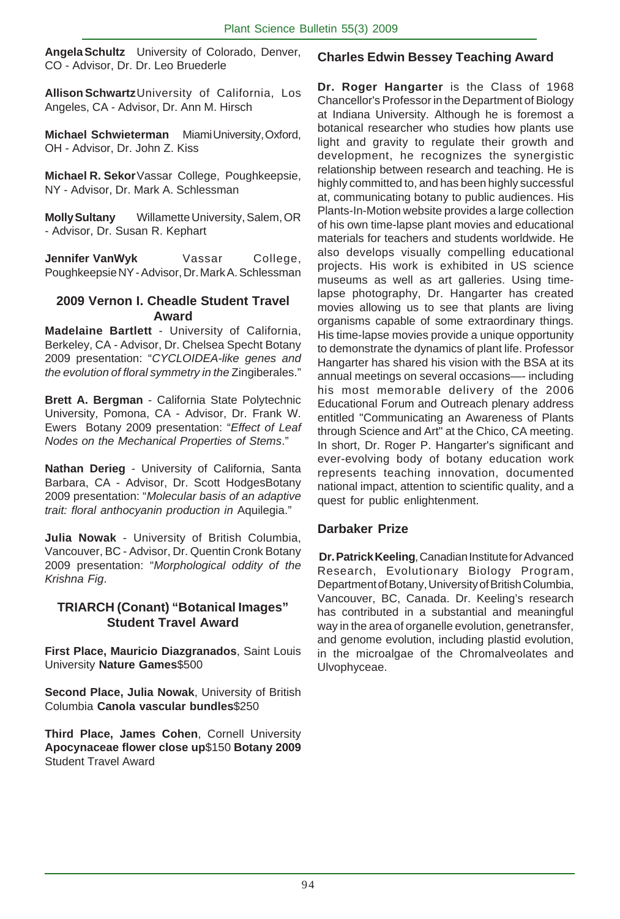**Angela Schultz** University of Colorado, Denver, CO - Advisor, Dr. Dr. Leo Bruederle

**Allison Schwartz** University of California, Los Angeles, CA - Advisor, Dr. Ann M. Hirsch

**Michael Schwieterman** Miami University, Oxford, OH - Advisor, Dr. John Z. Kiss

**Michael R. Sekor** Vassar College, Poughkeepsie, NY - Advisor, Dr. Mark A. Schlessman

**Molly Sultany** Willamette University, Salem, OR - Advisor, Dr. Susan R. Kephart

**Jennifer VanWyk** Vassar College, Poughkeepsie NY - Advisor, Dr. Mark A. Schlessman

### 2009 Vernon I. Cheadle Student Travel Award

**Madelaine Bartlett** - University of California, Berkeley, CA - Advisor, Dr. Chelsea Specht Botany 2009 presentation: "*CYCLOIDEA-like genes and the evolution of floral symmetry in the* Zingiberales."

**Brett A. Bergman** - California State Polytechnic University, Pomona, CA - Advisor, Dr. Frank W. Ewers Botany 2009 presentation: "*Effect of Leaf Nodes on the Mechanical Properties of Stems*."

**Nathan Derieg** - University of California, Santa Barbara, CA - Advisor, Dr. Scott Hodges Botany 2009 presentation: "*Molecular basis of an adaptive trait: floral anthocyanin production in* Aquilegia."

**Julia Nowak** - University of British Columbia, Vancouver, BC - Advisor, Dr. Quentin Cronk Botany 2009 presentation: "*Morphological oddity of the Krishna Fig*.

### TRIARCH (Conant) "Botanical Images" Student Travel Award

**First Place, Mauricio Diazgranados**, Saint Louis University **Nature Games** $500

**Second Place, Julia Nowak**, University of British Columbia **Canola vascular bundles** $250

**Third Place, James Cohen**, Cornell University **Apocynaceae flower close up** $150 **Botany 2009** Student Travel Award

### Charles Edwin Bessey Teaching Award

**Dr. Roger Hangarter** is the Class of 1968 Chancellor's Professor in the Department of Biology at Indiana University. Although he is foremost a botanical researcher who studies how plants use light and gravity to regulate their growth and development, he recognizes the synergistic relationship between research and teaching. He is highly committed to, and has been highly successful at, communicating botany to public audiences. His Plants-In-Motion website provides a large collection of his own time-lapse plant movies and educational materials for teachers and students worldwide. He also develops visually compelling educational projects. His work is exhibited in US science museums as well as art galleries. Using time-lapse photography, Dr. Hangarter has created movies allowing us to see that plants are living organisms capable of some extraordinary things. His time-lapse movies provide a unique opportunity to demonstrate the dynamics of plant life. Professor Hangarter has shared his vision with the BSA at its annual meetings on several occasions—- including his most memorable delivery of the 2006 Educational Forum and Outreach plenary address entitled "Communicating an Awareness of Plants through Science and Art" at the Chico, CA meeting. In short, Dr. Roger P. Hangarter's significant and ever-evolving body of botany education work represents teaching innovation, documented national impact, attention to scientific quality, and a quest for public enlightenment.

### Darbaker Prize

**Dr. Patrick Keeling**, Canadian Institute for Advanced Research, Evolutionary Biology Program, Department of Botany, University of British Columbia, Vancouver, BC, Canada. Dr. Keeling's research has contributed in a substantial and meaningful way in the area of organelle evolution, genetransfer, and genome evolution, including plastid evolution, in the microalgae of the Chromalveolates and Ulvophyceae.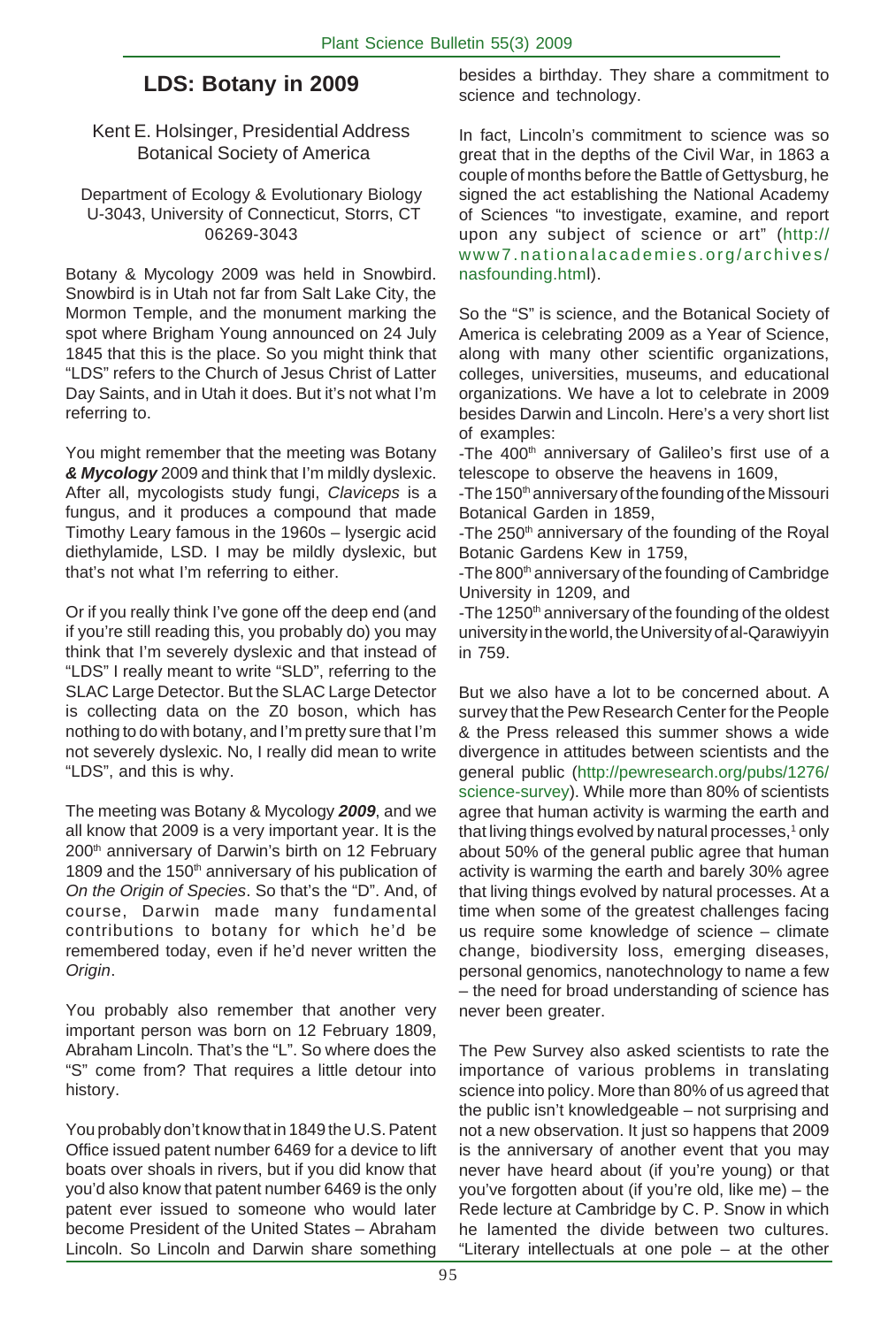# LDS: Botany in 2009

Kent E. Holsinger, Presidential Address
Botanical Society of America

Department of Ecology & Evolutionary Biology
U-3043, University of Connecticut, Storrs, CT
06269-3043

Botany & Mycology 2009 was held in Snowbird. Snowbird is in Utah not far from Salt Lake City, the Mormon Temple, and the monument marking the spot where Brigham Young announced on 24 July 1845 that this is the place. So you might think that "LDS" refers to the Church of Jesus Christ of Latter Day Saints, and in Utah it does. But it's not what I'm referring to.

You might remember that the meeting was Botany ***& Mycology*** 2009 and think that I'm mildly dyslexic. After all, mycologists study fungi, *Claviceps* is a fungus, and it produces a compound that made Timothy Leary famous in the 1960s – lysergic acid diethylamide, LSD. I may be mildly dyslexic, but that's not what I'm referring to either.

Or if you really think I've gone off the deep end (and if you're still reading this, you probably do) you may think that I'm severely dyslexic and that instead of "LDS" I really meant to write "SLD", referring to the SLAC Large Detector. But the SLAC Large Detector is collecting data on the Z0 boson, which has nothing to do with botany, and I'm pretty sure that I'm not severely dyslexic. No, I really did mean to write "LDS", and this is why.

The meeting was Botany & Mycology ***2009***, and we all know that 2009 is a very important year. It is the 200th anniversary of Darwin's birth on 12 February 1809 and the 150th anniversary of his publication of *On the Origin of Species*. So that's the "D". And, of course, Darwin made many fundamental contributions to botany for which he'd be remembered today, even if he'd never written the *Origin*.

You probably also remember that another very important person was born on 12 February 1809, Abraham Lincoln. That's the "L". So where does the "S" come from? That requires a little detour into history.

You probably don't know that in 1849 the U.S. Patent Office issued patent number 6469 for a device to lift boats over shoals in rivers, but if you did know that you'd also know that patent number 6469 is the only patent ever issued to someone who would later become President of the United States – Abraham Lincoln. So Lincoln and Darwin share something besides a birthday. They share a commitment to science and technology.

In fact, Lincoln's commitment to science was so great that in the depths of the Civil War, in 1863 a couple of months before the Battle of Gettysburg, he signed the act establishing the National Academy of Sciences "to investigate, examine, and report upon any subject of science or art" (http://www7.nationalacademies.org/archives/nasfounding.html).

So the "S" is science, and the Botanical Society of America is celebrating 2009 as a Year of Science, along with many other scientific organizations, colleges, universities, museums, and educational organizations. We have a lot to celebrate in 2009 besides Darwin and Lincoln. Here's a very short list of examples:

- The 400th anniversary of Galileo's first use of a telescope to observe the heavens in 1609,
- The 150th anniversary of the founding of the Missouri Botanical Garden in 1859,
- The 250th anniversary of the founding of the Royal Botanic Gardens Kew in 1759,
- The 800th anniversary of the founding of Cambridge University in 1209, and
- The 1250th anniversary of the founding of the oldest university in the world, the University of al-Qarawiyyin in 759.

But we also have a lot to be concerned about. A survey that the Pew Research Center for the People & the Press released this summer shows a wide divergence in attitudes between scientists and the general public (http://pewresearch.org/pubs/1276/science-survey). While more than 80% of scientists agree that human activity is warming the earth and that living things evolved by natural processes,[1] only about 50% of the general public agree that human activity is warming the earth and barely 30% agree that living things evolved by natural processes. At a time when some of the greatest challenges facing us require some knowledge of science – climate change, biodiversity loss, emerging diseases, personal genomics, nanotechnology to name a few – the need for broad understanding of science has never been greater.

The Pew Survey also asked scientists to rate the importance of various problems in translating science into policy. More than 80% of us agreed that the public isn't knowledgeable – not surprising and not a new observation. It just so happens that 2009 is the anniversary of another event that you may never have heard about (if you're young) or that you've forgotten about (if you're old, like me) – the Rede lecture at Cambridge by C. P. Snow in which he lamented the divide between two cultures. "Literary intellectuals at one pole – at the other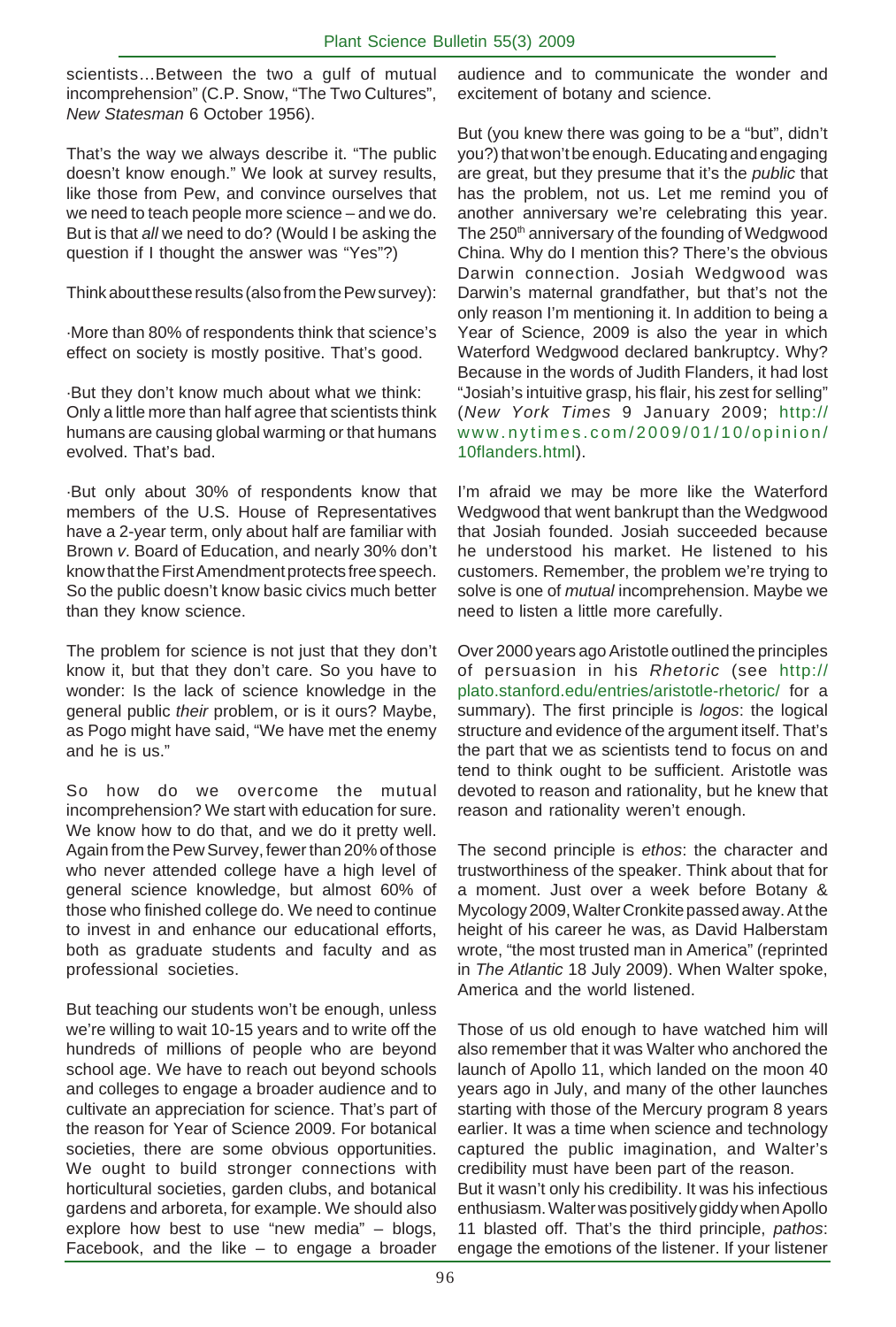scientists…Between the two a gulf of mutual incomprehension" (C.P. Snow, "The Two Cultures", *New Statesman* 6 October 1956).

That's the way we always describe it. "The public doesn't know enough." We look at survey results, like those from Pew, and convince ourselves that we need to teach people more science – and we do. But is that *all* we need to do? (Would I be asking the question if I thought the answer was "Yes"?)

Think about these results (also from the Pew survey):

·More than 80% of respondents think that science's effect on society is mostly positive. That's good.

·But they don't know much about what we think: Only a little more than half agree that scientists think humans are causing global warming or that humans evolved. That's bad.

·But only about 30% of respondents know that members of the U.S. House of Representatives have a 2-year term, only about half are familiar with Brown *v*. Board of Education, and nearly 30% don't know that the First Amendment protects free speech. So the public doesn't know basic civics much better than they know science.

The problem for science is not just that they don't know it, but that they don't care. So you have to wonder: Is the lack of science knowledge in the general public *their* problem, or is it ours? Maybe, as Pogo might have said, "We have met the enemy and he is us."

So how do we overcome the mutual incomprehension? We start with education for sure. We know how to do that, and we do it pretty well. Again from the Pew Survey, fewer than 20% of those who never attended college have a high level of general science knowledge, but almost 60% of those who finished college do. We need to continue to invest in and enhance our educational efforts, both as graduate students and faculty and as professional societies.

But teaching our students won't be enough, unless we're willing to wait 10-15 years and to write off the hundreds of millions of people who are beyond school age. We have to reach out beyond schools and colleges to engage a broader audience and to cultivate an appreciation for science. That's part of the reason for Year of Science 2009. For botanical societies, there are some obvious opportunities. We ought to build stronger connections with horticultural societies, garden clubs, and botanical gardens and arboreta, for example. We should also explore how best to use "new media" – blogs, Facebook, and the like – to engage a broader audience and to communicate the wonder and excitement of botany and science.

But (you knew there was going to be a "but", didn't you?) that won't be enough. Educating and engaging are great, but they presume that it's the *public* that has the problem, not us. Let me remind you of another anniversary we're celebrating this year. The 250th anniversary of the founding of Wedgwood China. Why do I mention this? There's the obvious Darwin connection. Josiah Wedgwood was Darwin's maternal grandfather, but that's not the only reason I'm mentioning it. In addition to being a Year of Science, 2009 is also the year in which Waterford Wedgwood declared bankruptcy. Why? Because in the words of Judith Flanders, it had lost "Josiah's intuitive grasp, his flair, his zest for selling" (*New York Times* 9 January 2009; http://www.nytimes.com/2009/01/10/opinion/10flanders.html).

I'm afraid we may be more like the Waterford Wedgwood that went bankrupt than the Wedgwood that Josiah founded. Josiah succeeded because he understood his market. He listened to his customers. Remember, the problem we're trying to solve is one of *mutual* incomprehension. Maybe we need to listen a little more carefully.

Over 2000 years ago Aristotle outlined the principles of persuasion in his *Rhetoric* (see http://plato.stanford.edu/entries/aristotle-rhetoric/ for a summary). The first principle is *logos*: the logical structure and evidence of the argument itself. That's the part that we as scientists tend to focus on and tend to think ought to be sufficient. Aristotle was devoted to reason and rationality, but he knew that reason and rationality weren't enough.

The second principle is *ethos*: the character and trustworthiness of the speaker. Think about that for a moment. Just over a week before Botany & Mycology 2009, Walter Cronkite passed away. At the height of his career he was, as David Halberstam wrote, "the most trusted man in America" (reprinted in *The Atlantic* 18 July 2009). When Walter spoke, America and the world listened.

Those of us old enough to have watched him will also remember that it was Walter who anchored the launch of Apollo 11, which landed on the moon 40 years ago in July, and many of the other launches starting with those of the Mercury program 8 years earlier. It was a time when science and technology captured the public imagination, and Walter's credibility must have been part of the reason.

But it wasn't only his credibility. It was his infectious enthusiasm. Walter was positively giddy when Apollo 11 blasted off. That's the third principle, *pathos*: engage the emotions of the listener. If your listener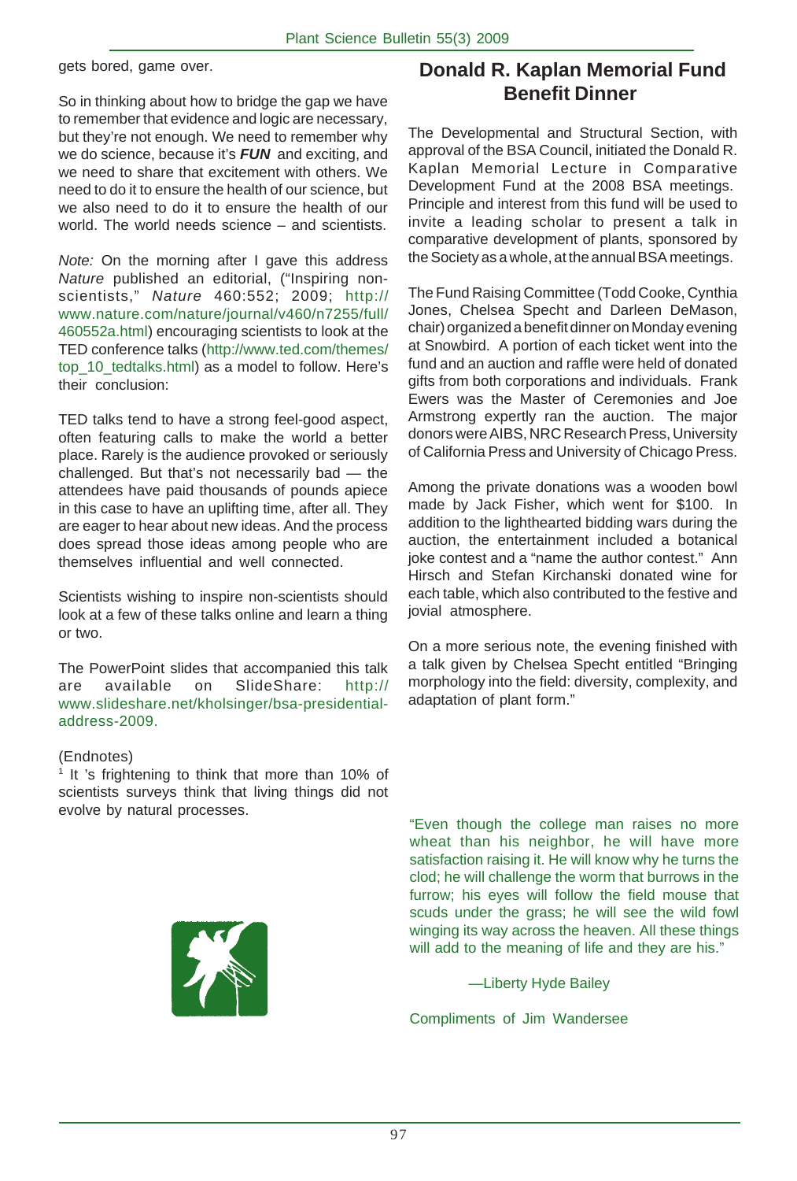gets bored, game over.

So in thinking about how to bridge the gap we have to remember that evidence and logic are necessary, but they're not enough. We need to remember why we do science, because it's ***FUN*** and exciting, and we need to share that excitement with others. We need to do it to ensure the health of our science, but we also need to do it to ensure the health of our world. The world needs science – and scientists.

*Note:* On the morning after I gave this address *Nature* published an editorial, ("Inspiring non-scientists," *Nature* 460:552; 2009; http://www.nature.com/nature/journal/v460/n7255/full/460552a.html) encouraging scientists to look at the TED conference talks (http://www.ted.com/themes/top_10_tedtalks.html) as a model to follow. Here's their conclusion:

TED talks tend to have a strong feel-good aspect, often featuring calls to make the world a better place. Rarely is the audience provoked or seriously challenged. But that's not necessarily bad — the attendees have paid thousands of pounds apiece in this case to have an uplifting time, after all. They are eager to hear about new ideas. And the process does spread those ideas among people who are themselves influential and well connected.

Scientists wishing to inspire non-scientists should look at a few of these talks online and learn a thing or two.

The PowerPoint slides that accompanied this talk are available on SlideShare: http://www.slideshare.net/kholsinger/bsa-presidential-address-2009.

(Endnotes)

[1] It 's frightening to think that more than 10% of scientists surveys think that living things did not evolve by natural processes.

## Donald R. Kaplan Memorial Fund Benefit Dinner

The Developmental and Structural Section, with approval of the BSA Council, initiated the Donald R. Kaplan Memorial Lecture in Comparative Development Fund at the 2008 BSA meetings. Principle and interest from this fund will be used to invite a leading scholar to present a talk in comparative development of plants, sponsored by the Society as a whole, at the annual BSA meetings.

The Fund Raising Committee (Todd Cooke, Cynthia Jones, Chelsea Specht and Darleen DeMason, chair) organized a benefit dinner on Monday evening at Snowbird. A portion of each ticket went into the fund and an auction and raffle were held of donated gifts from both corporations and individuals. Frank Ewers was the Master of Ceremonies and Joe Armstrong expertly ran the auction. The major donors were AIBS, NRC Research Press, University of California Press and University of Chicago Press.

Among the private donations was a wooden bowl made by Jack Fisher, which went for $100. In addition to the lighthearted bidding wars during the auction, the entertainment included a botanical joke contest and a "name the author contest." Ann Hirsch and Stefan Kirchanski donated wine for each table, which also contributed to the festive and jovial atmosphere.

On a more serious note, the evening finished with a talk given by Chelsea Specht entitled "Bringing morphology into the field: diversity, complexity, and adaptation of plant form."

"Even though the college man raises no more wheat than his neighbor, he will have more satisfaction raising it. He will know why he turns the clod; he will challenge the worm that burrows in the furrow; his eyes will follow the field mouse that scuds under the grass; he will see the wild fowl winging its way across the heaven. All these things will add to the meaning of life and they are his."

—Liberty Hyde Bailey

Compliments of Jim Wandersee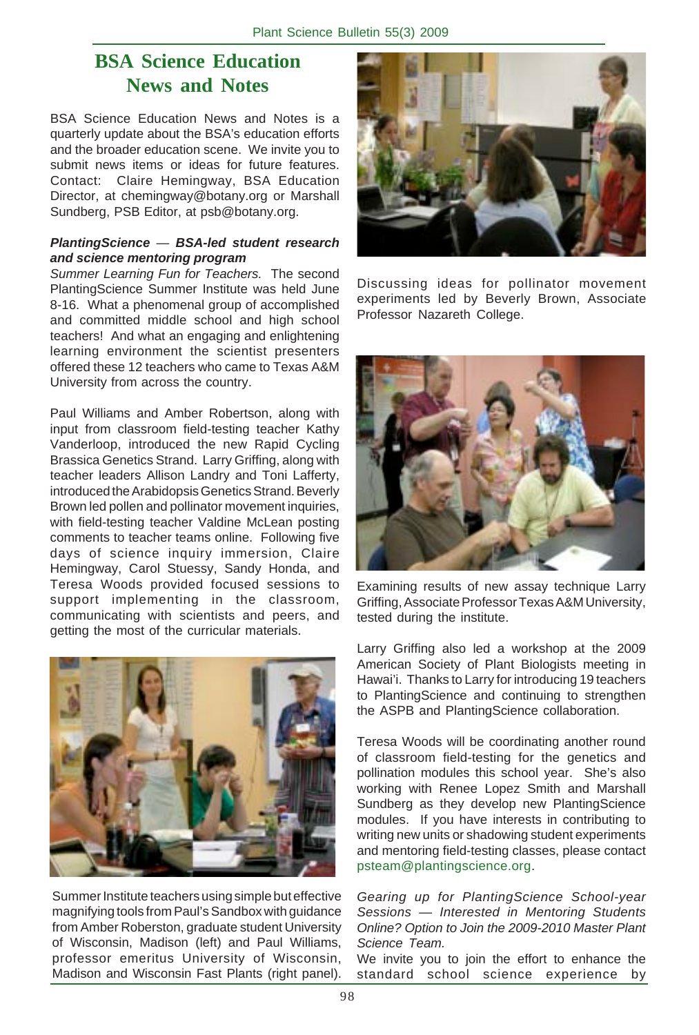# BSA Science Education News and Notes

BSA Science Education News and Notes is a quarterly update about the BSA's education efforts and the broader education scene. We invite you to submit news items or ideas for future features. Contact: Claire Hemingway, BSA Education Director, at chemingway@botany.org or Marshall Sundberg, PSB Editor, at psb@botany.org.

***PlantingScience* — BSA-led student research and science mentoring program**

*Summer Learning Fun for Teachers.* The second PlantingScience Summer Institute was held June 8-16. What a phenomenal group of accomplished and committed middle school and high school teachers! And what an engaging and enlightening learning environment the scientist presenters offered these 12 teachers who came to Texas A&M University from across the country.

Paul Williams and Amber Robertson, along with input from classroom field-testing teacher Kathy Vanderloop, introduced the new Rapid Cycling Brassica Genetics Strand. Larry Griffing, along with teacher leaders Allison Landry and Toni Lafferty, introduced the Arabidopsis Genetics Strand. Beverly Brown led pollen and pollinator movement inquiries, with field-testing teacher Valdine McLean posting comments to teacher teams online. Following five days of science inquiry immersion, Claire Hemingway, Carol Stuessy, Sandy Honda, and Teresa Woods provided focused sessions to support implementing in the classroom, communicating with scientists and peers, and getting the most of the curricular materials.

Summer Institute teachers using simple but effective magnifying tools from Paul's Sandbox with guidance from Amber Roberston, graduate student University of Wisconsin, Madison (left) and Paul Williams, professor emeritus University of Wisconsin, Madison and Wisconsin Fast Plants (right panel).

Discussing ideas for pollinator movement experiments led by Beverly Brown, Associate Professor Nazareth College.

Examining results of new assay technique Larry Griffing, Associate Professor Texas A&M University, tested during the institute.

Larry Griffing also led a workshop at the 2009 American Society of Plant Biologists meeting in Hawai'i. Thanks to Larry for introducing 19 teachers to PlantingScience and continuing to strengthen the ASPB and PlantingScience collaboration.

Teresa Woods will be coordinating another round of classroom field-testing for the genetics and pollination modules this school year. She's also working with Renee Lopez Smith and Marshall Sundberg as they develop new PlantingScience modules. If you have interests in contributing to writing new units or shadowing student experiments and mentoring field-testing classes, please contact psteam@plantingscience.org.

*Gearing up for PlantingScience School-year Sessions — Interested in Mentoring Students Online? Option to Join the 2009-2010 Master Plant Science Team.*

We invite you to join the effort to enhance the standard school science experience by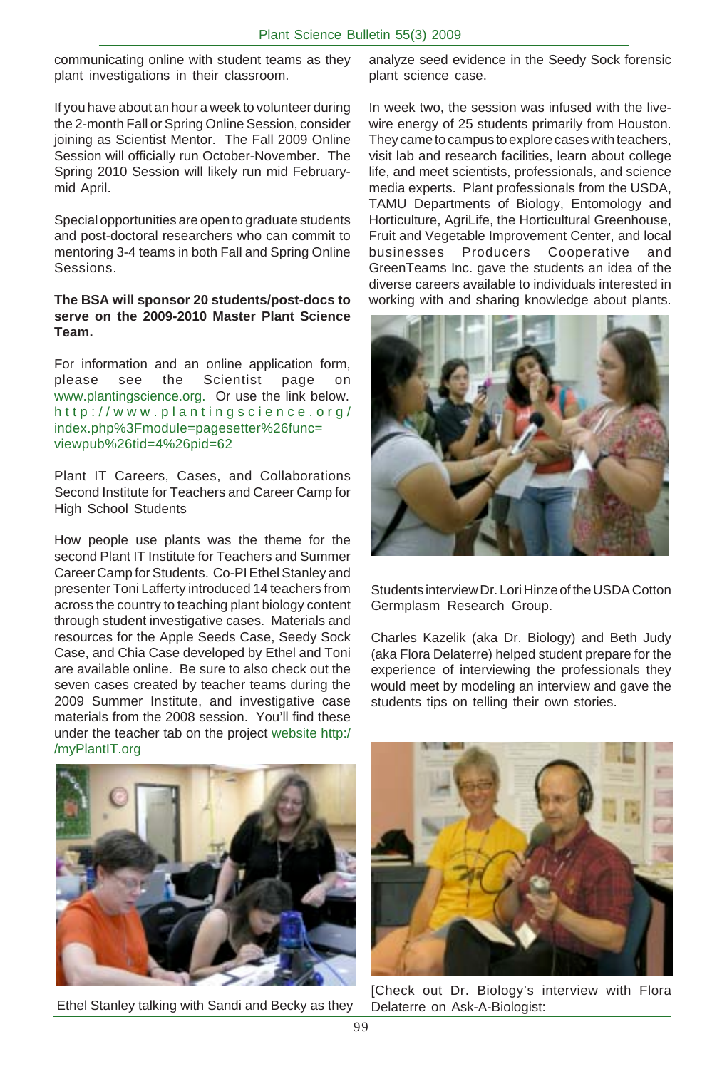communicating online with student teams as they plant investigations in their classroom.

If you have about an hour a week to volunteer during the 2-month Fall or Spring Online Session, consider joining as Scientist Mentor. The Fall 2009 Online Session will officially run October-November. The Spring 2010 Session will likely run mid February-mid April.

Special opportunities are open to graduate students and post-doctoral researchers who can commit to mentoring 3-4 teams in both Fall and Spring Online Sessions.

**The BSA will sponsor 20 students/post-docs to serve on the 2009-2010 Master Plant Science Team.**

For information and an online application form, please see the Scientist page on www.plantingscience.org. Or use the link below. http://www.plantingscience.org/index.php%3Fmodule=pagesetter%26func=viewpub%26tid=4%26pid=62

Plant IT Careers, Cases, and Collaborations Second Institute for Teachers and Career Camp for High School Students

How people use plants was the theme for the second Plant IT Institute for Teachers and Summer Career Camp for Students. Co-PI Ethel Stanley and presenter Toni Lafferty introduced 14 teachers from across the country to teaching plant biology content through student investigative cases. Materials and resources for the Apple Seeds Case, Seedy Sock Case, and Chia Case developed by Ethel and Toni are available online. Be sure to also check out the seven cases created by teacher teams during the 2009 Summer Institute, and investigative case materials from the 2008 session. You'll find these under the teacher tab on the project website http://myPlantIT.org

Ethel Stanley talking with Sandi and Becky as they analyze seed evidence in the Seedy Sock forensic plant science case.

In week two, the session was infused with the live-wire energy of 25 students primarily from Houston. They came to campus to explore cases with teachers, visit lab and research facilities, learn about college life, and meet scientists, professionals, and science media experts. Plant professionals from the USDA, TAMU Departments of Biology, Entomology and Horticulture, AgriLife, the Horticultural Greenhouse, Fruit and Vegetable Improvement Center, and local businesses Producers Cooperative and GreenTeams Inc. gave the students an idea of the diverse careers available to individuals interested in working with and sharing knowledge about plants.

Students interview Dr. Lori Hinze of the USDA Cotton Germplasm Research Group.

Charles Kazelik (aka Dr. Biology) and Beth Judy (aka Flora Delaterre) helped student prepare for the experience of interviewing the professionals they would meet by modeling an interview and gave the students tips on telling their own stories.

[Check out Dr. Biology's interview with Flora Delaterre on Ask-A-Biologist: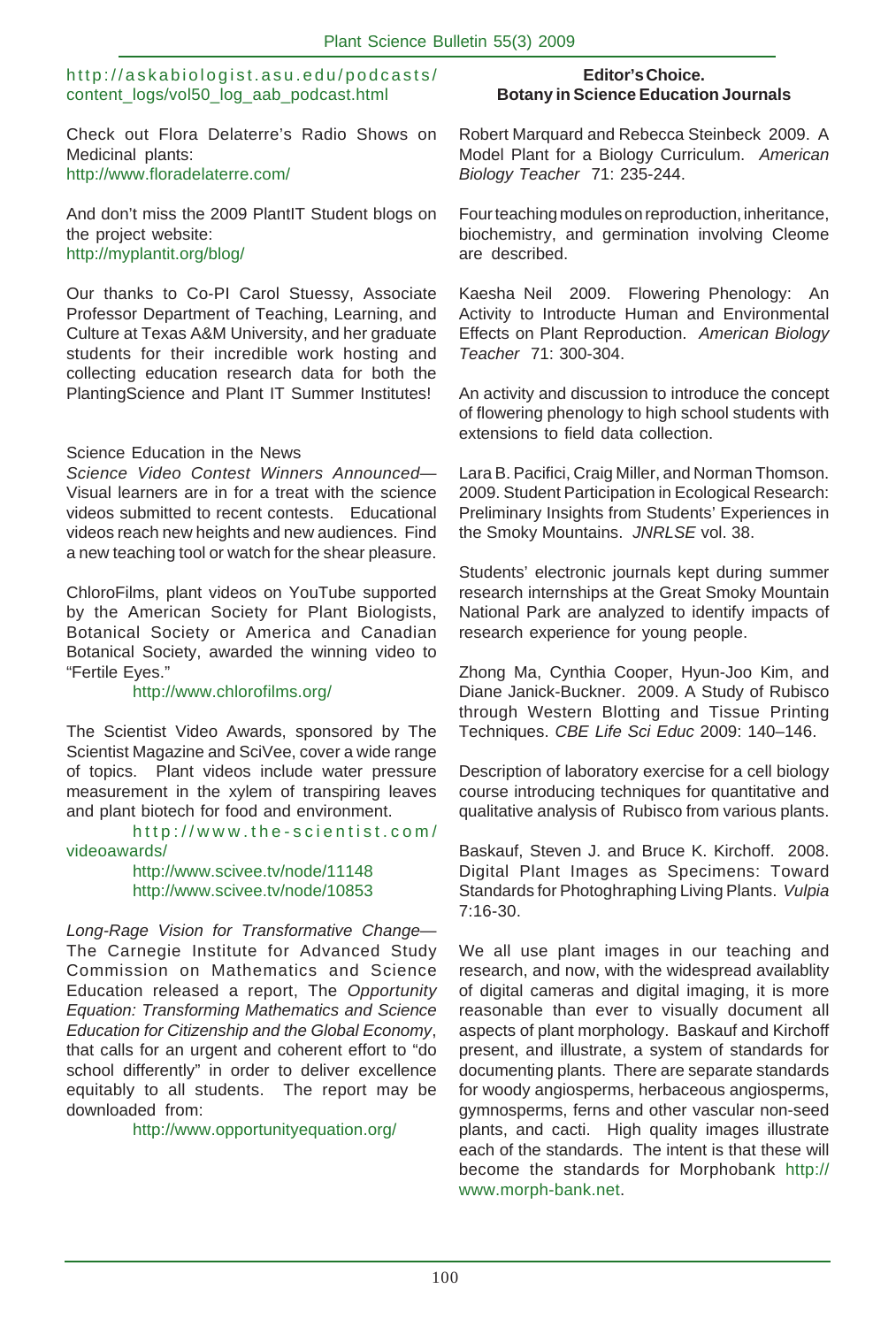http://askabiologist.asu.edu/podcasts/content_logs/vol50_log_aab_podcast.html

Check out Flora Delaterre's Radio Shows on Medicinal plants:
http://www.floradelaterre.com/

And don't miss the 2009 PlantIT Student blogs on the project website:
http://myplantit.org/blog/

Our thanks to Co-PI Carol Stuessy, Associate Professor Department of Teaching, Learning, and Culture at Texas A&M University, and her graduate students for their incredible work hosting and collecting education research data for both the PlantingScience and Plant IT Summer Institutes!

Science Education in the News

*Science Video Contest Winners Announced*—Visual learners are in for a treat with the science videos submitted to recent contests. Educational videos reach new heights and new audiences. Find a new teaching tool or watch for the shear pleasure.

ChloroFilms, plant videos on YouTube supported by the American Society for Plant Biologists, Botanical Society or America and Canadian Botanical Society, awarded the winning video to "Fertile Eyes."

http://www.chlorofilms.org/

The Scientist Video Awards, sponsored by The Scientist Magazine and SciVee, cover a wide range of topics. Plant videos include water pressure measurement in the xylem of transpiring leaves and plant biotech for food and environment.

http://www.the-scientist.com/videoawards/
http://www.scivee.tv/node/11148
http://www.scivee.tv/node/10853

*Long-Rage Vision for Transformative Change*—The Carnegie Institute for Advanced Study Commission on Mathematics and Science Education released a report, The *Opportunity Equation: Transforming Mathematics and Science Education for Citizenship and the Global Economy*, that calls for an urgent and coherent effort to "do school differently" in order to deliver excellence equitably to all students. The report may be downloaded from:

http://www.opportunityequation.org/

**Editor's Choice.**
**Botany in Science Education Journals**

Robert Marquard and Rebecca Steinbeck 2009. A Model Plant for a Biology Curriculum. *American Biology Teacher* 71: 235-244.

Four teaching modules on reproduction, inheritance, biochemistry, and germination involving Cleome are described.

Kaesha Neil 2009. Flowering Phenology: An Activity to Introducte Human and Environmental Effects on Plant Reproduction. *American Biology Teacher* 71: 300-304.

An activity and discussion to introduce the concept of flowering phenology to high school students with extensions to field data collection.

Lara B. Pacifici, Craig Miller, and Norman Thomson. 2009. Student Participation in Ecological Research: Preliminary Insights from Students' Experiences in the Smoky Mountains. *JNRLSE* vol. 38.

Students' electronic journals kept during summer research internships at the Great Smoky Mountain National Park are analyzed to identify impacts of research experience for young people.

Zhong Ma, Cynthia Cooper, Hyun-Joo Kim, and Diane Janick-Buckner. 2009. A Study of Rubisco through Western Blotting and Tissue Printing Techniques. *CBE Life Sci Educ* 2009: 140–146.

Description of laboratory exercise for a cell biology course introducing techniques for quantitative and qualitative analysis of Rubisco from various plants.

Baskauf, Steven J. and Bruce K. Kirchoff. 2008. Digital Plant Images as Specimens: Toward Standards for Photographing Living Plants. *Vulpia* 7:16-30.

We all use plant images in our teaching and research, and now, with the widespread availablity of digital cameras and digital imaging, it is more reasonable than ever to visually document all aspects of plant morphology. Baskauf and Kirchoff present, and illustrate, a system of standards for documenting plants. There are separate standards for woody angiosperms, herbaceous angiosperms, gymnosperms, ferns and other vascular non-seed plants, and cacti. High quality images illustrate each of the standards. The intent is that these will become the standards for Morphobank http://www.morph-bank.net.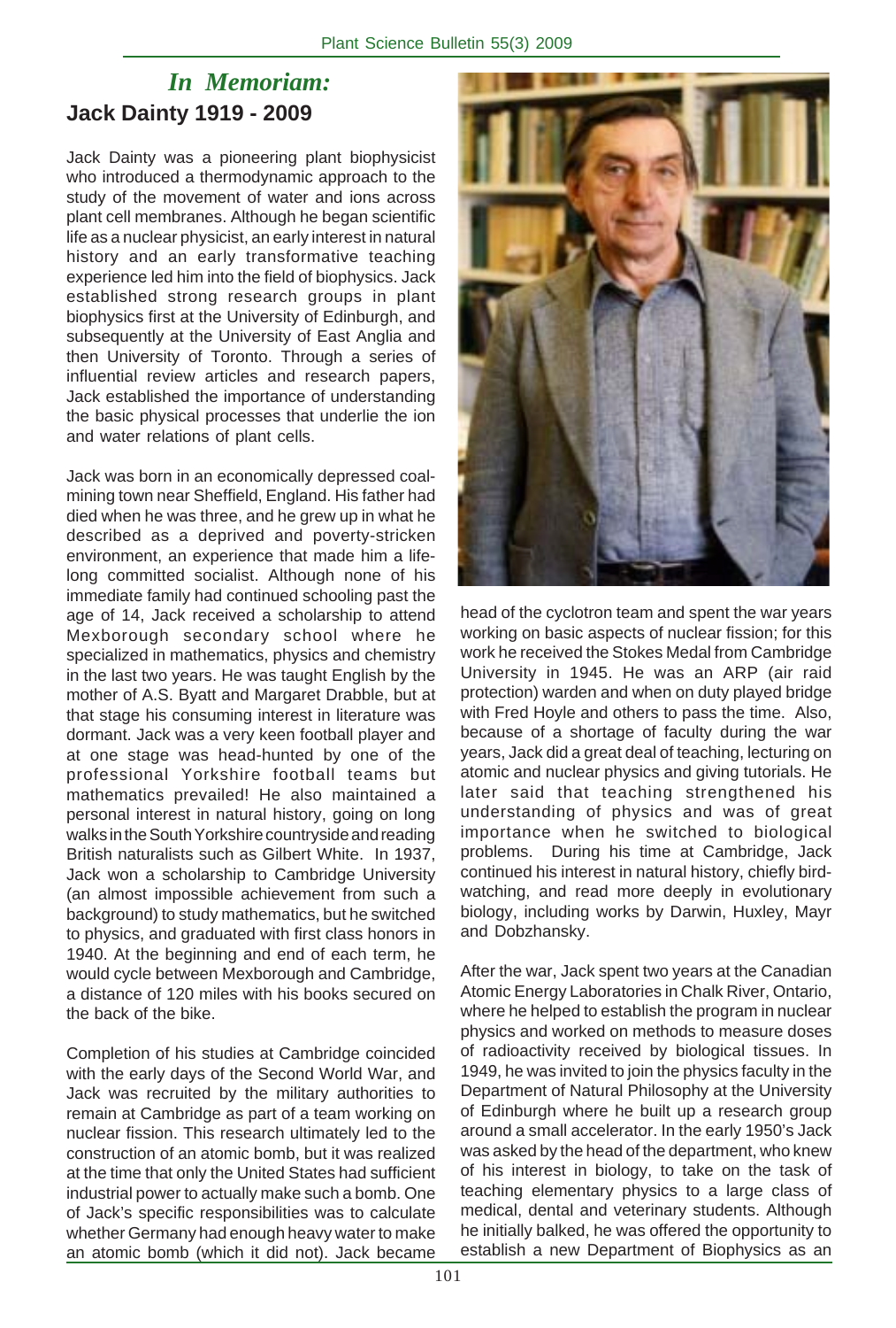# *In Memoriam:*

## Jack Dainty 1919 - 2009

Jack Dainty was a pioneering plant biophysicist who introduced a thermodynamic approach to the study of the movement of water and ions across plant cell membranes. Although he began scientific life as a nuclear physicist, an early interest in natural history and an early transformative teaching experience led him into the field of biophysics. Jack established strong research groups in plant biophysics first at the University of Edinburgh, and subsequently at the University of East Anglia and then University of Toronto. Through a series of influential review articles and research papers, Jack established the importance of understanding the basic physical processes that underlie the ion and water relations of plant cells.

Jack was born in an economically depressed coal-mining town near Sheffield, England. His father had died when he was three, and he grew up in what he described as a deprived and poverty-stricken environment, an experience that made him a life-long committed socialist. Although none of his immediate family had continued schooling past the age of 14, Jack received a scholarship to attend Mexborough secondary school where he specialized in mathematics, physics and chemistry in the last two years. He was taught English by the mother of A.S. Byatt and Margaret Drabble, but at that stage his consuming interest in literature was dormant. Jack was a very keen football player and at one stage was head-hunted by one of the professional Yorkshire football teams but mathematics prevailed! He also maintained a personal interest in natural history, going on long walks in the South Yorkshire countryside and reading British naturalists such as Gilbert White. In 1937, Jack won a scholarship to Cambridge University (an almost impossible achievement from such a background) to study mathematics, but he switched to physics, and graduated with first class honors in 1940. At the beginning and end of each term, he would cycle between Mexborough and Cambridge, a distance of 120 miles with his books secured on the back of the bike.

Completion of his studies at Cambridge coincided with the early days of the Second World War, and Jack was recruited by the military authorities to remain at Cambridge as part of a team working on nuclear fission. This research ultimately led to the construction of an atomic bomb, but it was realized at the time that only the United States had sufficient industrial power to actually make such a bomb. One of Jack's specific responsibilities was to calculate whether Germany had enough heavy water to make an atomic bomb (which it did not). Jack became head of the cyclotron team and spent the war years working on basic aspects of nuclear fission; for this work he received the Stokes Medal from Cambridge University in 1945. He was an ARP (air raid protection) warden and when on duty played bridge with Fred Hoyle and others to pass the time. Also, because of a shortage of faculty during the war years, Jack did a great deal of teaching, lecturing on atomic and nuclear physics and giving tutorials. He later said that teaching strengthened his understanding of physics and was of great importance when he switched to biological problems. During his time at Cambridge, Jack continued his interest in natural history, chiefly bird-watching, and read more deeply in evolutionary biology, including works by Darwin, Huxley, Mayr and Dobzhansky.

After the war, Jack spent two years at the Canadian Atomic Energy Laboratories in Chalk River, Ontario, where he helped to establish the program in nuclear physics and worked on methods to measure doses of radioactivity received by biological tissues. In 1949, he was invited to join the physics faculty in the Department of Natural Philosophy at the University of Edinburgh where he built up a research group around a small accelerator. In the early 1950's Jack was asked by the head of the department, who knew of his interest in biology, to take on the task of teaching elementary physics to a large class of medical, dental and veterinary students. Although he initially balked, he was offered the opportunity to establish a new Department of Biophysics as an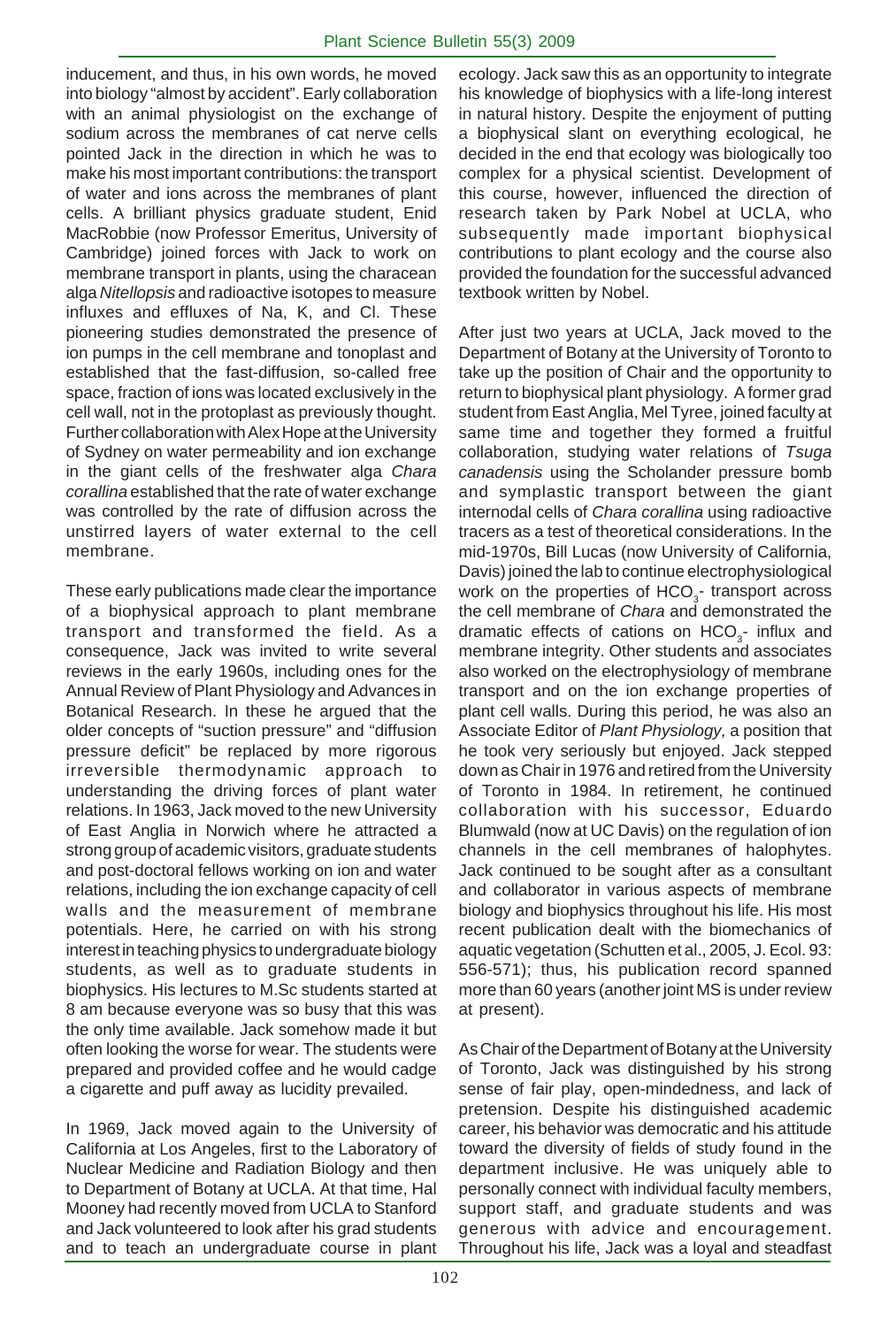inducement, and thus, in his own words, he moved into biology "almost by accident". Early collaboration with an animal physiologist on the exchange of sodium across the membranes of cat nerve cells pointed Jack in the direction in which he was to make his most important contributions: the transport of water and ions across the membranes of plant cells. A brilliant physics graduate student, Enid MacRobbie (now Professor Emeritus, University of Cambridge) joined forces with Jack to work on membrane transport in plants, using the characean alga *Nitellopsis* and radioactive isotopes to measure influxes and effluxes of Na, K, and Cl. These pioneering studies demonstrated the presence of ion pumps in the cell membrane and tonoplast and established that the fast-diffusion, so-called free space, fraction of ions was located exclusively in the cell wall, not in the protoplast as previously thought. Further collaboration with Alex Hope at the University of Sydney on water permeability and ion exchange in the giant cells of the freshwater alga *Chara corallina* established that the rate of water exchange was controlled by the rate of diffusion across the unstirred layers of water external to the cell membrane.

These early publications made clear the importance of a biophysical approach to plant membrane transport and transformed the field. As a consequence, Jack was invited to write several reviews in the early 1960s, including ones for the Annual Review of Plant Physiology and Advances in Botanical Research. In these he argued that the older concepts of "suction pressure" and "diffusion pressure deficit" be replaced by more rigorous irreversible thermodynamic approach to understanding the driving forces of plant water relations. In 1963, Jack moved to the new University of East Anglia in Norwich where he attracted a strong group of academic visitors, graduate students and post-doctoral fellows working on ion and water relations, including the ion exchange capacity of cell walls and the measurement of membrane potentials. Here, he carried on with his strong interest in teaching physics to undergraduate biology students, as well as to graduate students in biophysics. His lectures to M.Sc students started at 8 am because everyone was so busy that this was the only time available. Jack somehow made it but often looking the worse for wear. The students were prepared and provided coffee and he would cadge a cigarette and puff away as lucidity prevailed.

In 1969, Jack moved again to the University of California at Los Angeles, first to the Laboratory of Nuclear Medicine and Radiation Biology and then to Department of Botany at UCLA. At that time, Hal Mooney had recently moved from UCLA to Stanford and Jack volunteered to look after his grad students and to teach an undergraduate course in plant ecology. Jack saw this as an opportunity to integrate his knowledge of biophysics with a life-long interest in natural history. Despite the enjoyment of putting a biophysical slant on everything ecological, he decided in the end that ecology was biologically too complex for a physical scientist. Development of this course, however, influenced the direction of research taken by Park Nobel at UCLA, who subsequently made important biophysical contributions to plant ecology and the course also provided the foundation for the successful advanced textbook written by Nobel.

After just two years at UCLA, Jack moved to the Department of Botany at the University of Toronto to take up the position of Chair and the opportunity to return to biophysical plant physiology. A former grad student from East Anglia, Mel Tyree, joined faculty at same time and together they formed a fruitful collaboration, studying water relations of *Tsuga canadensis* using the Scholander pressure bomb and symplastic transport between the giant internodal cells of *Chara corallina* using radioactive tracers as a test of theoretical considerations. In the mid-1970s, Bill Lucas (now University of California, Davis) joined the lab to continue electrophysiological work on the properties of $HCO_3^-$ transport across the cell membrane of *Chara* and demonstrated the dramatic effects of cations on $HCO_3^-$ influx and membrane integrity. Other students and associates also worked on the electrophysiology of membrane transport and on the ion exchange properties of plant cell walls. During this period, he was also an Associate Editor of *Plant Physiology,* a position that he took very seriously but enjoyed. Jack stepped down as Chair in 1976 and retired from the University of Toronto in 1984. In retirement, he continued collaboration with his successor, Eduardo Blumwald (now at UC Davis) on the regulation of ion channels in the cell membranes of halophytes. Jack continued to be sought after as a consultant and collaborator in various aspects of membrane biology and biophysics throughout his life. His most recent publication dealt with the biomechanics of aquatic vegetation (Schutten et al., 2005, J. Ecol. 93: 556-571); thus, his publication record spanned more than 60 years (another joint MS is under review at present).

As Chair of the Department of Botany at the University of Toronto, Jack was distinguished by his strong sense of fair play, open-mindedness, and lack of pretension. Despite his distinguished academic career, his behavior was democratic and his attitude toward the diversity of fields of study found in the department inclusive. He was uniquely able to personally connect with individual faculty members, support staff, and graduate students and was generous with advice and encouragement. Throughout his life, Jack was a loyal and steadfast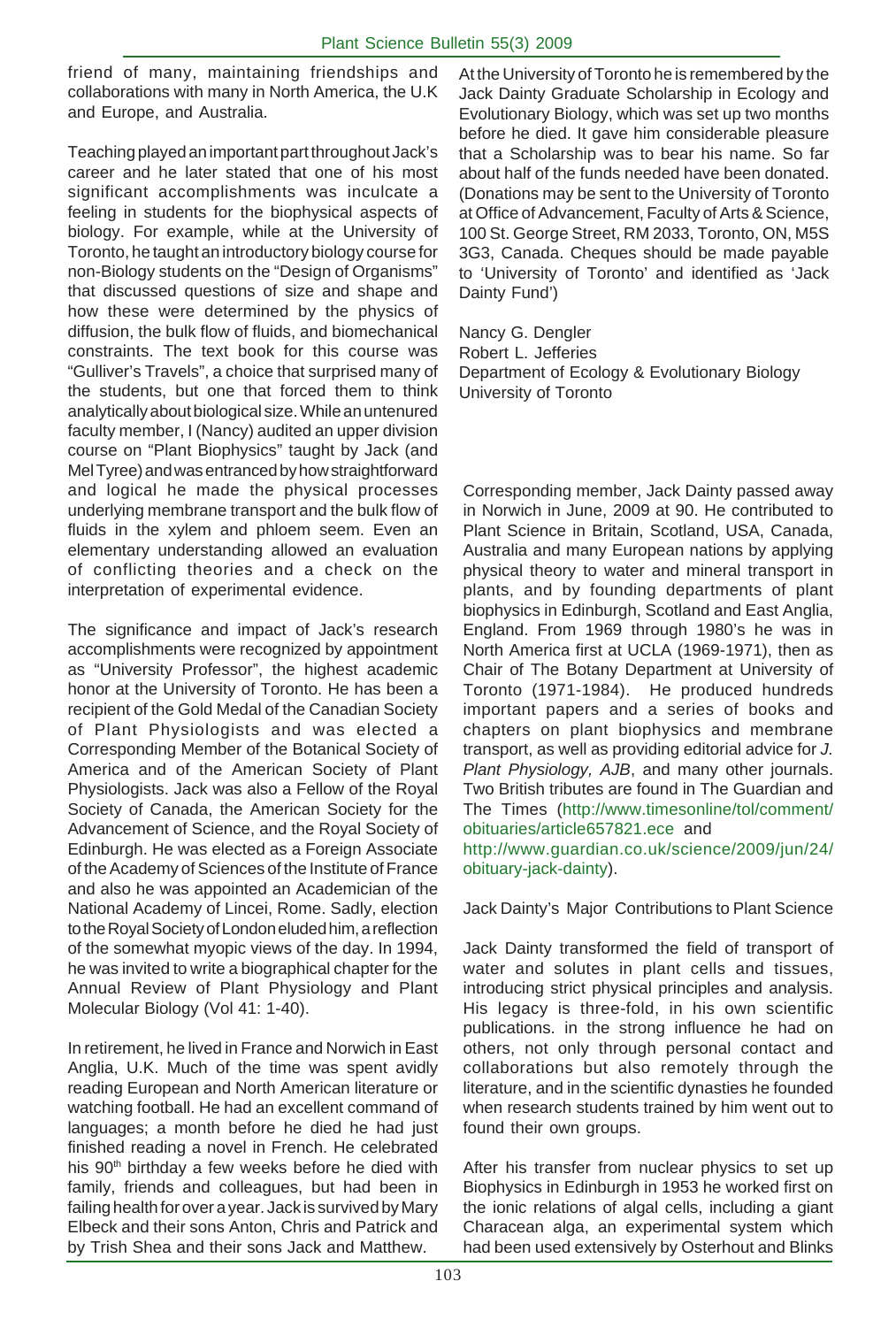friend of many, maintaining friendships and collaborations with many in North America, the U.K and Europe, and Australia.

Teaching played an important part throughout Jack's career and he later stated that one of his most significant accomplishments was inculcate a feeling in students for the biophysical aspects of biology. For example, while at the University of Toronto, he taught an introductory biology course for non-Biology students on the "Design of Organisms" that discussed questions of size and shape and how these were determined by the physics of diffusion, the bulk flow of fluids, and biomechanical constraints. The text book for this course was "Gulliver's Travels", a choice that surprised many of the students, but one that forced them to think analytically about biological size. While an untenured faculty member, I (Nancy) audited an upper division course on "Plant Biophysics" taught by Jack (and Mel Tyree) and was entranced by how straightforward and logical he made the physical processes underlying membrane transport and the bulk flow of fluids in the xylem and phloem seem. Even an elementary understanding allowed an evaluation of conflicting theories and a check on the interpretation of experimental evidence.

The significance and impact of Jack's research accomplishments were recognized by appointment as "University Professor", the highest academic honor at the University of Toronto. He has been a recipient of the Gold Medal of the Canadian Society of Plant Physiologists and was elected a Corresponding Member of the Botanical Society of America and of the American Society of Plant Physiologists. Jack was also a Fellow of the Royal Society of Canada, the American Society for the Advancement of Science, and the Royal Society of Edinburgh. He was elected as a Foreign Associate of the Academy of Sciences of the Institute of France and also he was appointed an Academician of the National Academy of Lincei, Rome. Sadly, election to the Royal Society of London eluded him, a reflection of the somewhat myopic views of the day. In 1994, he was invited to write a biographical chapter for the Annual Review of Plant Physiology and Plant Molecular Biology (Vol 41: 1-40).

In retirement, he lived in France and Norwich in East Anglia, U.K. Much of the time was spent avidly reading European and North American literature or watching football. He had an excellent command of languages; a month before he died he had just finished reading a novel in French. He celebrated his 90th birthday a few weeks before he died with family, friends and colleagues, but had been in failing health for over a year. Jack is survived by Mary Elbeck and their sons Anton, Chris and Patrick and by Trish Shea and their sons Jack and Matthew.

At the University of Toronto he is remembered by the Jack Dainty Graduate Scholarship in Ecology and Evolutionary Biology, which was set up two months before he died. It gave him considerable pleasure that a Scholarship was to bear his name. So far about half of the funds needed have been donated. (Donations may be sent to the University of Toronto at Office of Advancement, Faculty of Arts & Science, 100 St. George Street, RM 2033, Toronto, ON, M5S 3G3, Canada. Cheques should be made payable to 'University of Toronto' and identified as 'Jack Dainty Fund')

Nancy G. Dengler
Robert L. Jefferies
Department of Ecology & Evolutionary Biology
University of Toronto

Corresponding member, Jack Dainty passed away in Norwich in June, 2009 at 90. He contributed to Plant Science in Britain, Scotland, USA, Canada, Australia and many European nations by applying physical theory to water and mineral transport in plants, and by founding departments of plant biophysics in Edinburgh, Scotland and East Anglia, England. From 1969 through 1980's he was in North America first at UCLA (1969-1971), then as Chair of The Botany Department at University of Toronto (1971-1984). He produced hundreds important papers and a series of books and chapters on plant biophysics and membrane transport, as well as providing editorial advice for *J. Plant Physiology, AJB*, and many other journals. Two British tributes are found in The Guardian and The Times (http://www.timesonline/tol/comment/obituaries/article657821.ece and http://www.guardian.co.uk/science/2009/jun/24/obituary-jack-dainty).

Jack Dainty's Major Contributions to Plant Science

Jack Dainty transformed the field of transport of water and solutes in plant cells and tissues, introducing strict physical principles and analysis. His legacy is three-fold, in his own scientific publications. in the strong influence he had on others, not only through personal contact and collaborations but also remotely through the literature, and in the scientific dynasties he founded when research students trained by him went out to found their own groups.

After his transfer from nuclear physics to set up Biophysics in Edinburgh in 1953 he worked first on the ionic relations of algal cells, including a giant Characean alga, an experimental system which had been used extensively by Osterhout and Blinks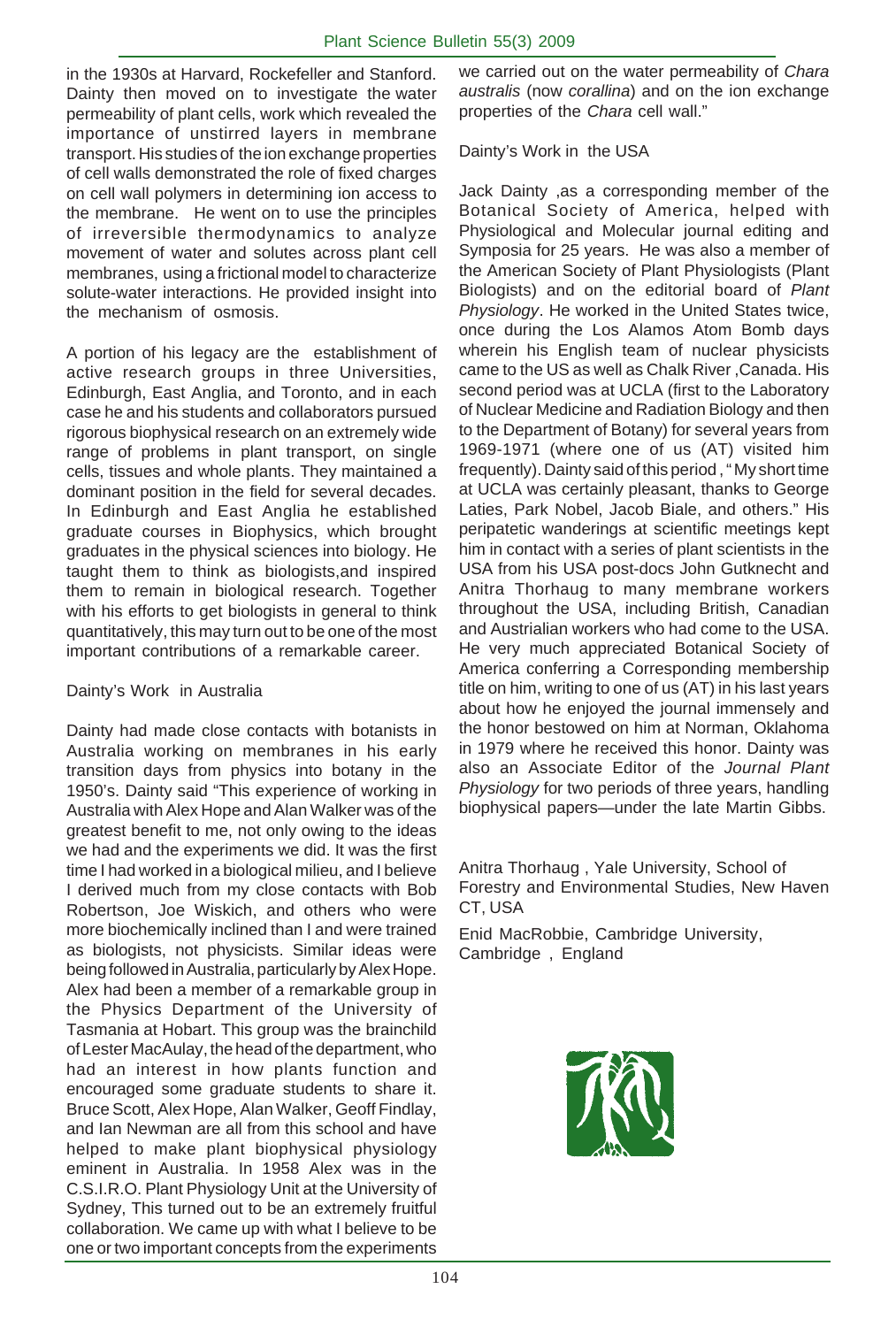in the 1930s at Harvard, Rockefeller and Stanford. Dainty then moved on to investigate the water permeability of plant cells, work which revealed the importance of unstirred layers in membrane transport. His studies of the ion exchange properties of cell walls demonstrated the role of fixed charges on cell wall polymers in determining ion access to the membrane. He went on to use the principles of irreversible thermodynamics to analyze movement of water and solutes across plant cell membranes, using a frictional model to characterize solute-water interactions. He provided insight into the mechanism of osmosis.

A portion of his legacy are the establishment of active research groups in three Universities, Edinburgh, East Anglia, and Toronto, and in each case he and his students and collaborators pursued rigorous biophysical research on an extremely wide range of problems in plant transport, on single cells, tissues and whole plants. They maintained a dominant position in the field for several decades. In Edinburgh and East Anglia he established graduate courses in Biophysics, which brought graduates in the physical sciences into biology. He taught them to think as biologists,and inspired them to remain in biological research. Together with his efforts to get biologists in general to think quantitatively, this may turn out to be one of the most important contributions of a remarkable career.

## Dainty's Work in Australia

Dainty had made close contacts with botanists in Australia working on membranes in his early transition days from physics into botany in the 1950's. Dainty said "This experience of working in Australia with Alex Hope and Alan Walker was of the greatest benefit to me, not only owing to the ideas we had and the experiments we did. It was the first time I had worked in a biological milieu, and I believe I derived much from my close contacts with Bob Robertson, Joe Wiskich, and others who were more biochemically inclined than I and were trained as biologists, not physicists. Similar ideas were being followed in Australia, particularly by Alex Hope. Alex had been a member of a remarkable group in the Physics Department of the University of Tasmania at Hobart. This group was the brainchild of Lester MacAulay, the head of the department, who had an interest in how plants function and encouraged some graduate students to share it. Bruce Scott, Alex Hope, Alan Walker, Geoff Findlay, and Ian Newman are all from this school and have helped to make plant biophysical physiology eminent in Australia. In 1958 Alex was in the C.S.I.R.O. Plant Physiology Unit at the University of Sydney, This turned out to be an extremely fruitful collaboration. We came up with what I believe to be one or two important concepts from the experiments we carried out on the water permeability of *Chara australis* (now *corallina*) and on the ion exchange properties of the *Chara* cell wall."

## Dainty's Work in the USA

Jack Dainty ,as a corresponding member of the Botanical Society of America, helped with Physiological and Molecular journal editing and Symposia for 25 years. He was also a member of the American Society of Plant Physiologists (Plant Biologists) and on the editorial board of *Plant Physiology*. He worked in the United States twice, once during the Los Alamos Atom Bomb days wherein his English team of nuclear physicists came to the US as well as Chalk River ,Canada. His second period was at UCLA (first to the Laboratory of Nuclear Medicine and Radiation Biology and then to the Department of Botany) for several years from 1969-1971 (where one of us (AT) visited him frequently). Dainty said of this period , " My short time at UCLA was certainly pleasant, thanks to George Laties, Park Nobel, Jacob Biale, and others." His peripatetic wanderings at scientific meetings kept him in contact with a series of plant scientists in the USA from his USA post-docs John Gutknecht and Anitra Thorhaug to many membrane workers throughout the USA, including British, Canadian and Austrialian workers who had come to the USA. He very much appreciated Botanical Society of America conferring a Corresponding membership title on him, writing to one of us (AT) in his last years about how he enjoyed the journal immensely and the honor bestowed on him at Norman, Oklahoma in 1979 where he received this honor. Dainty was also an Associate Editor of the *Journal Plant Physiology* for two periods of three years, handling biophysical papers—under the late Martin Gibbs.

Anitra Thorhaug , Yale University, School of Forestry and Environmental Studies, New Haven CT, USA

Enid MacRobbie, Cambridge University, Cambridge , England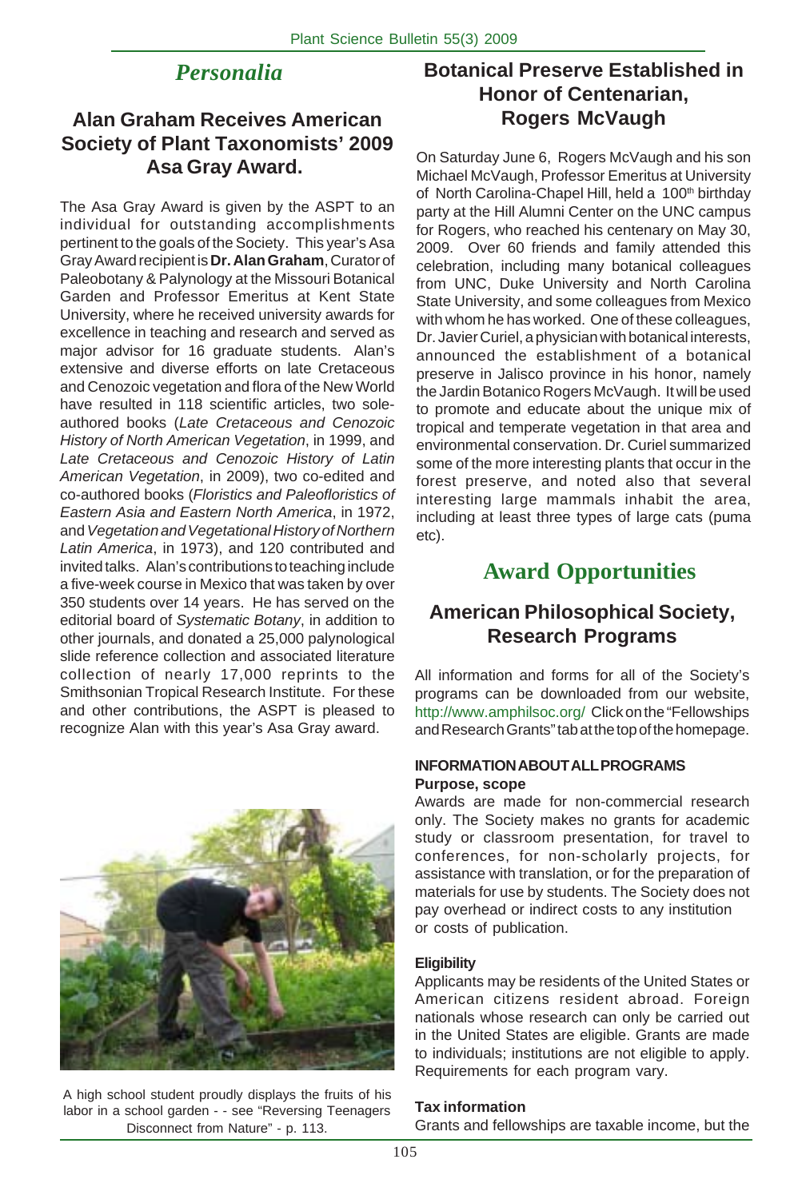# Personalia

## Alan Graham Receives American Society of Plant Taxonomists' 2009 Asa Gray Award.

The Asa Gray Award is given by the ASPT to an individual for outstanding accomplishments pertinent to the goals of the Society. This year's Asa Gray Award recipient is **Dr. Alan Graham**, Curator of Paleobotany & Palynology at the Missouri Botanical Garden and Professor Emeritus at Kent State University, where he received university awards for excellence in teaching and research and served as major advisor for 16 graduate students. Alan's extensive and diverse efforts on late Cretaceous and Cenozoic vegetation and flora of the New World have resulted in 118 scientific articles, two sole-authored books (*Late Cretaceous and Cenozoic History of North American Vegetation*, in 1999, and *Late Cretaceous and Cenozoic History of Latin American Vegetation*, in 2009), two co-edited and co-authored books (*Floristics and Paleofloristics of Eastern Asia and Eastern North America*, in 1972, and *Vegetation and Vegetational History of Northern Latin America*, in 1973), and 120 contributed and invited talks. Alan's contributions to teaching include a five-week course in Mexico that was taken by over 350 students over 14 years. He has served on the editorial board of *Systematic Botany*, in addition to other journals, and donated a 25,000 palynological slide reference collection and associated literature collection of nearly 17,000 reprints to the Smithsonian Tropical Research Institute. For these and other contributions, the ASPT is pleased to recognize Alan with this year's Asa Gray award.

A high school student proudly displays the fruits of his labor in a school garden - - see "Reversing Teenagers Disconnect from Nature" - p. 113.

## Botanical Preserve Established in Honor of Centenarian, Rogers McVaugh

On Saturday June 6, Rogers McVaugh and his son Michael McVaugh, Professor Emeritus at University of North Carolina-Chapel Hill, held a 100th birthday party at the Hill Alumni Center on the UNC campus for Rogers, who reached his centenary on May 30, 2009. Over 60 friends and family attended this celebration, including many botanical colleagues from UNC, Duke University and North Carolina State University, and some colleagues from Mexico with whom he has worked. One of these colleagues, Dr. Javier Curiel, a physician with botanical interests, announced the establishment of a botanical preserve in Jalisco province in his honor, namely the Jardin Botanico Rogers McVaugh. It will be used to promote and educate about the unique mix of tropical and temperate vegetation in that area and environmental conservation. Dr. Curiel summarized some of the more interesting plants that occur in the forest preserve, and noted also that several interesting large mammals inhabit the area, including at least three types of large cats (puma etc).

# Award Opportunities

## American Philosophical Society, Research Programs

All information and forms for all of the Society's programs can be downloaded from our website, http://www.amphilsoc.org/ Click on the "Fellowships and Research Grants" tab at the top of the homepage.

#### INFORMATION ABOUT ALL PROGRAMS

**Purpose, scope**

Awards are made for non-commercial research only. The Society makes no grants for academic study or classroom presentation, for travel to conferences, for non-scholarly projects, for assistance with translation, or for the preparation of materials for use by students. The Society does not pay overhead or indirect costs to any institution or costs of publication.

**Eligibility**

Applicants may be residents of the United States or American citizens resident abroad. Foreign nationals whose research can only be carried out in the United States are eligible. Grants are made to individuals; institutions are not eligible to apply. Requirements for each program vary.

**Tax information**

Grants and fellowships are taxable income, but the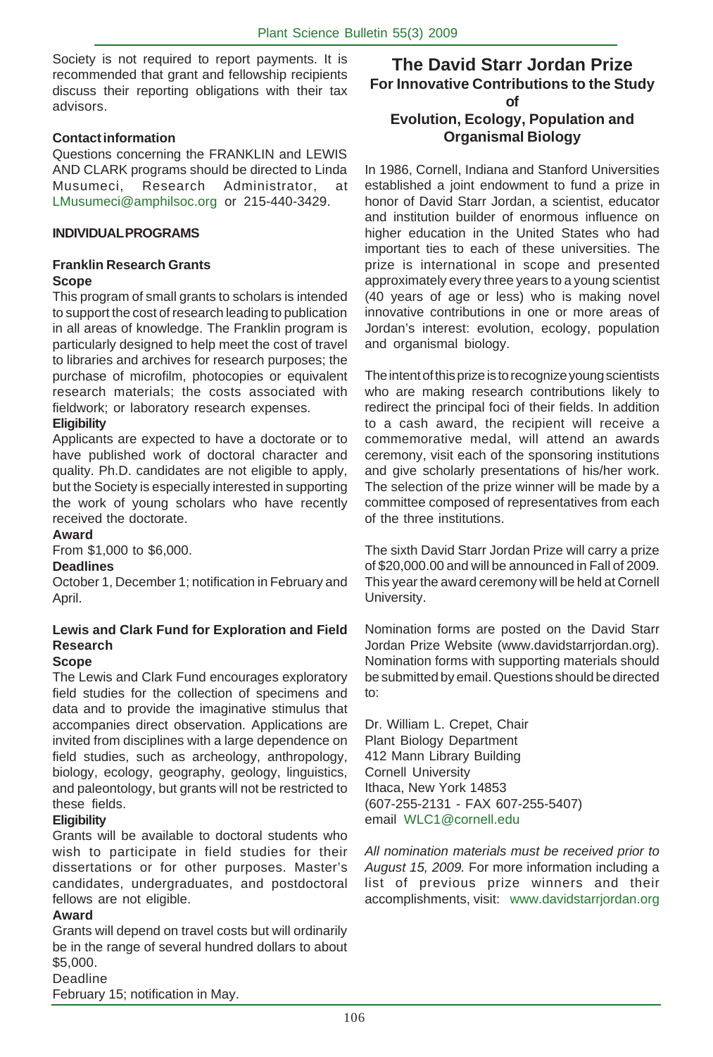Society is not required to report payments. It is recommended that grant and fellowship recipients discuss their reporting obligations with their tax advisors.

**Contact information**

Questions concerning the FRANKLIN and LEWIS AND CLARK programs should be directed to Linda Musumeci, Research Administrator, at LMusumeci@amphilsoc.org or 215-440-3429.

**INDIVIDUAL PROGRAMS**

**Franklin Research Grants**

**Scope**

This program of small grants to scholars is intended to support the cost of research leading to publication in all areas of knowledge. The Franklin program is particularly designed to help meet the cost of travel to libraries and archives for research purposes; the purchase of microfilm, photocopies or equivalent research materials; the costs associated with fieldwork; or laboratory research expenses.

**Eligibility**

Applicants are expected to have a doctorate or to have published work of doctoral character and quality. Ph.D. candidates are not eligible to apply, but the Society is especially interested in supporting the work of young scholars who have recently received the doctorate.

**Award**

From $1,000 to $6,000.

**Deadlines**

October 1, December 1; notification in February and April.

**Lewis and Clark Fund for Exploration and Field Research**

**Scope**

The Lewis and Clark Fund encourages exploratory field studies for the collection of specimens and data and to provide the imaginative stimulus that accompanies direct observation. Applications are invited from disciplines with a large dependence on field studies, such as archeology, anthropology, biology, ecology, geography, geology, linguistics, and paleontology, but grants will not be restricted to these fields.

**Eligibility**

Grants will be available to doctoral students who wish to participate in field studies for their dissertations or for other purposes. Master's candidates, undergraduates, and postdoctoral fellows are not eligible.

**Award**

Grants will depend on travel costs but will ordinarily be in the range of several hundred dollars to about $5,000.

Deadline

February 15; notification in May.

## The David Starr Jordan Prize
### For Innovative Contributions to the Study of Evolution, Ecology, Population and Organismal Biology

In 1986, Cornell, Indiana and Stanford Universities established a joint endowment to fund a prize in honor of David Starr Jordan, a scientist, educator and institution builder of enormous influence on higher education in the United States who had important ties to each of these universities. The prize is international in scope and presented approximately every three years to a young scientist (40 years of age or less) who is making novel innovative contributions in one or more areas of Jordan's interest: evolution, ecology, population and organismal biology.

The intent of this prize is to recognize young scientists who are making research contributions likely to redirect the principal foci of their fields. In addition to a cash award, the recipient will receive a commemorative medal, will attend an awards ceremony, visit each of the sponsoring institutions and give scholarly presentations of his/her work. The selection of the prize winner will be made by a committee composed of representatives from each of the three institutions.

The sixth David Starr Jordan Prize will carry a prize of $20,000.00 and will be announced in Fall of 2009. This year the award ceremony will be held at Cornell University.

Nomination forms are posted on the David Starr Jordan Prize Website (www.davidstarrjordan.org). Nomination forms with supporting materials should be submitted by email. Questions should be directed to:

Dr. William L. Crepet, Chair
Plant Biology Department
412 Mann Library Building
Cornell University
Ithaca, New York 14853
(607-255-2131 - FAX 607-255-5407)
email WLC1@cornell.edu

*All nomination materials must be received prior to August 15, 2009.* For more information including a list of previous prize winners and their accomplishments, visit: www.davidstarrjordan.org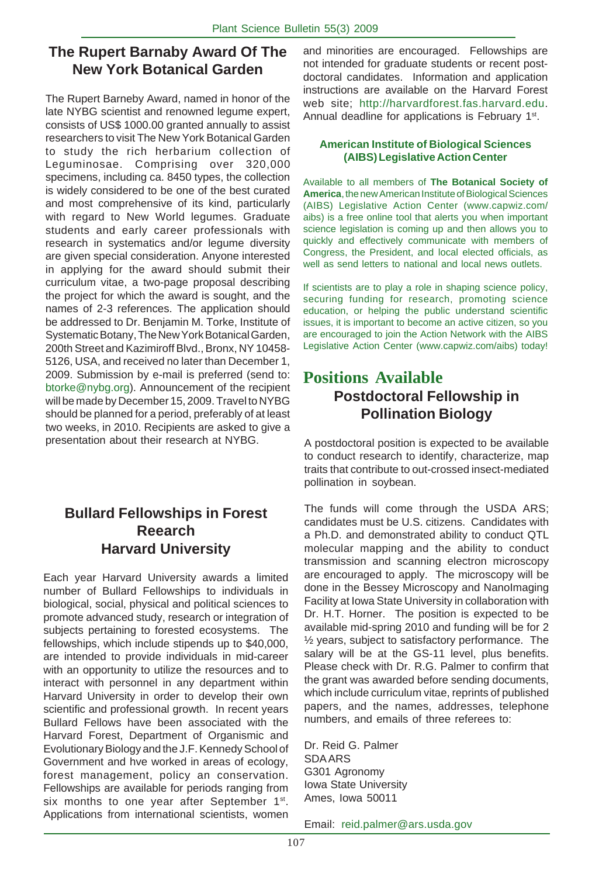## The Rupert Barnaby Award Of The New York Botanical Garden

The Rupert Barneby Award, named in honor of the late NYBG scientist and renowned legume expert, consists of US$ 1000.00 granted annually to assist researchers to visit The New York Botanical Garden to study the rich herbarium collection of Leguminosae. Comprising over 320,000 specimens, including ca. 8450 types, the collection is widely considered to be one of the best curated and most comprehensive of its kind, particularly with regard to New World legumes. Graduate students and early career professionals with research in systematics and/or legume diversity are given special consideration. Anyone interested in applying for the award should submit their curriculum vitae, a two-page proposal describing the project for which the award is sought, and the names of 2-3 references. The application should be addressed to Dr. Benjamin M. Torke, Institute of Systematic Botany, The New York Botanical Garden, 200th Street and Kazimiroff Blvd., Bronx, NY 10458-5126, USA, and received no later than December 1, 2009. Submission by e-mail is preferred (send to: btorke@nybg.org). Announcement of the recipient will be made by December 15, 2009. Travel to NYBG should be planned for a period, preferably of at least two weeks, in 2010. Recipients are asked to give a presentation about their research at NYBG.

## Bullard Fellowships in Forest Reearch Harvard University

Each year Harvard University awards a limited number of Bullard Fellowships to individuals in biological, social, physical and political sciences to promote advanced study, research or integration of subjects pertaining to forested ecosystems. The fellowships, which include stipends up to $40,000, are intended to provide individuals in mid-career with an opportunity to utilize the resources and to interact with personnel in any department within Harvard University in order to develop their own scientific and professional growth. In recent years Bullard Fellows have been associated with the Harvard Forest, Department of Organismic and Evolutionary Biology and the J.F. Kennedy School of Government and hve worked in areas of ecology, forest management, policy an conservation. Fellowships are available for periods ranging from six months to one year after September 1st. Applications from international scientists, women and minorities are encouraged. Fellowships are not intended for graduate students or recent post-doctoral candidates. Information and application instructions are available on the Harvard Forest web site; http://harvardforest.fas.harvard.edu. Annual deadline for applications is February 1st.

### American Institute of Biological Sciences (AIBS) Legislative Action Center

Available to all members of **The Botanical Society of America**, the new American Institute of Biological Sciences (AIBS) Legislative Action Center (www.capwiz.com/aibs) is a free online tool that alerts you when important science legislation is coming up and then allows you to quickly and effectively communicate with members of Congress, the President, and local elected officials, as well as send letters to national and local news outlets.

If scientists are to play a role in shaping science policy, securing funding for research, promoting science education, or helping the public understand scientific issues, it is important to become an active citizen, so you are encouraged to join the Action Network with the AIBS Legislative Action Center (www.capwiz.com/aibs) today!

# Positions Available

## Postdoctoral Fellowship in Pollination Biology

A postdoctoral position is expected to be available to conduct research to identify, characterize, map traits that contribute to out-crossed insect-mediated pollination in soybean.

The funds will come through the USDA ARS; candidates must be U.S. citizens. Candidates with a Ph.D. and demonstrated ability to conduct QTL molecular mapping and the ability to conduct transmission and scanning electron microscopy are encouraged to apply. The microscopy will be done in the Bessey Microscopy and NanoImaging Facility at Iowa State University in collaboration with Dr. H.T. Horner. The position is expected to be available mid-spring 2010 and funding will be for 2 ½ years, subject to satisfactory performance. The salary will be at the GS-11 level, plus benefits. Please check with Dr. R.G. Palmer to confirm that the grant was awarded before sending documents, which include curriculum vitae, reprints of published papers, and the names, addresses, telephone numbers, and emails of three referees to:

Dr. Reid G. Palmer
SDA ARS
G301 Agronomy
Iowa State University
Ames, Iowa 50011

Email: reid.palmer@ars.usda.gov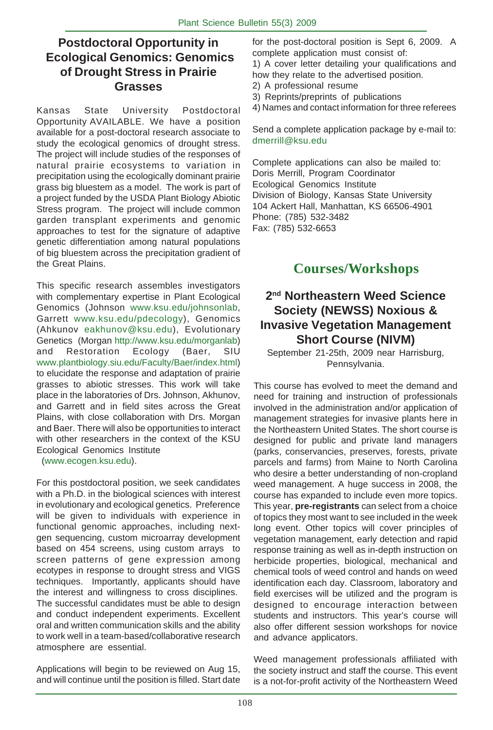## Postdoctoral Opportunity in Ecological Genomics: Genomics of Drought Stress in Prairie Grasses

Kansas State University Postdoctoral Opportunity AVAILABLE. We have a position available for a post-doctoral research associate to study the ecological genomics of drought stress. The project will include studies of the responses of natural prairie ecosystems to variation in precipitation using the ecologically dominant prairie grass big bluestem as a model. The work is part of a project funded by the USDA Plant Biology Abiotic Stress program. The project will include common garden transplant experiments and genomic approaches to test for the signature of adaptive genetic differentiation among natural populations of big bluestem across the precipitation gradient of the Great Plains.

This specific research assembles investigators with complementary expertise in Plant Ecological Genomics (Johnson www.ksu.edu/johnsonlab, Garrett www.ksu.edu/pdecology), Genomics (Ahkunov eakhunov@ksu.edu), Evolutionary Genetics (Morgan http://www.ksu.edu/morganlab) and Restoration Ecology (Baer, SIU www.plantbiology.siu.edu/Faculty/Baer/index.html) to elucidate the response and adaptation of prairie grasses to abiotic stresses. This work will take place in the laboratories of Drs. Johnson, Akhunov, and Garrett and in field sites across the Great Plains, with close collaboration with Drs. Morgan and Baer. There will also be opportunities to interact with other researchers in the context of the KSU Ecological Genomics Institute (www.ecogen.ksu.edu).

For this postdoctoral position, we seek candidates with a Ph.D. in the biological sciences with interest in evolutionary and ecological genetics. Preference will be given to individuals with experience in functional genomic approaches, including next-gen sequencing, custom microarray development based on 454 screens, using custom arrays to screen patterns of gene expression among ecotypes in response to drought stress and VIGS techniques. Importantly, applicants should have the interest and willingness to cross disciplines. The successful candidates must be able to design and conduct independent experiments. Excellent oral and written communication skills and the ability to work well in a team-based/collaborative research atmosphere are essential.

Applications will begin to be reviewed on Aug 15, and will continue until the position is filled. Start date for the post-doctoral position is Sept 6, 2009. A complete application must consist of:

1) A cover letter detailing your qualifications and how they relate to the advertised position.
2) A professional resume
3) Reprints/preprints of publications
4) Names and contact information for three referees

Send a complete application package by e-mail to: dmerrill@ksu.edu

Complete applications can also be mailed to:
Doris Merrill, Program Coordinator
Ecological Genomics Institute
Division of Biology, Kansas State University
104 Ackert Hall, Manhattan, KS 66506-4901
Phone: (785) 532-3482
Fax: (785) 532-6653

# Courses/Workshops

## 2nd Northeastern Weed Science Society (NEWSS) Noxious & Invasive Vegetation Management Short Course (NIVM)

September 21-25th, 2009 near Harrisburg, Pennsylvania.

This course has evolved to meet the demand and need for training and instruction of professionals involved in the administration and/or application of management strategies for invasive plants here in the Northeastern United States. The short course is designed for public and private land managers (parks, conservancies, preserves, forests, private parcels and farms) from Maine to North Carolina who desire a better understanding of non-cropland weed management. A huge success in 2008, the course has expanded to include even more topics. This year, **pre-registrants** can select from a choice of topics they most want to see included in the week long event. Other topics will cover principles of vegetation management, early detection and rapid response training as well as in-depth instruction on herbicide properties, biological, mechanical and chemical tools of weed control and hands on weed identification each day. Classroom, laboratory and field exercises will be utilized and the program is designed to encourage interaction between students and instructors. This year's course will also offer different session workshops for novice and advance applicators.

Weed management professionals affiliated with the society instruct and staff the course. This event is a not-for-profit activity of the Northeastern Weed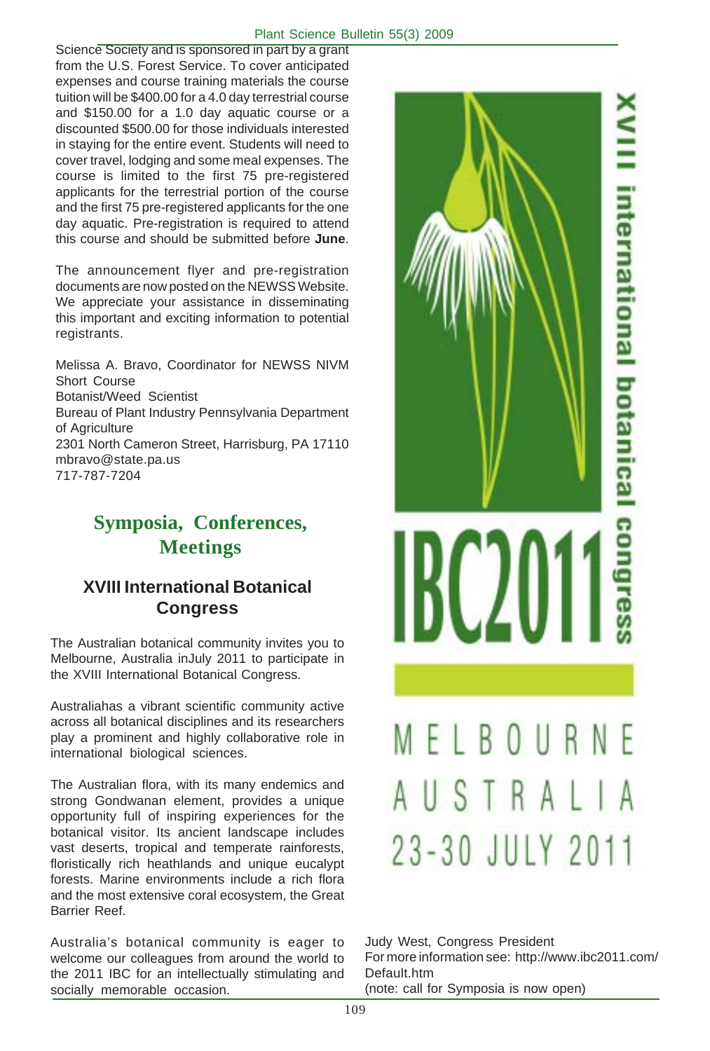Science Society and is sponsored in part by a grant from the U.S. Forest Service. To cover anticipated expenses and course training materials the course tuition will be $400.00 for a 4.0 day terrestrial course and $150.00 for a 1.0 day aquatic course or a discounted $500.00 for those individuals interested in staying for the entire event. Students will need to cover travel, lodging and some meal expenses. The course is limited to the first 75 pre-registered applicants for the terrestrial portion of the course and the first 75 pre-registered applicants for the one day aquatic. Pre-registration is required to attend this course and should be submitted before **June**.

The announcement flyer and pre-registration documents are now posted on the NEWSS Website. We appreciate your assistance in disseminating this important and exciting information to potential registrants.

Melissa A. Bravo, Coordinator for NEWSS NIVM Short Course
Botanist/Weed Scientist
Bureau of Plant Industry Pennsylvania Department of Agriculture
2301 North Cameron Street, Harrisburg, PA 17110
mbravo@state.pa.us
717-787-7204

# Symposia, Conferences, Meetings

## XVIII International Botanical Congress

The Australian botanical community invites you to Melbourne, Australia inJuly 2011 to participate in the XVIII International Botanical Congress.

Australiahas a vibrant scientific community active across all botanical disciplines and its researchers play a prominent and highly collaborative role in international biological sciences.

The Australian flora, with its many endemics and strong Gondwanan element, provides a unique opportunity full of inspiring experiences for the botanical visitor. Its ancient landscape includes vast deserts, tropical and temperate rainforests, floristically rich heathlands and unique eucalypt forests. Marine environments include a rich flora and the most extensive coral ecosystem, the Great Barrier Reef.

Australia's botanical community is eager to welcome our colleagues from around the world to the 2011 IBC for an intellectually stimulating and socially memorable occasion.

XVIII international botanical congress

IBC2011

MELBOURNE AUSTRALIA

23-30 JULY 2011

Judy West, Congress President
For more information see: http://www.ibc2011.com/Default.htm
(note: call for Symposia is now open)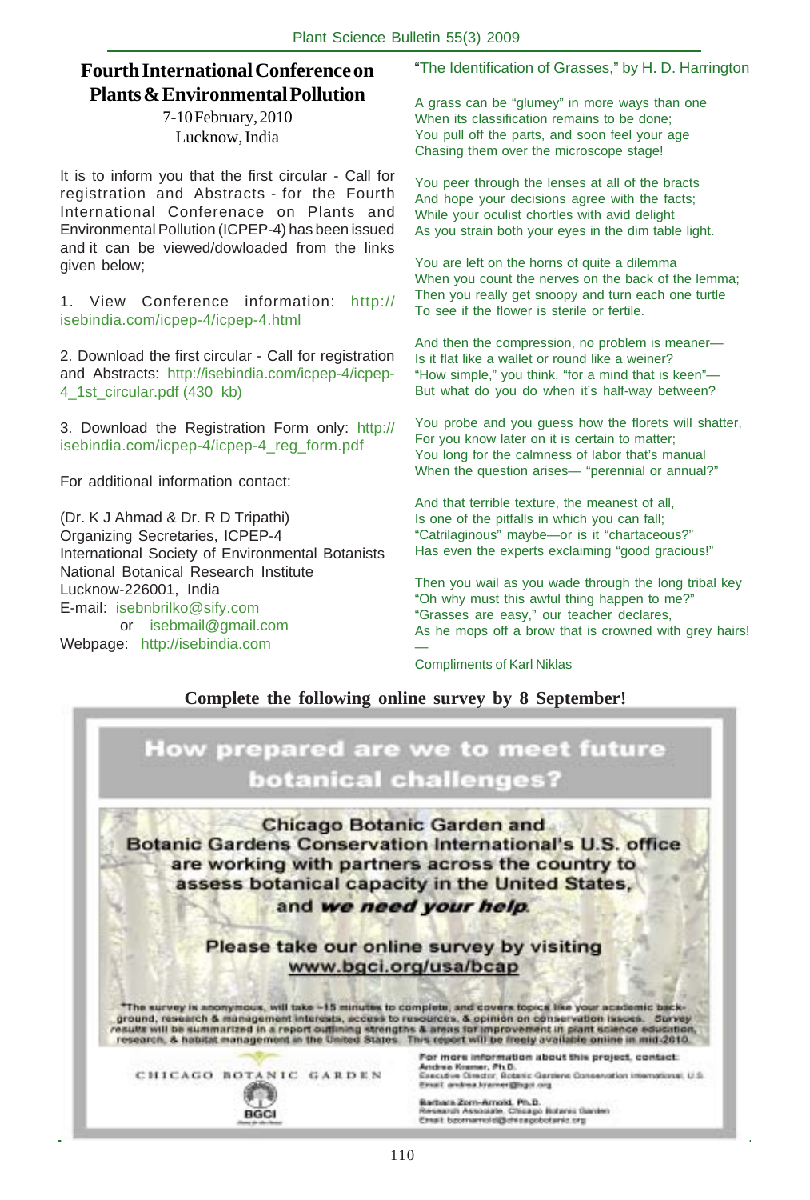## Fourth International Conference on Plants & Environmental Pollution

7-10 February, 2010
Lucknow, India

It is to inform you that the first circular - Call for registration and Abstracts - for the Fourth International Conferenace on Plants and Environmental Pollution (ICPEP-4) has been issued and it can be viewed/dowloaded from the links given below;

1. View Conference information: http://isebindia.com/icpep-4/icpep-4.html

2. Download the first circular - Call for registration and Abstracts: http://isebindia.com/icpep-4/icpep-4_1st_circular.pdf (430 kb)

3. Download the Registration Form only: http://isebindia.com/icpep-4/icpep-4_reg_form.pdf

For additional information contact:

(Dr. K J Ahmad & Dr. R D Tripathi)
Organizing Secretaries, ICPEP-4
International Society of Environmental Botanists
National Botanical Research Institute
Lucknow-226001, India
E-mail: isebnbrilko@sify.com
or isebmail@gmail.com
Webpage: http://isebindia.com

"The Identification of Grasses," by H. D. Harrington

A grass can be "glumey" in more ways than one
When its classification remains to be done;
You pull off the parts, and soon feel your age
Chasing them over the microscope stage!

You peer through the lenses at all of the bracts
And hope your decisions agree with the facts;
While your oculist chortles with avid delight
As you strain both your eyes in the dim table light.

You are left on the horns of quite a dilemma
When you count the nerves on the back of the lemma;
Then you really get snoopy and turn each one turtle
To see if the flower is sterile or fertile.

And then the compression, no problem is meaner—
Is it flat like a wallet or round like a weiner?
"How simple," you think, "for a mind that is keen"—
But what do you do when it's half-way between?

You probe and you guess how the florets will shatter,
For you know later on it is certain to matter;
You long for the calmness of labor that's manual
When the question arises— "perennial or annual?"

And that terrible texture, the meanest of all,
Is one of the pitfalls in which you can fall;
"Catrilaginous" maybe—or is it "chartaceous?"
Has even the experts exclaiming "good gracious!"

Then you wail as you wade through the long tribal key
"Oh why must this awful thing happen to me?"
"Grasses are easy," our teacher declares,
As he mops off a brow that is crowned with grey hairs!
—

Compliments of Karl Niklas

**Complete the following online survey by 8 September!**

**How prepared are we to meet future botanical challenges?**

**Chicago Botanic Garden and Botanic Gardens Conservation International's U.S. office are working with partners across the country to assess botanical capacity in the United States, and *we need your help*.**

**Please take our online survey by visiting www.bgci.org/usa/bcap**

*The survey is anonymous, will take ~15 minutes to complete, and covers topics like your academic background, research & management interests, access to resources, & opinion on conservation issues. Survey results will be summarized in a report outlining strengths & areas for improvement in plant science education, research, & habitat management in the United States. This report will be freely available online in mid-2010.

CHICAGO BOTANIC GARDEN

BGCI

For more information about this project, contact:
Andrea Kramer, Ph.D.
Executive Director, Botanic Gardens Conservation International, U.S.
Email: andrea.kramer@bgci.org

Barbara Zorn-Arnold, Ph.D.
Research Associate, Chicago Botanic Garden
Email: bzornarnold@chicagobotanic.org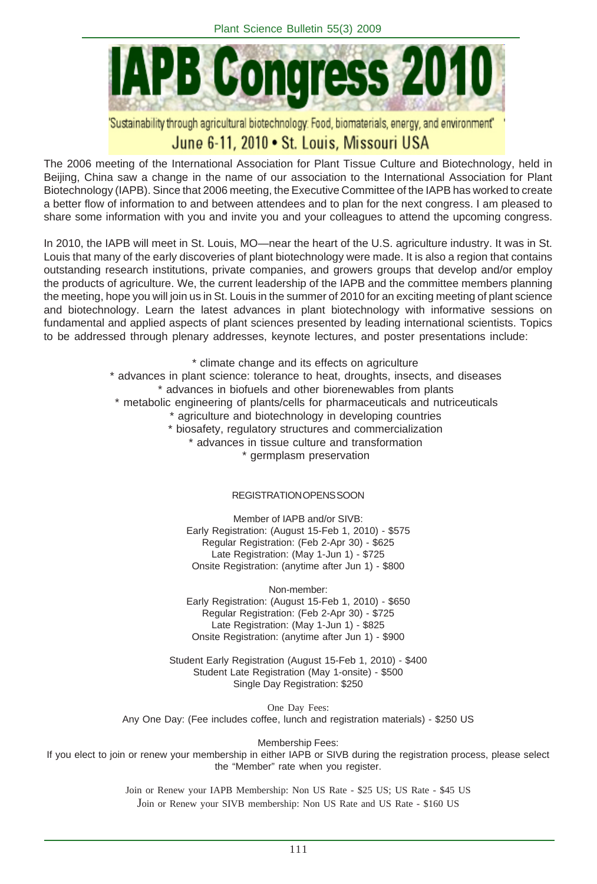# IAPB Congress 2010

'Sustainability through agricultural biotechnology: Food, biomaterials, energy, and environment'

June 6-11, 2010 • St. Louis, Missouri USA

The 2006 meeting of the International Association for Plant Tissue Culture and Biotechnology, held in Beijing, China saw a change in the name of our association to the International Association for Plant Biotechnology (IAPB). Since that 2006 meeting, the Executive Committee of the IAPB has worked to create a better flow of information to and between attendees and to plan for the next congress. I am pleased to share some information with you and invite you and your colleagues to attend the upcoming congress.

In 2010, the IAPB will meet in St. Louis, MO—near the heart of the U.S. agriculture industry. It was in St. Louis that many of the early discoveries of plant biotechnology were made. It is also a region that contains outstanding research institutions, private companies, and growers groups that develop and/or employ the products of agriculture. We, the current leadership of the IAPB and the committee members planning the meeting, hope you will join us in St. Louis in the summer of 2010 for an exciting meeting of plant science and biotechnology. Learn the latest advances in plant biotechnology with informative sessions on fundamental and applied aspects of plant sciences presented by leading international scientists. Topics to be addressed through plenary addresses, keynote lectures, and poster presentations include:

* climate change and its effects on agriculture
* advances in plant science: tolerance to heat, droughts, insects, and diseases
* advances in biofuels and other biorenewables from plants
* metabolic engineering of plants/cells for pharmaceuticals and nutriceuticals
* agriculture and biotechnology in developing countries
* biosafety, regulatory structures and commercialization
* advances in tissue culture and transformation
* germplasm preservation

REGISTRATION OPENS SOON

Member of IAPB and/or SIVB:
Early Registration: (August 15-Feb 1, 2010) - $575
Regular Registration: (Feb 2-Apr 30) - $625
Late Registration: (May 1-Jun 1) - $725
Onsite Registration: (anytime after Jun 1) - $800

Non-member:
Early Registration: (August 15-Feb 1, 2010) - $650
Regular Registration: (Feb 2-Apr 30) - $725
Late Registration: (May 1-Jun 1) - $825
Onsite Registration: (anytime after Jun 1) - $900

Student Early Registration (August 15-Feb 1, 2010) - $400
Student Late Registration (May 1-onsite) - $500
Single Day Registration: $250

One Day Fees:
Any One Day: (Fee includes coffee, lunch and registration materials) - $250 US

Membership Fees:
If you elect to join or renew your membership in either IAPB or SIVB during the registration process, please select the "Member" rate when you register.

Join or Renew your IAPB Membership: Non US Rate - $25 US; US Rate - $45 US
Join or Renew your SIVB membership: Non US Rate and US Rate - $160 US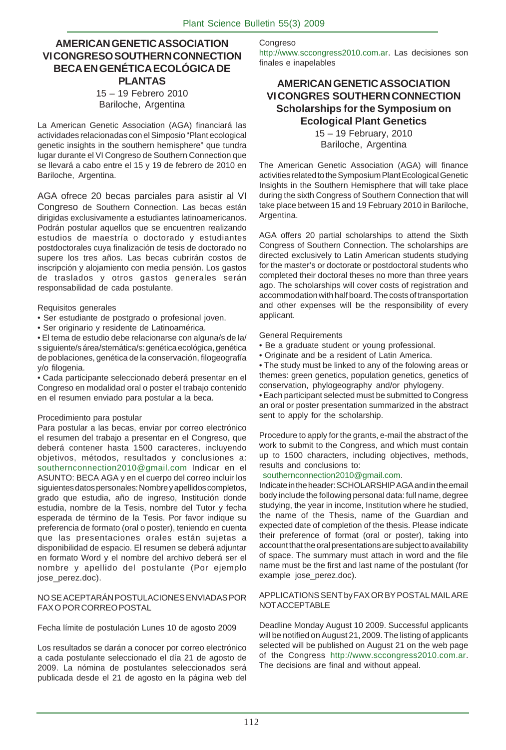## AMERICAN GENETIC ASSOCIATION VI CONGRESO SOUTHERN CONNECTION BECA EN GENÉTICA ECOLÓGICA DE PLANTAS

15 – 19 Febrero 2010
Bariloche, Argentina

La American Genetic Association (AGA) financiará las actividades relacionadas con el Simposio "Plant ecological genetic insights in the southern hemisphere" que tundra lugar durante el VI Congreso de Southern Connection que se llevará a cabo entre el 15 y 19 de febrero de 2010 en Bariloche, Argentina.

AGA ofrece 20 becas parciales para asistir al VI Congreso de Southern Connection. Las becas están dirigidas exclusivamente a estudiantes latinoamericanos. Podrán postular aquellos que se encuentren realizando estudios de maestría o doctorado y estudiantes postdoctorales cuya finalización de tesis de doctorado no supere los tres años. Las becas cubrirán costos de inscripción y alojamiento con media pensión. Los gastos de traslados y otros gastos generales serán responsabilidad de cada postulante.

Requisitos generales

- Ser estudiante de postgrado o profesional joven.
- Ser originario y residente de Latinoamérica.
- El tema de estudio debe relacionarse con alguna/s de la/s siguiente/s área/stemática/s: genética ecológica, genética de poblaciones, genética de la conservación, filogeografía y/o filogenia.
- Cada participante seleccionado deberá presentar en el Congreso en modalidad oral o poster el trabajo contenido en el resumen enviado para postular a la beca.

Procedimiento para postular

Para postular a las becas, enviar por correo electrónico el resumen del trabajo a presentar en el Congreso, que deberá contener hasta 1500 caracteres, incluyendo objetivos, métodos, resultados y conclusiones a: southernconnection2010@gmail.com Indicar en el ASUNTO: BECA AGA y en el cuerpo del correo incluir los siguientes datos personales: Nombre y apellidos completos, grado que estudia, año de ingreso, Institución donde estudia, nombre de la Tesis, nombre del Tutor y fecha esperada de término de la Tesis. Por favor indique su preferencia de formato (oral o poster), teniendo en cuenta que las presentaciones orales están sujetas a disponibilidad de espacio. El resumen se deberá adjuntar en formato Word y el nombre del archivo deberá ser el nombre y apellido del postulante (Por ejemplo jose_perez.doc).

NO SE ACEPTARÁN POSTULACIONES ENVIADAS POR FAX O POR CORREO POSTAL

Fecha límite de postulación Lunes 10 de agosto 2009

Los resultados se darán a conocer por correo electrónico a cada postulante seleccionado el día 21 de agosto de 2009. La nómina de postulantes seleccionados será publicada desde el 21 de agosto en la página web del Congreso http://www.sccongress2010.com.ar. Las decisiones son finales e inapelables

## AMERICAN GENETIC ASSOCIATION VI CONGRES SOUTHERN CONNECTION Scholarships for the Symposium on Ecological Plant Genetics

15 – 19 February, 2010
Bariloche, Argentina

The American Genetic Association (AGA) will finance activities related to the Symposium Plant Ecological Genetic Insights in the Southern Hemisphere that will take place during the sixth Congress of Southern Connection that will take place between 15 and 19 February 2010 in Bariloche, Argentina.

AGA offers 20 partial scholarships to attend the Sixth Congress of Southern Connection. The scholarships are directed exclusively to Latin American students studying for the master's or doctorate or postdoctoral students who completed their doctoral theses no more than three years ago. The scholarships will cover costs of registration and accommodation with half board. The costs of transportation and other expenses will be the responsibility of every applicant.

General Requirements

- Be a graduate student or young professional.
- Originate and be a resident of Latin America.
- The study must be linked to any of the folowing areas or themes: green genetics, population genetics, genetics of conservation, phylogeography and/or phylogeny.
- Each participant selected must be submitted to Congress an oral or poster presentation summarized in the abstract sent to apply for the scholarship.

Procedure to apply for the grants, e-mail the abstract of the work to submit to the Congress, and which must contain up to 1500 characters, including objectives, methods, results and conclusions to:
southernconnection2010@gmail.com.
Indicate in the header: SCHOLARSHIP AGA and in the email body include the following personal data: full name, degree studying, the year in income, Institution where he studied, the name of the Thesis, name of the Guardian and expected date of completion of the thesis. Please indicate their preference of format (oral or poster), taking into account that the oral presentations are subject to availability of space. The summary must attach in word and the file name must be the first and last name of the postulant (for example jose_perez.doc).

APPLICATIONS SENT by FAX OR BY POSTAL MAIL ARE NOT ACCEPTABLE

Deadline Monday August 10 2009. Successful applicants will be notified on August 21, 2009. The listing of applicants selected will be published on August 21 on the web page of the Congress http://www.sccongress2010.com.ar. The decisions are final and without appeal.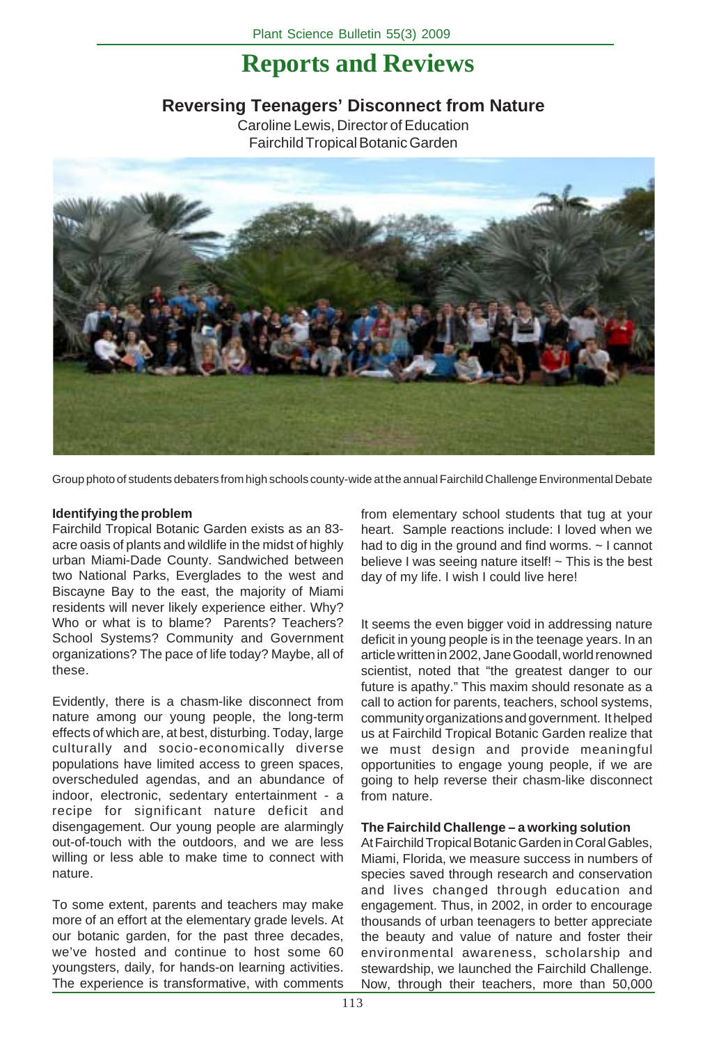# Reports and Reviews

## Reversing Teenagers' Disconnect from Nature

Caroline Lewis, Director of Education
Fairchild Tropical Botanic Garden

Group photo of students debaters from high schools county-wide at the annual Fairchild Challenge Environmental Debate

**Identifying the problem**

Fairchild Tropical Botanic Garden exists as an 83-acre oasis of plants and wildlife in the midst of highly urban Miami-Dade County. Sandwiched between two National Parks, Everglades to the west and Biscayne Bay to the east, the majority of Miami residents will never likely experience either. Why? Who or what is to blame? Parents? Teachers? School Systems? Community and Government organizations? The pace of life today? Maybe, all of these.

Evidently, there is a chasm-like disconnect from nature among our young people, the long-term effects of which are, at best, disturbing. Today, large culturally and socio-economically diverse populations have limited access to green spaces, overscheduled agendas, and an abundance of indoor, electronic, sedentary entertainment - a recipe for significant nature deficit and disengagement. Our young people are alarmingly out-of-touch with the outdoors, and we are less willing or less able to make time to connect with nature.

To some extent, parents and teachers may make more of an effort at the elementary grade levels. At our botanic garden, for the past three decades, we've hosted and continue to host some 60 youngsters, daily, for hands-on learning activities. The experience is transformative, with comments from elementary school students that tug at your heart. Sample reactions include: I loved when we had to dig in the ground and find worms. ~ I cannot believe I was seeing nature itself! ~ This is the best day of my life. I wish I could live here!

It seems the even bigger void in addressing nature deficit in young people is in the teenage years. In an article written in 2002, Jane Goodall, world renowned scientist, noted that "the greatest danger to our future is apathy." This maxim should resonate as a call to action for parents, teachers, school systems, community organizations and government. It helped us at Fairchild Tropical Botanic Garden realize that we must design and provide meaningful opportunities to engage young people, if we are going to help reverse their chasm-like disconnect from nature.

**The Fairchild Challenge – a working solution**

At Fairchild Tropical Botanic Garden in Coral Gables, Miami, Florida, we measure success in numbers of species saved through research and conservation and lives changed through education and engagement. Thus, in 2002, in order to encourage thousands of urban teenagers to better appreciate the beauty and value of nature and foster their environmental awareness, scholarship and stewardship, we launched the Fairchild Challenge. Now, through their teachers, more than 50,000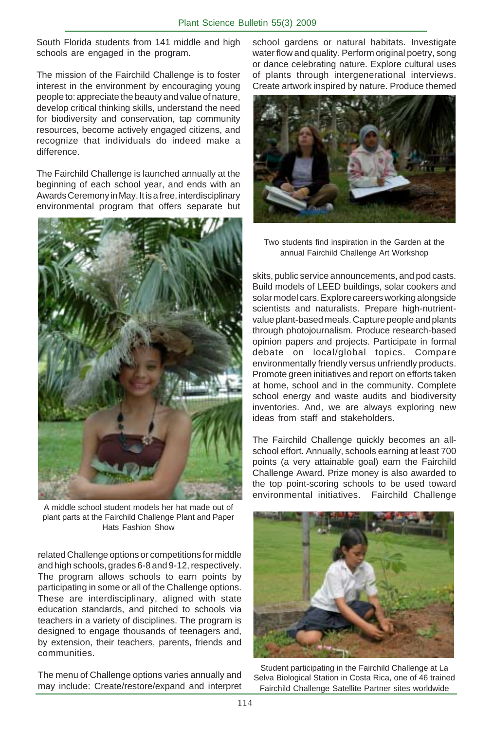South Florida students from 141 middle and high schools are engaged in the program.

The mission of the Fairchild Challenge is to foster interest in the environment by encouraging young people to: appreciate the beauty and value of nature, develop critical thinking skills, understand the need for biodiversity and conservation, tap community resources, become actively engaged citizens, and recognize that individuals do indeed make a difference.

The Fairchild Challenge is launched annually at the beginning of each school year, and ends with an Awards Ceremony in May. It is a free, interdisciplinary environmental program that offers separate but related Challenge options or competitions for middle and high schools, grades 6-8 and 9-12, respectively. The program allows schools to earn points by participating in some or all of the Challenge options. These are interdisciplinary, aligned with state education standards, and pitched to schools via teachers in a variety of disciplines. The program is designed to engage thousands of teenagers and, by extension, their teachers, parents, friends and communities.

A middle school student models her hat made out of plant parts at the Fairchild Challenge Plant and Paper Hats Fashion Show

The menu of Challenge options varies annually and may include: Create/restore/expand and interpret school gardens or natural habitats. Investigate water flow and quality. Perform original poetry, song or dance celebrating nature. Explore cultural uses of plants through intergenerational interviews. Create artwork inspired by nature. Produce themed skits, public service announcements, and pod casts. Build models of LEED buildings, solar cookers and solar model cars. Explore careers working alongside scientists and naturalists. Prepare high-nutrient-value plant-based meals. Capture people and plants through photojournalism. Produce research-based opinion papers and projects. Participate in formal debate on local/global topics. Compare environmentally friendly versus unfriendly products. Promote green initiatives and report on efforts taken at home, school and in the community. Complete school energy and waste audits and biodiversity inventories. And, we are always exploring new ideas from staff and stakeholders.

Two students find inspiration in the Garden at the annual Fairchild Challenge Art Workshop

The Fairchild Challenge quickly becomes an all-school effort. Annually, schools earning at least 700 points (a very attainable goal) earn the Fairchild Challenge Award. Prize money is also awarded to the top point-scoring schools to be used toward environmental initiatives. Fairchild Challenge

Student participating in the Fairchild Challenge at La Selva Biological Station in Costa Rica, one of 46 trained Fairchild Challenge Satellite Partner sites worldwide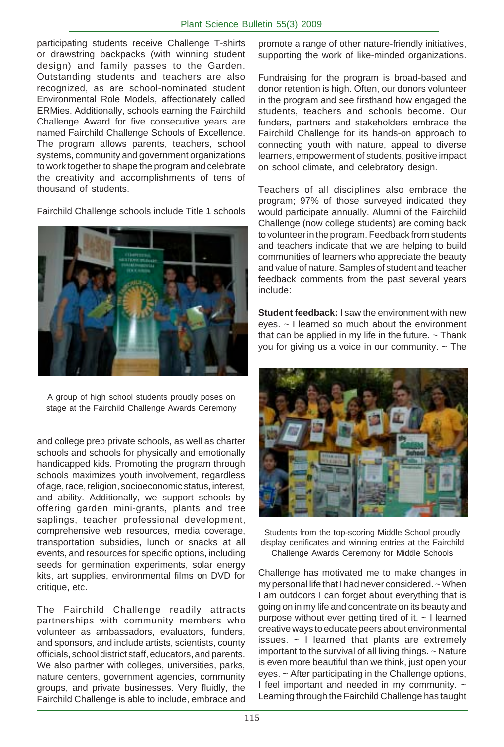participating students receive Challenge T-shirts or drawstring backpacks (with winning student design) and family passes to the Garden. Outstanding students and teachers are also recognized, as are school-nominated student Environmental Role Models, affectionately called ERMies. Additionally, schools earning the Fairchild Challenge Award for five consecutive years are named Fairchild Challenge Schools of Excellence. The program allows parents, teachers, school systems, community and government organizations to work together to shape the program and celebrate the creativity and accomplishments of tens of thousand of students.

Fairchild Challenge schools include Title 1 schools and college prep private schools, as well as charter schools and schools for physically and emotionally handicapped kids. Promoting the program through schools maximizes youth involvement, regardless of age, race, religion, socioeconomic status, interest, and ability. Additionally, we support schools by offering garden mini-grants, plants and tree saplings, teacher professional development, comprehensive web resources, media coverage, transportation subsidies, lunch or snacks at all events, and resources for specific options, including seeds for germination experiments, solar energy kits, art supplies, environmental films on DVD for critique, etc.

A group of high school students proudly poses on stage at the Fairchild Challenge Awards Ceremony

The Fairchild Challenge readily attracts partnerships with community members who volunteer as ambassadors, evaluators, funders, and sponsors, and include artists, scientists, county officials, school district staff, educators, and parents. We also partner with colleges, universities, parks, nature centers, government agencies, community groups, and private businesses. Very fluidly, the Fairchild Challenge is able to include, embrace and promote a range of other nature-friendly initiatives, supporting the work of like-minded organizations.

Fundraising for the program is broad-based and donor retention is high. Often, our donors volunteer in the program and see firsthand how engaged the students, teachers and schools become. Our funders, partners and stakeholders embrace the Fairchild Challenge for its hands-on approach to connecting youth with nature, appeal to diverse learners, empowerment of students, positive impact on school climate, and celebratory design.

Teachers of all disciplines also embrace the program; 97% of those surveyed indicated they would participate annually. Alumni of the Fairchild Challenge (now college students) are coming back to volunteer in the program. Feedback from students and teachers indicate that we are helping to build communities of learners who appreciate the beauty and value of nature. Samples of student and teacher feedback comments from the past several years include:

**Student feedback:** I saw the environment with new eyes. ~ I learned so much about the environment that can be applied in my life in the future. ~ Thank you for giving us a voice in our community. ~ The Challenge has motivated me to make changes in my personal life that I had never considered. ~ When I am outdoors I can forget about everything that is going on in my life and concentrate on its beauty and purpose without ever getting tired of it. ~ I learned creative ways to educate peers about environmental issues. ~ I learned that plants are extremely important to the survival of all living things. ~ Nature is even more beautiful than we think, just open your eyes. ~ After participating in the Challenge options, I feel important and needed in my community. ~ Learning through the Fairchild Challenge has taught

Students from the top-scoring Middle School proudly display certificates and winning entries at the Fairchild Challenge Awards Ceremony for Middle Schools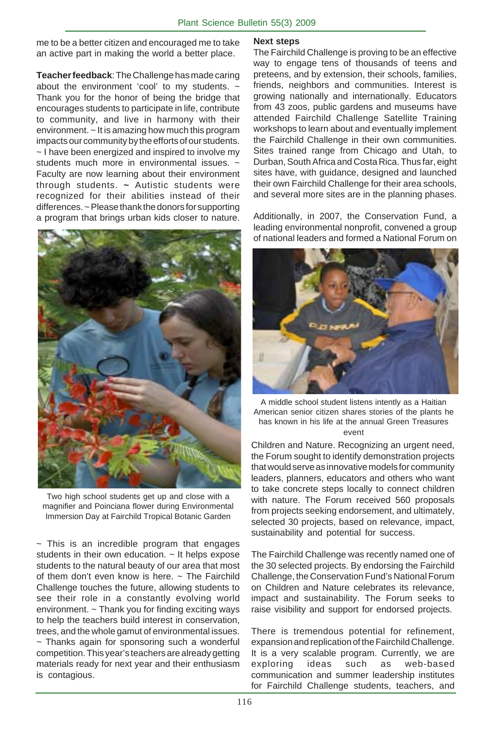me to be a better citizen and encouraged me to take an active part in making the world a better place.

**Teacher feedback**: The Challenge has made caring about the environment 'cool' to my students. ~ Thank you for the honor of being the bridge that encourages students to participate in life, contribute to community, and live in harmony with their environment. ~ It is amazing how much this program impacts our community by the efforts of our students. ~ I have been energized and inspired to involve my students much more in environmental issues. ~ Faculty are now learning about their environment through students. ~ Autistic students were recognized for their abilities instead of their differences. ~ Please thank the donors for supporting a program that brings urban kids closer to nature.

Two high school students get up and close with a magnifier and Poinciana flower during Environmental Immersion Day at Fairchild Tropical Botanic Garden

~ This is an incredible program that engages students in their own education. ~ It helps expose students to the natural beauty of our area that most of them don't even know is here. ~ The Fairchild Challenge touches the future, allowing students to see their role in a constantly evolving world environment. ~ Thank you for finding exciting ways to help the teachers build interest in conservation, trees, and the whole gamut of environmental issues. ~ Thanks again for sponsoring such a wonderful competition. This year's teachers are already getting materials ready for next year and their enthusiasm is contagious.

**Next steps**

The Fairchild Challenge is proving to be an effective way to engage tens of thousands of teens and preteens, and by extension, their schools, families, friends, neighbors and communities. Interest is growing nationally and internationally. Educators from 43 zoos, public gardens and museums have attended Fairchild Challenge Satellite Training workshops to learn about and eventually implement the Fairchild Challenge in their own communities. Sites trained range from Chicago and Utah, to Durban, South Africa and Costa Rica. Thus far, eight sites have, with guidance, designed and launched their own Fairchild Challenge for their area schools, and several more sites are in the planning phases.

Additionally, in 2007, the Conservation Fund, a leading environmental nonprofit, convened a group of national leaders and formed a National Forum on Children and Nature. Recognizing an urgent need, the Forum sought to identify demonstration projects that would serve as innovative models for community leaders, planners, educators and others who want to take concrete steps locally to connect children with nature. The Forum received 560 proposals from projects seeking endorsement, and ultimately, selected 30 projects, based on relevance, impact, sustainability and potential for success.

A middle school student listens intently as a Haitian American senior citizen shares stories of the plants he has known in his life at the annual Green Treasures event

The Fairchild Challenge was recently named one of the 30 selected projects. By endorsing the Fairchild Challenge, the Conservation Fund's National Forum on Children and Nature celebrates its relevance, impact and sustainability. The Forum seeks to raise visibility and support for endorsed projects.

There is tremendous potential for refinement, expansion and replication of the Fairchild Challenge. It is a very scalable program. Currently, we are exploring ideas such as web-based communication and summer leadership institutes for Fairchild Challenge students, teachers, and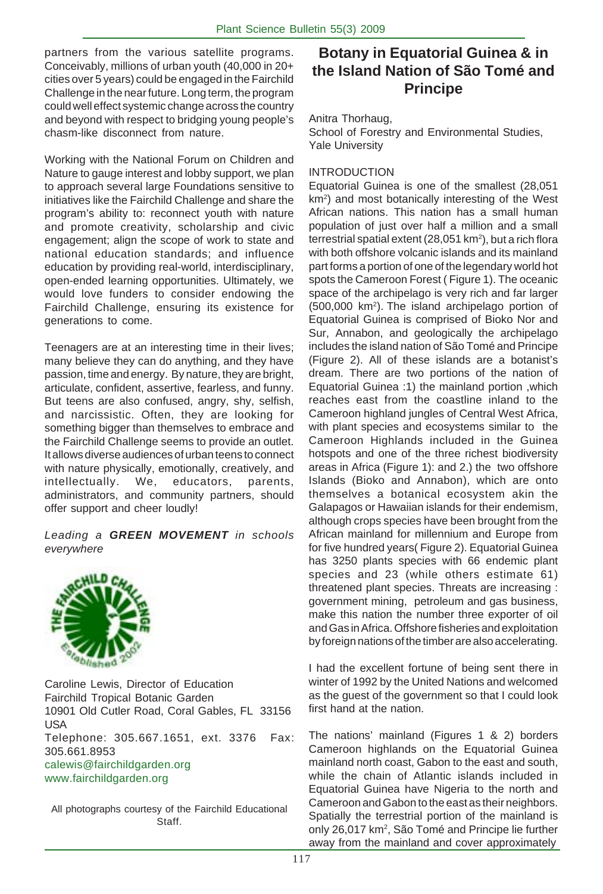partners from the various satellite programs. Conceivably, millions of urban youth (40,000 in 20+ cities over 5 years) could be engaged in the Fairchild Challenge in the near future. Long term, the program could well effect systemic change across the country and beyond with respect to bridging young people's chasm-like disconnect from nature.

Working with the National Forum on Children and Nature to gauge interest and lobby support, we plan to approach several large Foundations sensitive to initiatives like the Fairchild Challenge and share the program's ability to: reconnect youth with nature and promote creativity, scholarship and civic engagement; align the scope of work to state and national education standards; and influence education by providing real-world, interdisciplinary, open-ended learning opportunities. Ultimately, we would love funders to consider endowing the Fairchild Challenge, ensuring its existence for generations to come.

Teenagers are at an interesting time in their lives; many believe they can do anything, and they have passion, time and energy. By nature, they are bright, articulate, confident, assertive, fearless, and funny. But teens are also confused, angry, shy, selfish, and narcissistic. Often, they are looking for something bigger than themselves to embrace and the Fairchild Challenge seems to provide an outlet. It allows diverse audiences of urban teens to connect with nature physically, emotionally, creatively, and intellectually. We, educators, parents, administrators, and community partners, should offer support and cheer loudly!

*Leading a **GREEN MOVEMENT** in schools everywhere*

Caroline Lewis, Director of Education
Fairchild Tropical Botanic Garden
10901 Old Cutler Road, Coral Gables, FL 33156 USA
Telephone: 305.667.1651, ext. 3376 Fax: 305.661.8953
calewis@fairchildgarden.org
www.fairchildgarden.org

All photographs courtesy of the Fairchild Educational Staff.

# Botany in Equatorial Guinea & in the Island Nation of São Tomé and Principe

Anitra Thorhaug,
School of Forestry and Environmental Studies, Yale University

## INTRODUCTION

Equatorial Guinea is one of the smallest (28,051 km$^2$) and most botanically interesting of the West African nations. This nation has a small human population of just over half a million and a small terrestrial spatial extent (28,051 km$^2$), but a rich flora with both offshore volcanic islands and its mainland part forms a portion of one of the legendary world hot spots the Cameroon Forest ( Figure 1). The oceanic space of the archipelago is very rich and far larger (500,000 km$^2$). The island archipelago portion of Equatorial Guinea is comprised of Bioko Nor and Sur, Annabon, and geologically the archipelago includes the island nation of São Tomé and Principe (Figure 2). All of these islands are a botanist's dream. There are two portions of the nation of Equatorial Guinea :1) the mainland portion ,which reaches east from the coastline inland to the Cameroon highland jungles of Central West Africa, with plant species and ecosystems similar to the Cameroon Highlands included in the Guinea hotspots and one of the three richest biodiversity areas in Africa (Figure 1): and 2.) the two offshore Islands (Bioko and Annabon), which are onto themselves a botanical ecosystem akin the Galapagos or Hawaiian islands for their endemism, although crops species have been brought from the African mainland for millennium and Europe from for five hundred years( Figure 2). Equatorial Guinea has 3250 plants species with 66 endemic plant species and 23 (while others estimate 61) threatened plant species. Threats are increasing : government mining, petroleum and gas business, make this nation the number three exporter of oil and Gas in Africa. Offshore fisheries and exploitation by foreign nations of the timber are also accelerating.

I had the excellent fortune of being sent there in winter of 1992 by the United Nations and welcomed as the guest of the government so that I could look first hand at the nation.

The nations' mainland (Figures 1 & 2) borders Cameroon highlands on the Equatorial Guinea mainland north coast, Gabon to the east and south, while the chain of Atlantic islands included in Equatorial Guinea have Nigeria to the north and Cameroon and Gabon to the east as their neighbors. Spatially the terrestrial portion of the mainland is only 26,017 km$^2$, São Tomé and Principe lie further away from the mainland and cover approximately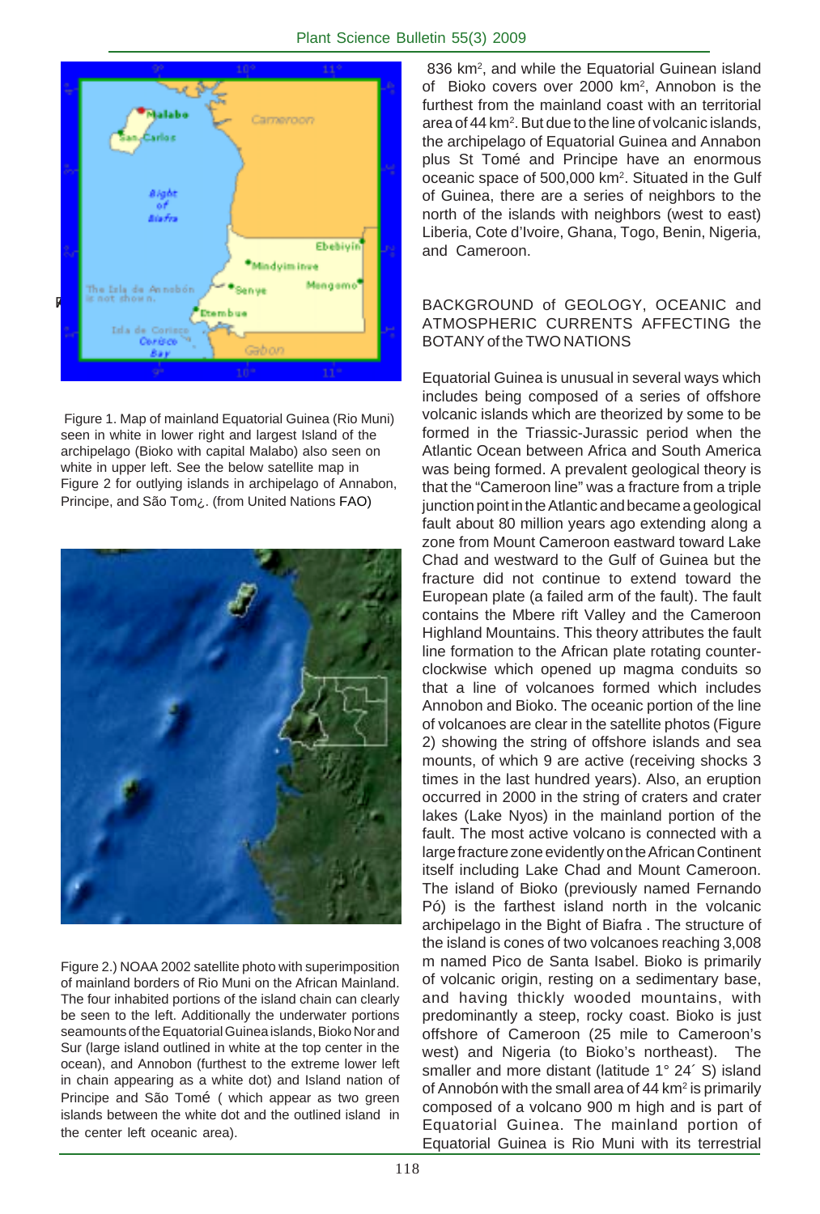Figure 1. Map of mainland Equatorial Guinea (Rio Muni) seen in white in lower right and largest Island of the archipelago (Bioko with capital Malabo) also seen on white in upper left. See the below satellite map in Figure 2 for outlying islands in archipelago of Annabon, Principe, and São Tom¿. (from United Nations FAO)

Figure 2.) NOAA 2002 satellite photo with superimposition of mainland borders of Rio Muni on the African Mainland. The four inhabited portions of the island chain can clearly be seen to the left. Additionally the underwater portions seamounts of the Equatorial Guinea islands, Bioko Nor and Sur (large island outlined in white at the top center in the ocean), and Annobon (furthest to the extreme lower left in chain appearing as a white dot) and Island nation of Principe and São Tomé ( which appear as two green islands between the white dot and the outlined island in the center left oceanic area).

836 km², and while the Equatorial Guinean island of Bioko covers over 2000 km², Annobon is the furthest from the mainland coast with an territorial area of 44 km². But due to the line of volcanic islands, the archipelago of Equatorial Guinea and Annabon plus St Tomé and Principe have an enormous oceanic space of 500,000 km². Situated in the Gulf of Guinea, there are a series of neighbors to the north of the islands with neighbors (west to east) Liberia, Cote d'Ivoire, Ghana, Togo, Benin, Nigeria, and Cameroon.

## BACKGROUND of GEOLOGY, OCEANIC and ATMOSPHERIC CURRENTS AFFECTING the BOTANY of the TWO NATIONS

Equatorial Guinea is unusual in several ways which includes being composed of a series of offshore volcanic islands which are theorized by some to be formed in the Triassic-Jurassic period when the Atlantic Ocean between Africa and South America was being formed. A prevalent geological theory is that the "Cameroon line" was a fracture from a triple junction point in the Atlantic and became a geological fault about 80 million years ago extending along a zone from Mount Cameroon eastward toward Lake Chad and westward to the Gulf of Guinea but the fracture did not continue to extend toward the European plate (a failed arm of the fault). The fault contains the Mbere rift Valley and the Cameroon Highland Mountains. This theory attributes the fault line formation to the African plate rotating counter-clockwise which opened up magma conduits so that a line of volcanoes formed which includes Annobon and Bioko. The oceanic portion of the line of volcanoes are clear in the satellite photos (Figure 2) showing the string of offshore islands and sea mounts, of which 9 are active (receiving shocks 3 times in the last hundred years). Also, an eruption occurred in 2000 in the string of craters and crater lakes (Lake Nyos) in the mainland portion of the fault. The most active volcano is connected with a large fracture zone evidently on the African Continent itself including Lake Chad and Mount Cameroon. The island of Bioko (previously named Fernando Pó) is the farthest island north in the volcanic archipelago in the Bight of Biafra . The structure of the island is cones of two volcanoes reaching 3,008 m named Pico de Santa Isabel. Bioko is primarily of volcanic origin, resting on a sedimentary base, and having thickly wooded mountains, with predominantly a steep, rocky coast. Bioko is just offshore of Cameroon (25 mile to Cameroon's west) and Nigeria (to Bioko's northeast). The smaller and more distant (latitude 1° 24´ S) island of Annobón with the small area of 44 km² is primarily composed of a volcano 900 m high and is part of Equatorial Guinea. The mainland portion of Equatorial Guinea is Rio Muni with its terrestrial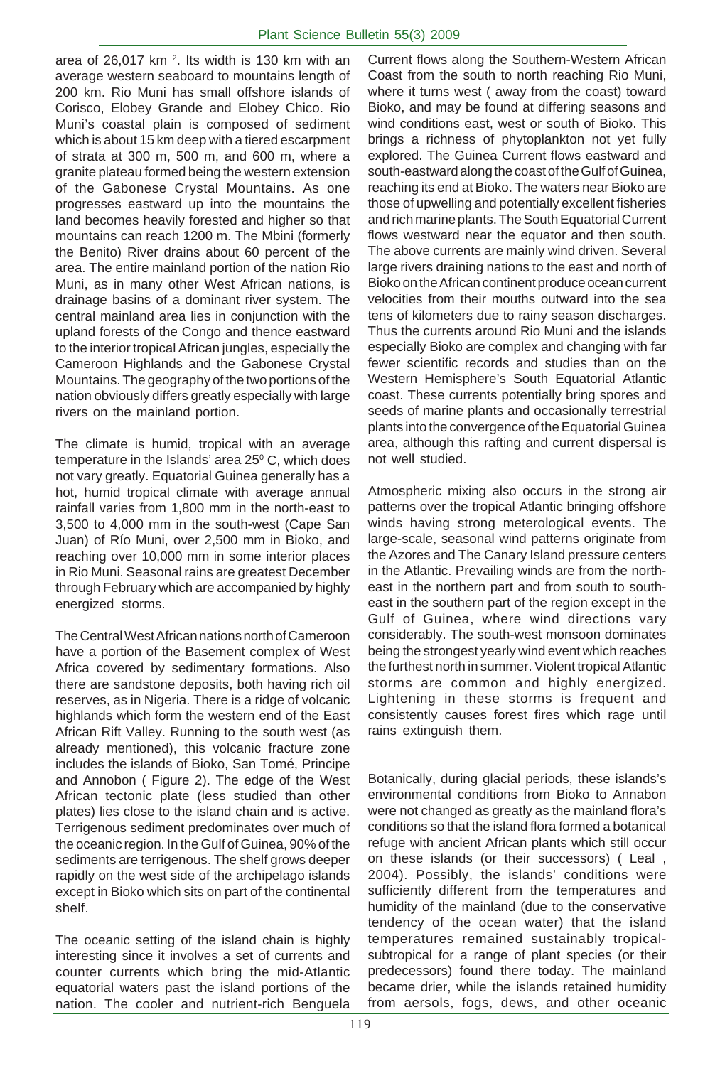area of 26,017 km $^2$. Its width is 130 km with an average western seaboard to mountains length of 200 km. Rio Muni has small offshore islands of Corisco, Elobey Grande and Elobey Chico. Rio Muni's coastal plain is composed of sediment which is about 15 km deep with a tiered escarpment of strata at 300 m, 500 m, and 600 m, where a granite plateau formed being the western extension of the Gabonese Crystal Mountains. As one progresses eastward up into the mountains the land becomes heavily forested and higher so that mountains can reach 1200 m. The Mbini (formerly the Benito) River drains about 60 percent of the area. The entire mainland portion of the nation Rio Muni, as in many other West African nations, is drainage basins of a dominant river system. The central mainland area lies in conjunction with the upland forests of the Congo and thence eastward to the interior tropical African jungles, especially the Cameroon Highlands and the Gabonese Crystal Mountains. The geography of the two portions of the nation obviously differs greatly especially with large rivers on the mainland portion.

The climate is humid, tropical with an average temperature in the Islands' area 25$^0$ C, which does not vary greatly. Equatorial Guinea generally has a hot, humid tropical climate with average annual rainfall varies from 1,800 mm in the north-east to 3,500 to 4,000 mm in the south-west (Cape San Juan) of Río Muni, over 2,500 mm in Bioko, and reaching over 10,000 mm in some interior places in Rio Muni. Seasonal rains are greatest December through February which are accompanied by highly energized storms.

The Central West African nations north of Cameroon have a portion of the Basement complex of West Africa covered by sedimentary formations. Also there are sandstone deposits, both having rich oil reserves, as in Nigeria. There is a ridge of volcanic highlands which form the western end of the East African Rift Valley. Running to the south west (as already mentioned), this volcanic fracture zone includes the islands of Bioko, San Tomé, Principe and Annobon ( Figure 2). The edge of the West African tectonic plate (less studied than other plates) lies close to the island chain and is active. Terrigenous sediment predominates over much of the oceanic region. In the Gulf of Guinea, 90% of the sediments are terrigenous. The shelf grows deeper rapidly on the west side of the archipelago islands except in Bioko which sits on part of the continental shelf.

The oceanic setting of the island chain is highly interesting since it involves a set of currents and counter currents which bring the mid-Atlantic equatorial waters past the island portions of the nation. The cooler and nutrient-rich Benguela Current flows along the Southern-Western African Coast from the south to north reaching Rio Muni, where it turns west ( away from the coast) toward Bioko, and may be found at differing seasons and wind conditions east, west or south of Bioko. This brings a richness of phytoplankton not yet fully explored. The Guinea Current flows eastward and south-eastward along the coast of the Gulf of Guinea, reaching its end at Bioko. The waters near Bioko are those of upwelling and potentially excellent fisheries and rich marine plants. The South Equatorial Current flows westward near the equator and then south. The above currents are mainly wind driven. Several large rivers draining nations to the east and north of Bioko on the African continent produce ocean current velocities from their mouths outward into the sea tens of kilometers due to rainy season discharges. Thus the currents around Rio Muni and the islands especially Bioko are complex and changing with far fewer scientific records and studies than on the Western Hemisphere's South Equatorial Atlantic coast. These currents potentially bring spores and seeds of marine plants and occasionally terrestrial plants into the convergence of the Equatorial Guinea area, although this rafting and current dispersal is not well studied.

Atmospheric mixing also occurs in the strong air patterns over the tropical Atlantic bringing offshore winds having strong meterological events. The large-scale, seasonal wind patterns originate from the Azores and The Canary Island pressure centers in the Atlantic. Prevailing winds are from the north-east in the northern part and from south to south-east in the southern part of the region except in the Gulf of Guinea, where wind directions vary considerably. The south-west monsoon dominates being the strongest yearly wind event which reaches the furthest north in summer. Violent tropical Atlantic storms are common and highly energized. Lightening in these storms is frequent and consistently causes forest fires which rage until rains extinguish them.

Botanically, during glacial periods, these islands's environmental conditions from Bioko to Annabon were not changed as greatly as the mainland flora's conditions so that the island flora formed a botanical refuge with ancient African plants which still occur on these islands (or their successors) ( Leal , 2004). Possibly, the islands' conditions were sufficiently different from the temperatures and humidity of the mainland (due to the conservative tendency of the ocean water) that the island temperatures remained sustainably tropical-subtropical for a range of plant species (or their predecessors) found there today. The mainland became drier, while the islands retained humidity from aersols, fogs, dews, and other oceanic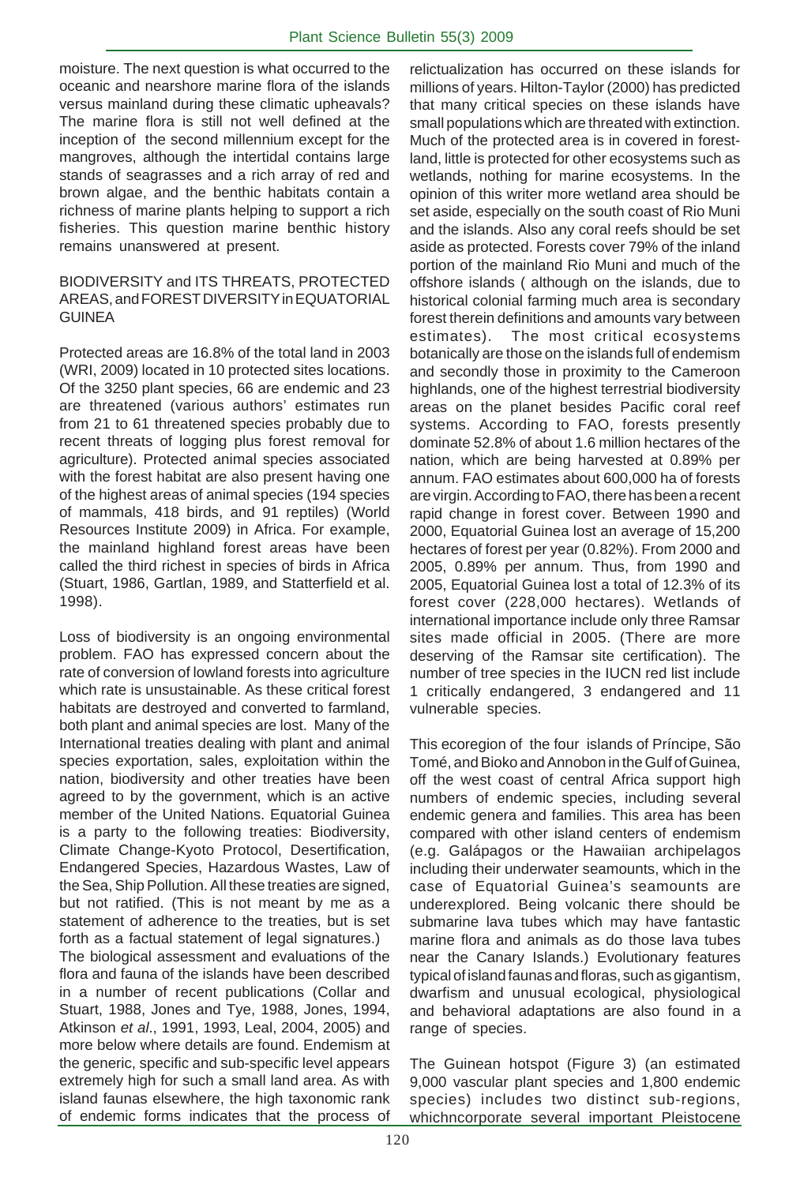moisture. The next question is what occurred to the oceanic and nearshore marine flora of the islands versus mainland during these climatic upheavals? The marine flora is still not well defined at the inception of the second millennium except for the mangroves, although the intertidal contains large stands of seagrasses and a rich array of red and brown algae, and the benthic habitats contain a richness of marine plants helping to support a rich fisheries. This question marine benthic history remains unanswered at present.

## BIODIVERSITY and ITS THREATS, PROTECTED AREAS, and FOREST DIVERSITY in EQUATORIAL GUINEA

Protected areas are 16.8% of the total land in 2003 (WRI, 2009) located in 10 protected sites locations. Of the 3250 plant species, 66 are endemic and 23 are threatened (various authors' estimates run from 21 to 61 threatened species probably due to recent threats of logging plus forest removal for agriculture). Protected animal species associated with the forest habitat are also present having one of the highest areas of animal species (194 species of mammals, 418 birds, and 91 reptiles) (World Resources Institute 2009) in Africa. For example, the mainland highland forest areas have been called the third richest in species of birds in Africa (Stuart, 1986, Gartlan, 1989, and Statterfield et al. 1998).

Loss of biodiversity is an ongoing environmental problem. FAO has expressed concern about the rate of conversion of lowland forests into agriculture which rate is unsustainable. As these critical forest habitats are destroyed and converted to farmland, both plant and animal species are lost. Many of the International treaties dealing with plant and animal species exportation, sales, exploitation within the nation, biodiversity and other treaties have been agreed to by the government, which is an active member of the United Nations. Equatorial Guinea is a party to the following treaties: Biodiversity, Climate Change-Kyoto Protocol, Desertification, Endangered Species, Hazardous Wastes, Law of the Sea, Ship Pollution. All these treaties are signed, but not ratified. (This is not meant by me as a statement of adherence to the treaties, but is set forth as a factual statement of legal signatures.)

The biological assessment and evaluations of the flora and fauna of the islands have been described in a number of recent publications (Collar and Stuart, 1988, Jones and Tye, 1988, Jones, 1994, Atkinson *et al*., 1991, 1993, Leal, 2004, 2005) and more below where details are found. Endemism at the generic, specific and sub-specific level appears extremely high for such a small land area. As with island faunas elsewhere, the high taxonomic rank of endemic forms indicates that the process of relictualization has occurred on these islands for millions of years. Hilton-Taylor (2000) has predicted that many critical species on these islands have small populations which are threated with extinction. Much of the protected area is in covered in forest-land, little is protected for other ecosystems such as wetlands, nothing for marine ecosystems. In the opinion of this writer more wetland area should be set aside, especially on the south coast of Rio Muni and the islands. Also any coral reefs should be set aside as protected. Forests cover 79% of the inland portion of the mainland Rio Muni and much of the offshore islands ( although on the islands, due to historical colonial farming much area is secondary forest therein definitions and amounts vary between estimates). The most critical ecosystems botanically are those on the islands full of endemism and secondly those in proximity to the Cameroon highlands, one of the highest terrestrial biodiversity areas on the planet besides Pacific coral reef systems. According to FAO, forests presently dominate 52.8% of about 1.6 million hectares of the nation, which are being harvested at 0.89% per annum. FAO estimates about 600,000 ha of forests are virgin. According to FAO, there has been a recent rapid change in forest cover. Between 1990 and 2000, Equatorial Guinea lost an average of 15,200 hectares of forest per year (0.82%). From 2000 and 2005, 0.89% per annum. Thus, from 1990 and 2005, Equatorial Guinea lost a total of 12.3% of its forest cover (228,000 hectares). Wetlands of international importance include only three Ramsar sites made official in 2005. (There are more deserving of the Ramsar site certification). The number of tree species in the IUCN red list include 1 critically endangered, 3 endangered and 11 vulnerable species.

This ecoregion of the four islands of Príncipe, São Tomé, and Bioko and Annobon in the Gulf of Guinea, off the west coast of central Africa support high numbers of endemic species, including several endemic genera and families. This area has been compared with other island centers of endemism (e.g. Galápagos or the Hawaiian archipelagos including their underwater seamounts, which in the case of Equatorial Guinea's seamounts are underexplored. Being volcanic there should be submarine lava tubes which may have fantastic marine flora and animals as do those lava tubes near the Canary Islands.) Evolutionary features typical of island faunas and floras, such as gigantism, dwarfism and unusual ecological, physiological and behavioral adaptations are also found in a range of species.

The Guinean hotspot (Figure 3) (an estimated 9,000 vascular plant species and 1,800 endemic species) includes two distinct sub-regions, whichncorporate several important Pleistocene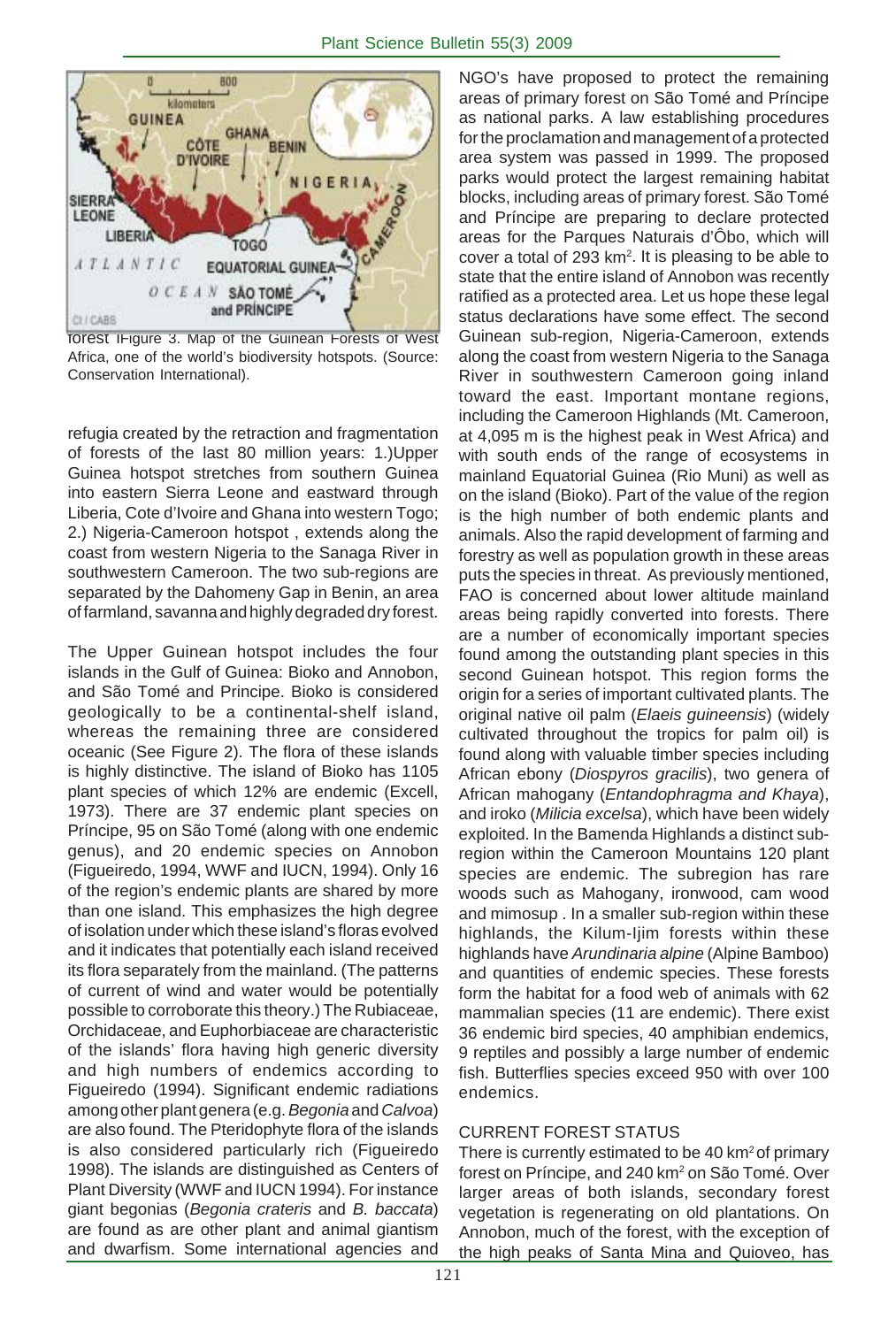forest IFigure 3. Map of the Guinean Forests of West Africa, one of the world's biodiversity hotspots. (Source: Conservation International).

refugia created by the retraction and fragmentation of forests of the last 80 million years: 1.)Upper Guinea hotspot stretches from southern Guinea into eastern Sierra Leone and eastward through Liberia, Cote d'Ivoire and Ghana into western Togo; 2.) Nigeria-Cameroon hotspot , extends along the coast from western Nigeria to the Sanaga River in southwestern Cameroon. The two sub-regions are separated by the Dahomeny Gap in Benin, an area of farmland, savanna and highly degraded dry forest.

The Upper Guinean hotspot includes the four islands in the Gulf of Guinea: Bioko and Annobon, and São Tomé and Principe. Bioko is considered geologically to be a continental-shelf island, whereas the remaining three are considered oceanic (See Figure 2). The flora of these islands is highly distinctive. The island of Bioko has 1105 plant species of which 12% are endemic (Excell, 1973). There are 37 endemic plant species on Príncipe, 95 on São Tomé (along with one endemic genus), and 20 endemic species on Annobon (Figueiredo, 1994, WWF and IUCN, 1994). Only 16 of the region's endemic plants are shared by more than one island. This emphasizes the high degree of isolation under which these island's floras evolved and it indicates that potentially each island received its flora separately from the mainland. (The patterns of current of wind and water would be potentially possible to corroborate this theory.) The Rubiaceae, Orchidaceae, and Euphorbiaceae are characteristic of the islands' flora having high generic diversity and high numbers of endemics according to Figueiredo (1994). Significant endemic radiations among other plant genera (e.g. *Begonia* and *Calvoa*) are also found. The Pteridophyte flora of the islands is also considered particularly rich (Figueiredo 1998). The islands are distinguished as Centers of Plant Diversity (WWF and IUCN 1994). For instance giant begonias (*Begonia crateris* and *B. baccata*) are found as are other plant and animal giantism and dwarfism. Some international agencies and NGO's have proposed to protect the remaining areas of primary forest on São Tomé and Príncipe as national parks. A law establishing procedures for the proclamation and management of a protected area system was passed in 1999. The proposed parks would protect the largest remaining habitat blocks, including areas of primary forest. São Tomé and Príncipe are preparing to declare protected areas for the Parques Naturais d'Ôbo, which will cover a total of 293 km$^2$. It is pleasing to be able to state that the entire island of Annobon was recently ratified as a protected area. Let us hope these legal status declarations have some effect. The second Guinean sub-region, Nigeria-Cameroon, extends along the coast from western Nigeria to the Sanaga River in southwestern Cameroon going inland toward the east. Important montane regions, including the Cameroon Highlands (Mt. Cameroon, at 4,095 m is the highest peak in West Africa) and with south ends of the range of ecosystems in mainland Equatorial Guinea (Rio Muni) as well as on the island (Bioko). Part of the value of the region is the high number of both endemic plants and animals. Also the rapid development of farming and forestry as well as population growth in these areas puts the species in threat. As previously mentioned, FAO is concerned about lower altitude mainland areas being rapidly converted into forests. There are a number of economically important species found among the outstanding plant species in this second Guinean hotspot. This region forms the origin for a series of important cultivated plants. The original native oil palm (*Elaeis guineensis*) (widely cultivated throughout the tropics for palm oil) is found along with valuable timber species including African ebony (*Diospyros gracilis*), two genera of African mahogany (*Entandophragma and Khaya*), and iroko (*Milicia excelsa*), which have been widely exploited. In the Bamenda Highlands a distinct sub-region within the Cameroon Mountains 120 plant species are endemic. The subregion has rare woods such as Mahogany, ironwood, cam wood and mimosup . In a smaller sub-region within these highlands, the Kilum-Ijim forests within these highlands have *Arundinaria alpine* (Alpine Bamboo) and quantities of endemic species. These forests form the habitat for a food web of animals with 62 mammalian species (11 are endemic). There exist 36 endemic bird species, 40 amphibian endemics, 9 reptiles and possibly a large number of endemic fish. Butterflies species exceed 950 with over 100 endemics.

## CURRENT FOREST STATUS

There is currently estimated to be 40 km$^2$ of primary forest on Príncipe, and 240 km$^2$ on São Tomé. Over larger areas of both islands, secondary forest vegetation is regenerating on old plantations. On Annobon, much of the forest, with the exception of the high peaks of Santa Mina and Quioveo, has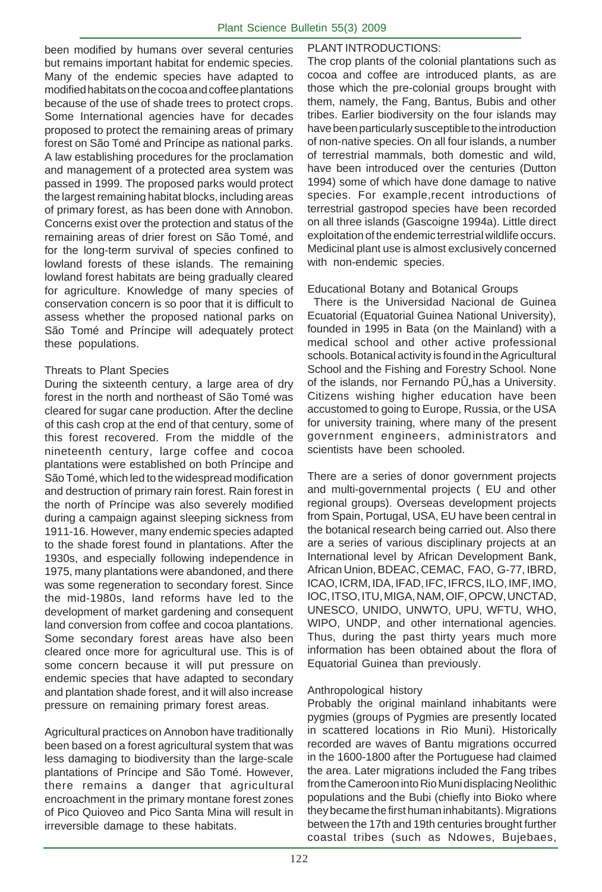been modified by humans over several centuries but remains important habitat for endemic species. Many of the endemic species have adapted to modified habitats on the cocoa and coffee plantations because of the use of shade trees to protect crops. Some International agencies have for decades proposed to protect the remaining areas of primary forest on São Tomé and Príncipe as national parks. A law establishing procedures for the proclamation and management of a protected area system was passed in 1999. The proposed parks would protect the largest remaining habitat blocks, including areas of primary forest, as has been done with Annobon. Concerns exist over the protection and status of the remaining areas of drier forest on São Tomé, and for the long-term survival of species confined to lowland forests of these islands. The remaining lowland forest habitats are being gradually cleared for agriculture. Knowledge of many species of conservation concern is so poor that it is difficult to assess whether the proposed national parks on São Tomé and Príncipe will adequately protect these populations.

### Threats to Plant Species

During the sixteenth century, a large area of dry forest in the north and northeast of São Tomé was cleared for sugar cane production. After the decline of this cash crop at the end of that century, some of this forest recovered. From the middle of the nineteenth century, large coffee and cocoa plantations were established on both Príncipe and São Tomé, which led to the widespread modification and destruction of primary rain forest. Rain forest in the north of Príncipe was also severely modified during a campaign against sleeping sickness from 1911-16. However, many endemic species adapted to the shade forest found in plantations. After the 1930s, and especially following independence in 1975, many plantations were abandoned, and there was some regeneration to secondary forest. Since the mid-1980s, land reforms have led to the development of market gardening and consequent land conversion from coffee and cocoa plantations. Some secondary forest areas have also been cleared once more for agricultural use. This is of some concern because it will put pressure on endemic species that have adapted to secondary and plantation shade forest, and it will also increase pressure on remaining primary forest areas.

Agricultural practices on Annobon have traditionally been based on a forest agricultural system that was less damaging to biodiversity than the large-scale plantations of Príncipe and São Tomé. However, there remains a danger that agricultural encroachment in the primary montane forest zones of Pico Quioveo and Pico Santa Mina will result in irreversible damage to these habitats.

PLANT INTRODUCTIONS:

The crop plants of the colonial plantations such as cocoa and coffee are introduced plants, as are those which the pre-colonial groups brought with them, namely, the Fang, Bantus, Bubis and other tribes. Earlier biodiversity on the four islands may have been particularly susceptible to the introduction of non-native species. On all four islands, a number of terrestrial mammals, both domestic and wild, have been introduced over the centuries (Dutton 1994) some of which have done damage to native species. For example,recent introductions of terrestrial gastropod species have been recorded on all three islands (Gascoigne 1994a). Little direct exploitation of the endemic terrestrial wildlife occurs. Medicinal plant use is almost exclusively concerned with non-endemic species.

### Educational Botany and Botanical Groups

There is the Universidad Nacional de Guinea Ecuatorial (Equatorial Guinea National University), founded in 1995 in Bata (on the Mainland) with a medical school and other active professional schools. Botanical activity is found in the Agricultural School and the Fishing and Forestry School. None of the islands, nor Fernando PÛ„has a University. Citizens wishing higher education have been accustomed to going to Europe, Russia, or the USA for university training, where many of the present government engineers, administrators and scientists have been schooled.

There are a series of donor government projects and multi-governmental projects ( EU and other regional groups). Overseas development projects from Spain, Portugal, USA, EU have been central in the botanical research being carried out. Also there are a series of various disciplinary projects at an International level by African Development Bank, African Union, BDEAC, CEMAC, FAO, G-77, IBRD, ICAO, ICRM, IDA, IFAD, IFC, IFRCS, ILO, IMF, IMO, IOC, ITSO, ITU, MIGA, NAM, OIF, OPCW, UNCTAD, UNESCO, UNIDO, UNWTO, UPU, WFTU, WHO, WIPO, UNDP, and other international agencies. Thus, during the past thirty years much more information has been obtained about the flora of Equatorial Guinea than previously.

### Anthropological history

Probably the original mainland inhabitants were pygmies (groups of Pygmies are presently located in scattered locations in Rio Muni). Historically recorded are waves of Bantu migrations occurred in the 1600-1800 after the Portuguese had claimed the area. Later migrations included the Fang tribes from the Cameroon into Rio Muni displacing Neolithic populations and the Bubi (chiefly into Bioko where they became the first human inhabitants). Migrations between the 17th and 19th centuries brought further coastal tribes (such as Ndowes, Bujebaes,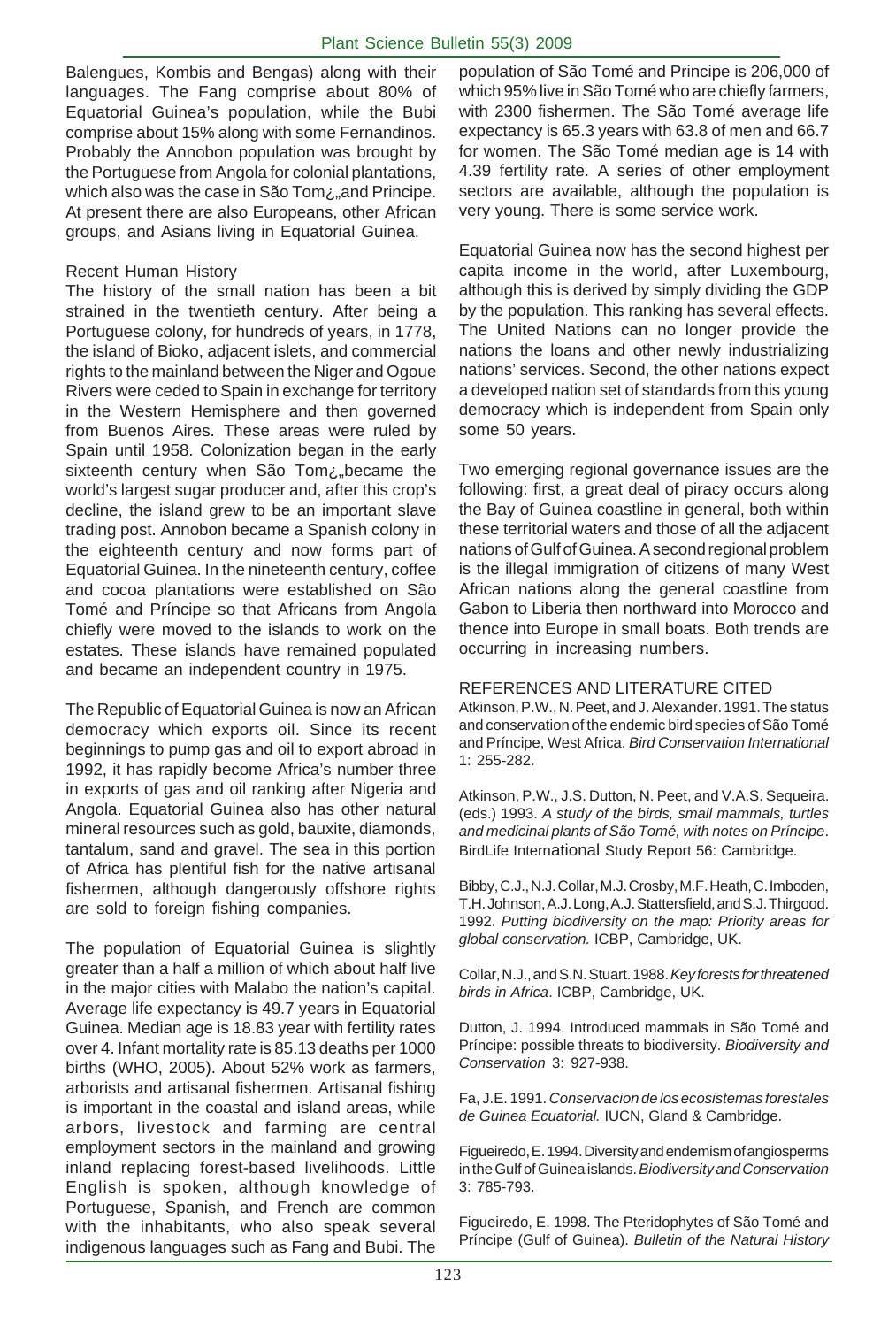Balengues, Kombis and Bengas) along with their languages. The Fang comprise about 80% of Equatorial Guinea's population, while the Bubi comprise about 15% along with some Fernandinos. Probably the Annobon population was brought by the Portuguese from Angola for colonial plantations, which also was the case in São Tom¿„and Principe. At present there are also Europeans, other African groups, and Asians living in Equatorial Guinea.

### Recent Human History

The history of the small nation has been a bit strained in the twentieth century. After being a Portuguese colony, for hundreds of years, in 1778, the island of Bioko, adjacent islets, and commercial rights to the mainland between the Niger and Ogoue Rivers were ceded to Spain in exchange for territory in the Western Hemisphere and then governed from Buenos Aires. These areas were ruled by Spain until 1958. Colonization began in the early sixteenth century when São Tom¿„became the world's largest sugar producer and, after this crop's decline, the island grew to be an important slave trading post. Annobon became a Spanish colony in the eighteenth century and now forms part of Equatorial Guinea. In the nineteenth century, coffee and cocoa plantations were established on São Tomé and Príncipe so that Africans from Angola chiefly were moved to the islands to work on the estates. These islands have remained populated and became an independent country in 1975.

The Republic of Equatorial Guinea is now an African democracy which exports oil. Since its recent beginnings to pump gas and oil to export abroad in 1992, it has rapidly become Africa's number three in exports of gas and oil ranking after Nigeria and Angola. Equatorial Guinea also has other natural mineral resources such as gold, bauxite, diamonds, tantalum, sand and gravel. The sea in this portion of Africa has plentiful fish for the native artisanal fishermen, although dangerously offshore rights are sold to foreign fishing companies.

The population of Equatorial Guinea is slightly greater than a half a million of which about half live in the major cities with Malabo the nation's capital. Average life expectancy is 49.7 years in Equatorial Guinea. Median age is 18.83 year with fertility rates over 4. Infant mortality rate is 85.13 deaths per 1000 births (WHO, 2005). About 52% work as farmers, arborists and artisanal fishermen. Artisanal fishing is important in the coastal and island areas, while arbors, livestock and farming are central employment sectors in the mainland and growing inland replacing forest-based livelihoods. Little English is spoken, although knowledge of Portuguese, Spanish, and French are common with the inhabitants, who also speak several indigenous languages such as Fang and Bubi. The population of São Tomé and Principe is 206,000 of which 95% live in São Tomé who are chiefly farmers, with 2300 fishermen. The São Tomé average life expectancy is 65.3 years with 63.8 of men and 66.7 for women. The São Tomé median age is 14 with 4.39 fertility rate. A series of other employment sectors are available, although the population is very young. There is some service work.

Equatorial Guinea now has the second highest per capita income in the world, after Luxembourg, although this is derived by simply dividing the GDP by the population. This ranking has several effects. The United Nations can no longer provide the nations the loans and other newly industrializing nations' services. Second, the other nations expect a developed nation set of standards from this young democracy which is independent from Spain only some 50 years.

Two emerging regional governance issues are the following: first, a great deal of piracy occurs along the Bay of Guinea coastline in general, both within these territorial waters and those of all the adjacent nations of Gulf of Guinea. A second regional problem is the illegal immigration of citizens of many West African nations along the general coastline from Gabon to Liberia then northward into Morocco and thence into Europe in small boats. Both trends are occurring in increasing numbers.

### REFERENCES AND LITERATURE CITED

Atkinson, P.W., N. Peet, and J. Alexander. 1991. The status and conservation of the endemic bird species of São Tomé and Príncipe, West Africa. *Bird Conservation International* 1: 255-282.

Atkinson, P.W., J.S. Dutton, N. Peet, and V.A.S. Sequeira. (eds.) 1993. *A study of the birds, small mammals, turtles and medicinal plants of São Tomé, with notes on Príncipe*. BirdLife International Study Report 56: Cambridge.

Bibby, C.J., N.J. Collar, M.J. Crosby, M.F. Heath, C. Imboden, T.H. Johnson, A.J. Long, A.J. Stattersfield, and S.J. Thirgood. 1992. *Putting biodiversity on the map: Priority areas for global conservation.* ICBP, Cambridge, UK.

Collar, N.J., and S.N. Stuart. 1988. *Key forests for threatened birds in Africa*. ICBP, Cambridge, UK.

Dutton, J. 1994. Introduced mammals in São Tomé and Príncipe: possible threats to biodiversity. *Biodiversity and Conservation* 3: 927-938.

Fa, J.E. 1991. *Conservacion de los ecosistemas forestales de Guinea Ecuatorial.* IUCN, Gland & Cambridge.

Figueiredo, E. 1994. Diversity and endemism of angiosperms in the Gulf of Guinea islands. *Biodiversity and Conservation* 3: 785-793.

Figueiredo, E. 1998. The Pteridophytes of São Tomé and Príncipe (Gulf of Guinea). *Bulletin of the Natural History*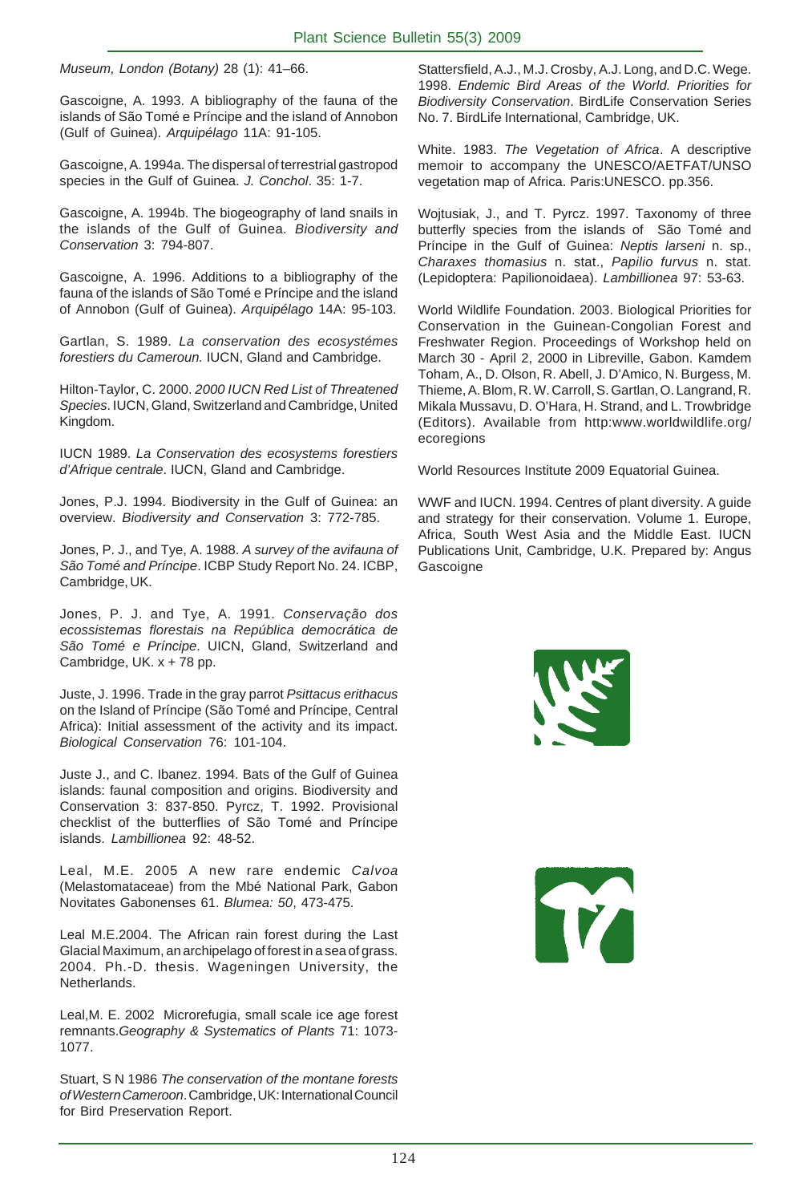*Museum, London (Botany)* 28 (1): 41–66.

Gascoigne, A. 1993. A bibliography of the fauna of the islands of São Tomé e Príncipe and the island of Annobon (Gulf of Guinea). *Arquipélago* 11A: 91-105.

Gascoigne, A. 1994a. The dispersal of terrestrial gastropod species in the Gulf of Guinea. *J. Conchol*. 35: 1-7.

Gascoigne, A. 1994b. The biogeography of land snails in the islands of the Gulf of Guinea. *Biodiversity and Conservation* 3: 794-807.

Gascoigne, A. 1996. Additions to a bibliography of the fauna of the islands of São Tomé e Príncipe and the island of Annobon (Gulf of Guinea). *Arquipélago* 14A: 95-103.

Gartlan, S. 1989. *La conservation des ecosystémes forestiers du Cameroun.* IUCN, Gland and Cambridge.

Hilton-Taylor, C. 2000. *2000 IUCN Red List of Threatened Species*. IUCN, Gland, Switzerland and Cambridge, United Kingdom.

IUCN 1989. *La Conservation des ecosystems forestiers d'Afrique centrale*. IUCN, Gland and Cambridge.

Jones, P.J. 1994. Biodiversity in the Gulf of Guinea: an overview. *Biodiversity and Conservation* 3: 772-785.

Jones, P. J., and Tye, A. 1988. *A survey of the avifauna of São Tomé and Príncipe*. ICBP Study Report No. 24. ICBP, Cambridge, UK.

Jones, P. J. and Tye, A. 1991. *Conservação dos ecossistemas florestais na República democrática de São Tomé e Príncipe*. UICN, Gland, Switzerland and Cambridge, UK. x + 78 pp.

Juste, J. 1996. Trade in the gray parrot *Psittacus erithacus* on the Island of Príncipe (São Tomé and Príncipe, Central Africa): Initial assessment of the activity and its impact. *Biological Conservation* 76: 101-104.

Juste J., and C. Ibanez. 1994. Bats of the Gulf of Guinea islands: faunal composition and origins. Biodiversity and Conservation 3: 837-850. Pyrcz, T. 1992. Provisional checklist of the butterflies of São Tomé and Príncipe islands. *Lambillionea* 92: 48-52.

Leal, M.E. 2005 A new rare endemic *Calvoa* (Melastomataceae) from the Mbé National Park, Gabon Novitates Gabonenses 61. *Blumea: 50*, 473-475.

Leal M.E.2004. The African rain forest during the Last Glacial Maximum, an archipelago of forest in a sea of grass. 2004. Ph.-D. thesis. Wageningen University, the Netherlands.

Leal,M. E. 2002 Microrefugia, small scale ice age forest remnants.*Geography & Systematics of Plants* 71: 1073-1077.

Stuart, S N 1986 *The conservation of the montane forests of Western Cameroon*. Cambridge, UK: International Council for Bird Preservation Report.

Stattersfield, A.J., M.J. Crosby, A.J. Long, and D.C. Wege. 1998. *Endemic Bird Areas of the World. Priorities for Biodiversity Conservation*. BirdLife Conservation Series No. 7. BirdLife International, Cambridge, UK.

White. 1983. *The Vegetation of Africa*. A descriptive memoir to accompany the UNESCO/AETFAT/UNSO vegetation map of Africa. Paris:UNESCO. pp.356.

Wojtusiak, J., and T. Pyrcz. 1997. Taxonomy of three butterfly species from the islands of São Tomé and Príncipe in the Gulf of Guinea: *Neptis larseni* n. sp., *Charaxes thomasius* n. stat., *Papilio furvus* n. stat. (Lepidoptera: Papilionoidaea). *Lambillionea* 97: 53-63.

World Wildlife Foundation. 2003. Biological Priorities for Conservation in the Guinean-Congolian Forest and Freshwater Region. Proceedings of Workshop held on March 30 - April 2, 2000 in Libreville, Gabon. Kamdem Toham, A., D. Olson, R. Abell, J. D'Amico, N. Burgess, M. Thieme, A. Blom, R. W. Carroll, S. Gartlan, O. Langrand, R. Mikala Mussavu, D. O'Hara, H. Strand, and L. Trowbridge (Editors). Available from http:www.worldwildlife.org/ecoregions

World Resources Institute 2009 Equatorial Guinea.

WWF and IUCN. 1994. Centres of plant diversity. A guide and strategy for their conservation. Volume 1. Europe, Africa, South West Asia and the Middle East. IUCN Publications Unit, Cambridge, U.K. Prepared by: Angus Gascoigne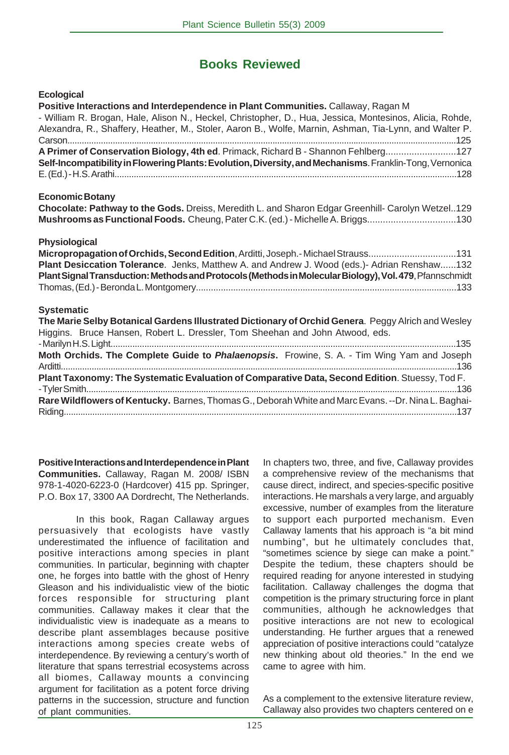# Books Reviewed

**Ecological**

**Positive Interactions and Interdependence in Plant Communities.** Callaway, Ragan M - William R. Brogan, Hale, Alison N., Heckel, Christopher, D., Hua, Jessica, Montesinos, Alicia, Rohde, Alexandra, R., Shaffery, Heather, M., Stoler, Aaron B., Wolfe, Marnin, Ashman, Tia-Lynn, and Walter P. Carson....125

**A Primer of Conservation Biology, 4th ed**. Primack, Richard B - Shannon Fehlberg....127

**Self-Incompatibility in Flowering Plants: Evolution, Diversity, and Mechanisms**. Franklin-Tong, Vernonica E. (Ed.) - H.S. Arathi....128

**Economic Botany**

**Chocolate: Pathway to the Gods.** Dreiss, Meredith L. and Sharon Edgar Greenhill- Carolyn Wetzel..129

**Mushrooms as Functional Foods.** Cheung, Pater C.K. (ed.) - Michelle A. Briggs....130

**Physiological**

**Micropropagation of Orchids, Second Edition**, Arditti, Joseph.- Michael Strauss....131

**Plant Desiccation Tolerance**. Jenks, Matthew A. and Andrew J. Wood (eds.)- Adrian Renshaw......132

**Plant Signal Transduction: Methods and Protocols (Methods in Molecular Biology), Vol. 479**, Pfannschmidt Thomas, (Ed.) - Beronda L. Montgomery....133

**Systematic**

**The Marie Selby Botanical Gardens Illustrated Dictionary of Orchid Genera**. Peggy Alrich and Wesley Higgins. Bruce Hansen, Robert L. Dressler, Tom Sheehan and John Atwood, eds. - Marilyn H.S. Light....135

**Moth Orchids. The Complete Guide to *Phalaenopsis*.** Frowine, S. A. - Tim Wing Yam and Joseph Arditti....136

**Plant Taxonomy: The Systematic Evaluation of Comparative Data, Second Edition**. Stuessy, Tod F. - Tyler Smith....136

**Rare Wildflowers of Kentucky.** Barnes, Thomas G., Deborah White and Marc Evans. --Dr. Nina L. Baghai-Riding....137

**Positive Interactions and Interdependence in Plant Communities.** Callaway, Ragan M. 2008/ ISBN 978-1-4020-6223-0 (Hardcover) 415 pp. Springer, P.O. Box 17, 3300 AA Dordrecht, The Netherlands.

In this book, Ragan Callaway argues persuasively that ecologists have vastly underestimated the influence of facilitation and positive interactions among species in plant communities. In particular, beginning with chapter one, he forges into battle with the ghost of Henry Gleason and his individualistic view of the biotic forces responsible for structuring plant communities. Callaway makes it clear that the individualistic view is inadequate as a means to describe plant assemblages because positive interactions among species create webs of interdependence. By reviewing a century's worth of literature that spans terrestrial ecosystems across all biomes, Callaway mounts a convincing argument for facilitation as a potent force driving patterns in the succession, structure and function of plant communities.

In chapters two, three, and five, Callaway provides a comprehensive review of the mechanisms that cause direct, indirect, and species-specific positive interactions. He marshals a very large, and arguably excessive, number of examples from the literature to support each purported mechanism. Even Callaway laments that his approach is "a bit mind numbing", but he ultimately concludes that, "sometimes science by siege can make a point." Despite the tedium, these chapters should be required reading for anyone interested in studying facilitation. Callaway challenges the dogma that competition is the primary structuring force in plant communities, although he acknowledges that positive interactions are not new to ecological understanding. He further argues that a renewed appreciation of positive interactions could "catalyze new thinking about old theories." In the end we came to agree with him.

As a complement to the extensive literature review, Callaway also provides two chapters centered on e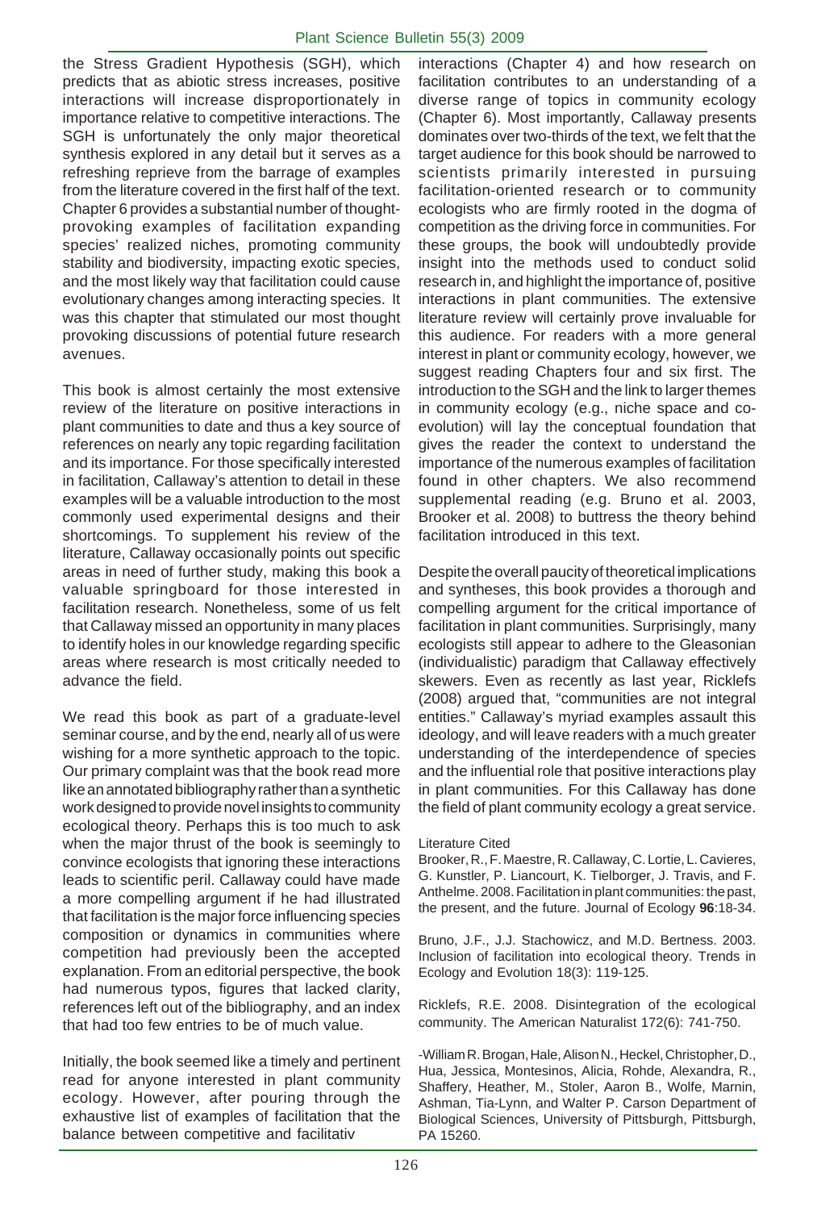the Stress Gradient Hypothesis (SGH), which predicts that as abiotic stress increases, positive interactions will increase disproportionately in importance relative to competitive interactions. The SGH is unfortunately the only major theoretical synthesis explored in any detail but it serves as a refreshing reprieve from the barrage of examples from the literature covered in the first half of the text. Chapter 6 provides a substantial number of thought-provoking examples of facilitation expanding species' realized niches, promoting community stability and biodiversity, impacting exotic species, and the most likely way that facilitation could cause evolutionary changes among interacting species. It was this chapter that stimulated our most thought provoking discussions of potential future research avenues.

This book is almost certainly the most extensive review of the literature on positive interactions in plant communities to date and thus a key source of references on nearly any topic regarding facilitation and its importance. For those specifically interested in facilitation, Callaway's attention to detail in these examples will be a valuable introduction to the most commonly used experimental designs and their shortcomings. To supplement his review of the literature, Callaway occasionally points out specific areas in need of further study, making this book a valuable springboard for those interested in facilitation research. Nonetheless, some of us felt that Callaway missed an opportunity in many places to identify holes in our knowledge regarding specific areas where research is most critically needed to advance the field.

We read this book as part of a graduate-level seminar course, and by the end, nearly all of us were wishing for a more synthetic approach to the topic. Our primary complaint was that the book read more like an annotated bibliography rather than a synthetic work designed to provide novel insights to community ecological theory. Perhaps this is too much to ask when the major thrust of the book is seemingly to convince ecologists that ignoring these interactions leads to scientific peril. Callaway could have made a more compelling argument if he had illustrated that facilitation is the major force influencing species composition or dynamics in communities where competition had previously been the accepted explanation. From an editorial perspective, the book had numerous typos, figures that lacked clarity, references left out of the bibliography, and an index that had too few entries to be of much value.

Initially, the book seemed like a timely and pertinent read for anyone interested in plant community ecology. However, after pouring through the exhaustive list of examples of facilitation that the balance between competitive and facilitativ interactions (Chapter 4) and how research on facilitation contributes to an understanding of a diverse range of topics in community ecology (Chapter 6). Most importantly, Callaway presents dominates over two-thirds of the text, we felt that the target audience for this book should be narrowed to scientists primarily interested in pursuing facilitation-oriented research or to community ecologists who are firmly rooted in the dogma of competition as the driving force in communities. For these groups, the book will undoubtedly provide insight into the methods used to conduct solid research in, and highlight the importance of, positive interactions in plant communities. The extensive literature review will certainly prove invaluable for this audience. For readers with a more general interest in plant or community ecology, however, we suggest reading Chapters four and six first. The introduction to the SGH and the link to larger themes in community ecology (e.g., niche space and co-evolution) will lay the conceptual foundation that gives the reader the context to understand the importance of the numerous examples of facilitation found in other chapters. We also recommend supplemental reading (e.g. Bruno et al. 2003, Brooker et al. 2008) to buttress the theory behind facilitation introduced in this text.

Despite the overall paucity of theoretical implications and syntheses, this book provides a thorough and compelling argument for the critical importance of facilitation in plant communities. Surprisingly, many ecologists still appear to adhere to the Gleasonian (individualistic) paradigm that Callaway effectively skewers. Even as recently as last year, Ricklefs (2008) argued that, "communities are not integral entities." Callaway's myriad examples assault this ideology, and will leave readers with a much greater understanding of the interdependence of species and the influential role that positive interactions play in plant communities. For this Callaway has done the field of plant community ecology a great service.

Literature Cited

Brooker, R., F. Maestre, R. Callaway, C. Lortie, L. Cavieres, G. Kunstler, P. Liancourt, K. Tielborger, J. Travis, and F. Anthelme. 2008. Facilitation in plant communities: the past, the present, and the future. Journal of Ecology **96**:18-34.

Bruno, J.F., J.J. Stachowicz, and M.D. Bertness. 2003. Inclusion of facilitation into ecological theory. Trends in Ecology and Evolution 18(3): 119-125.

Ricklefs, R.E. 2008. Disintegration of the ecological community. The American Naturalist 172(6): 741-750.

-William R. Brogan, Hale, Alison N., Heckel, Christopher, D., Hua, Jessica, Montesinos, Alicia, Rohde, Alexandra, R., Shaffery, Heather, M., Stoler, Aaron B., Wolfe, Marnin, Ashman, Tia-Lynn, and Walter P. Carson Department of Biological Sciences, University of Pittsburgh, Pittsburgh, PA 15260.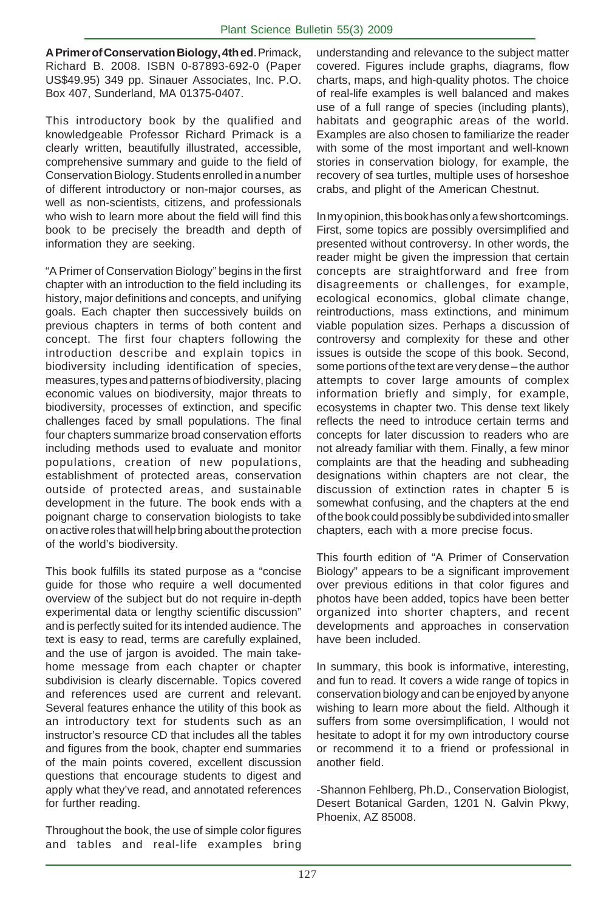**A Primer of Conservation Biology, 4th ed**. Primack, Richard B. 2008. ISBN 0-87893-692-0 (Paper US$49.95) 349 pp. Sinauer Associates, Inc. P.O. Box 407, Sunderland, MA 01375-0407.

This introductory book by the qualified and knowledgeable Professor Richard Primack is a clearly written, beautifully illustrated, accessible, comprehensive summary and guide to the field of Conservation Biology. Students enrolled in a number of different introductory or non-major courses, as well as non-scientists, citizens, and professionals who wish to learn more about the field will find this book to be precisely the breadth and depth of information they are seeking.

"A Primer of Conservation Biology" begins in the first chapter with an introduction to the field including its history, major definitions and concepts, and unifying goals. Each chapter then successively builds on previous chapters in terms of both content and concept. The first four chapters following the introduction describe and explain topics in biodiversity including identification of species, measures, types and patterns of biodiversity, placing economic values on biodiversity, major threats to biodiversity, processes of extinction, and specific challenges faced by small populations. The final four chapters summarize broad conservation efforts including methods used to evaluate and monitor populations, creation of new populations, establishment of protected areas, conservation outside of protected areas, and sustainable development in the future. The book ends with a poignant charge to conservation biologists to take on active roles that will help bring about the protection of the world's biodiversity.

This book fulfills its stated purpose as a "concise guide for those who require a well documented overview of the subject but do not require in-depth experimental data or lengthy scientific discussion" and is perfectly suited for its intended audience. The text is easy to read, terms are carefully explained, and the use of jargon is avoided. The main take-home message from each chapter or chapter subdivision is clearly discernable. Topics covered and references used are current and relevant. Several features enhance the utility of this book as an introductory text for students such as an instructor's resource CD that includes all the tables and figures from the book, chapter end summaries of the main points covered, excellent discussion questions that encourage students to digest and apply what they've read, and annotated references for further reading.

Throughout the book, the use of simple color figures and tables and real-life examples bring understanding and relevance to the subject matter covered. Figures include graphs, diagrams, flow charts, maps, and high-quality photos. The choice of real-life examples is well balanced and makes use of a full range of species (including plants), habitats and geographic areas of the world. Examples are also chosen to familiarize the reader with some of the most important and well-known stories in conservation biology, for example, the recovery of sea turtles, multiple uses of horseshoe crabs, and plight of the American Chestnut.

In my opinion, this book has only a few shortcomings. First, some topics are possibly oversimplified and presented without controversy. In other words, the reader might be given the impression that certain concepts are straightforward and free from disagreements or challenges, for example, ecological economics, global climate change, reintroductions, mass extinctions, and minimum viable population sizes. Perhaps a discussion of controversy and complexity for these and other issues is outside the scope of this book. Second, some portions of the text are very dense – the author attempts to cover large amounts of complex information briefly and simply, for example, ecosystems in chapter two. This dense text likely reflects the need to introduce certain terms and concepts for later discussion to readers who are not already familiar with them. Finally, a few minor complaints are that the heading and subheading designations within chapters are not clear, the discussion of extinction rates in chapter 5 is somewhat confusing, and the chapters at the end of the book could possibly be subdivided into smaller chapters, each with a more precise focus.

This fourth edition of "A Primer of Conservation Biology" appears to be a significant improvement over previous editions in that color figures and photos have been added, topics have been better organized into shorter chapters, and recent developments and approaches in conservation have been included.

In summary, this book is informative, interesting, and fun to read. It covers a wide range of topics in conservation biology and can be enjoyed by anyone wishing to learn more about the field. Although it suffers from some oversimplification, I would not hesitate to adopt it for my own introductory course or recommend it to a friend or professional in another field.

-Shannon Fehlberg, Ph.D., Conservation Biologist, Desert Botanical Garden, 1201 N. Galvin Pkwy, Phoenix, AZ 85008.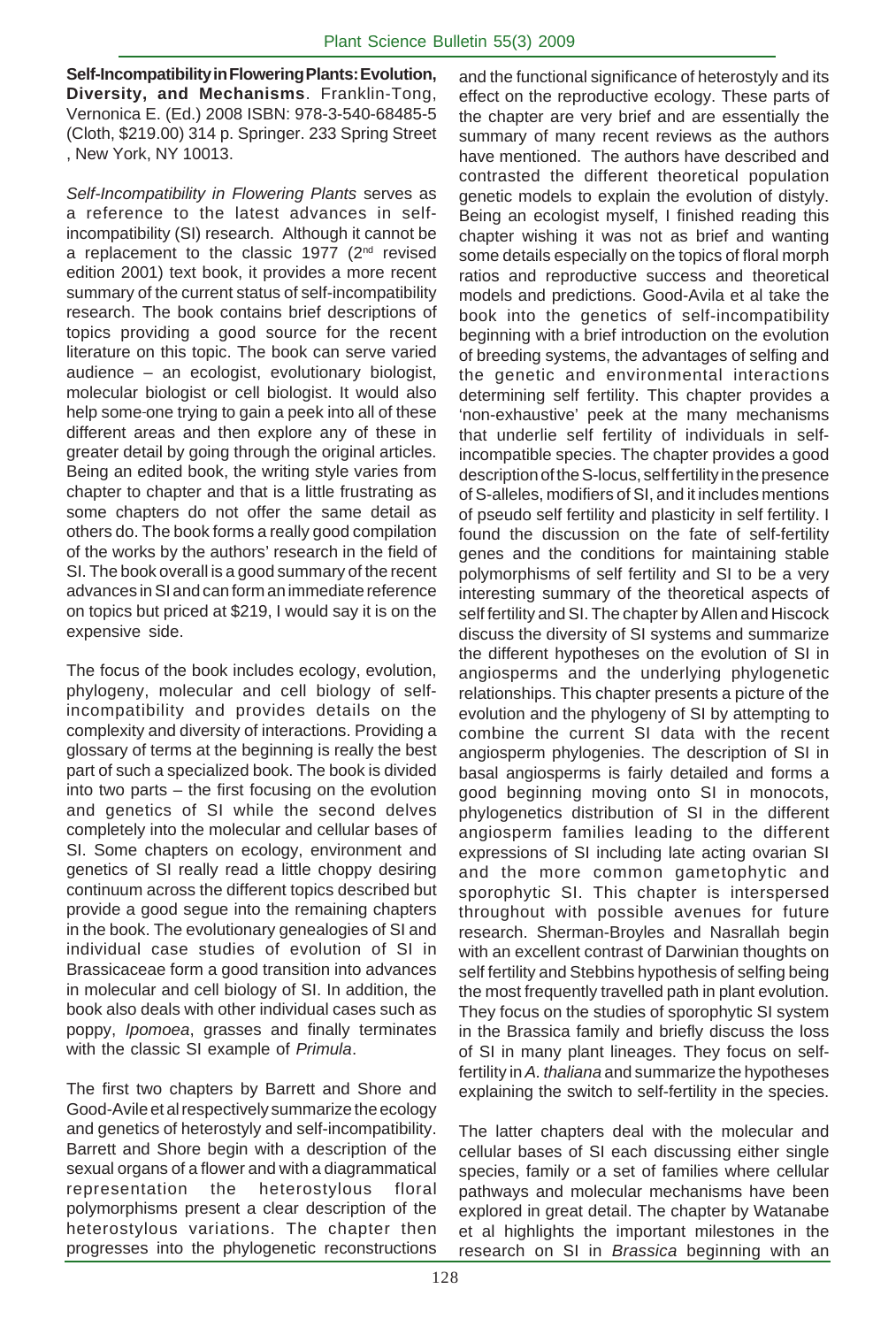**Self-Incompatibility in Flowering Plants: Evolution, Diversity, and Mechanisms**. Franklin-Tong, Vernonica E. (Ed.) 2008 ISBN: 978-3-540-68485-5 (Cloth, $219.00) 314 p. Springer. 233 Spring Street , New York, NY 10013.

*Self-Incompatibility in Flowering Plants* serves as a reference to the latest advances in self-incompatibility (SI) research. Although it cannot be a replacement to the classic 1977 (2nd revised edition 2001) text book, it provides a more recent summary of the current status of self-incompatibility research. The book contains brief descriptions of topics providing a good source for the recent literature on this topic. The book can serve varied audience – an ecologist, evolutionary biologist, molecular biologist or cell biologist. It would also help some-one trying to gain a peek into all of these different areas and then explore any of these in greater detail by going through the original articles. Being an edited book, the writing style varies from chapter to chapter and that is a little frustrating as some chapters do not offer the same detail as others do. The book forms a really good compilation of the works by the authors' research in the field of SI. The book overall is a good summary of the recent advances in SI and can form an immediate reference on topics but priced at $219, I would say it is on the expensive side.

The focus of the book includes ecology, evolution, phylogeny, molecular and cell biology of self-incompatibility and provides details on the complexity and diversity of interactions. Providing a glossary of terms at the beginning is really the best part of such a specialized book. The book is divided into two parts – the first focusing on the evolution and genetics of SI while the second delves completely into the molecular and cellular bases of SI. Some chapters on ecology, environment and genetics of SI really read a little choppy desiring continuum across the different topics described but provide a good segue into the remaining chapters in the book. The evolutionary genealogies of SI and individual case studies of evolution of SI in Brassicaceae form a good transition into advances in molecular and cell biology of SI. In addition, the book also deals with other individual cases such as poppy, *Ipomoea*, grasses and finally terminates with the classic SI example of *Primula*.

The first two chapters by Barrett and Shore and Good-Avile et al respectively summarize the ecology and genetics of heterostyly and self-incompatibility. Barrett and Shore begin with a description of the sexual organs of a flower and with a diagrammatical representation the heterostylous floral polymorphisms present a clear description of the heterostylous variations. The chapter then progresses into the phylogenetic reconstructions and the functional significance of heterostyly and its effect on the reproductive ecology. These parts of the chapter are very brief and are essentially the summary of many recent reviews as the authors have mentioned. The authors have described and contrasted the different theoretical population genetic models to explain the evolution of distyly. Being an ecologist myself, I finished reading this chapter wishing it was not as brief and wanting some details especially on the topics of floral morph ratios and reproductive success and theoretical models and predictions. Good-Avila et al take the book into the genetics of self-incompatibility beginning with a brief introduction on the evolution of breeding systems, the advantages of selfing and the genetic and environmental interactions determining self fertility. This chapter provides a 'non-exhaustive' peek at the many mechanisms that underlie self fertility of individuals in self-incompatible species. The chapter provides a good description of the S-locus, self fertility in the presence of S-alleles, modifiers of SI, and it includes mentions of pseudo self fertility and plasticity in self fertility. I found the discussion on the fate of self-fertility genes and the conditions for maintaining stable polymorphisms of self fertility and SI to be a very interesting summary of the theoretical aspects of self fertility and SI. The chapter by Allen and Hiscock discuss the diversity of SI systems and summarize the different hypotheses on the evolution of SI in angiosperms and the underlying phylogenetic relationships. This chapter presents a picture of the evolution and the phylogeny of SI by attempting to combine the current SI data with the recent angiosperm phylogenies. The description of SI in basal angiosperms is fairly detailed and forms a good beginning moving onto SI in monocots, phylogenetics distribution of SI in the different angiosperm families leading to the different expressions of SI including late acting ovarian SI and the more common gametophytic and sporophytic SI. This chapter is interspersed throughout with possible avenues for future research. Sherman-Broyles and Nasrallah begin with an excellent contrast of Darwinian thoughts on self fertility and Stebbins hypothesis of selfing being the most frequently travelled path in plant evolution. They focus on the studies of sporophytic SI system in the Brassica family and briefly discuss the loss of SI in many plant lineages. They focus on self-fertility in *A. thaliana* and summarize the hypotheses explaining the switch to self-fertility in the species.

The latter chapters deal with the molecular and cellular bases of SI each discussing either single species, family or a set of families where cellular pathways and molecular mechanisms have been explored in great detail. The chapter by Watanabe et al highlights the important milestones in the research on SI in *Brassica* beginning with an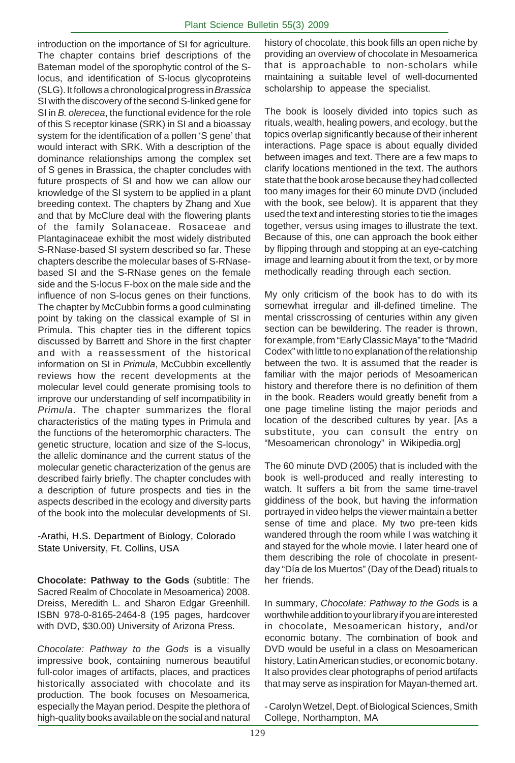introduction on the importance of SI for agriculture. The chapter contains brief descriptions of the Bateman model of the sporophytic control of the S-locus, and identification of S-locus glycoproteins (SLG). It follows a chronological progress in *Brassica* SI with the discovery of the second S-linked gene for SI in *B. olerecea*, the functional evidence for the role of this S receptor kinase (SRK) in SI and a bioassay system for the identification of a pollen 'S gene' that would interact with SRK. With a description of the dominance relationships among the complex set of S genes in Brassica, the chapter concludes with future prospects of SI and how we can allow our knowledge of the SI system to be applied in a plant breeding context. The chapters by Zhang and Xue and that by McClure deal with the flowering plants of the family Solanaceae. Rosaceae and Plantaginaceae exhibit the most widely distributed S-RNase-based SI system described so far. These chapters describe the molecular bases of S-RNase-based SI and the S-RNase genes on the female side and the S-locus F-box on the male side and the influence of non S-locus genes on their functions. The chapter by McCubbin forms a good culminating point by taking on the classical example of SI in Primula. This chapter ties in the different topics discussed by Barrett and Shore in the first chapter and with a reassessment of the historical information on SI in *Primula*, McCubbin excellently reviews how the recent developments at the molecular level could generate promising tools to improve our understanding of self incompatibility in *Primula*. The chapter summarizes the floral characteristics of the mating types in Primula and the functions of the heteromorphic characters. The genetic structure, location and size of the S-locus, the allelic dominance and the current status of the molecular genetic characterization of the genus are described fairly briefly. The chapter concludes with a description of future prospects and ties in the aspects described in the ecology and diversity parts of the book into the molecular developments of SI.

-Arathi, H.S. Department of Biology, Colorado State University, Ft. Collins, USA

**Chocolate: Pathway to the Gods** (subtitle: The Sacred Realm of Chocolate in Mesoamerica) 2008. Dreiss, Meredith L. and Sharon Edgar Greenhill. ISBN 978-0-8165-2464-8 (195 pages, hardcover with DVD, $30.00) University of Arizona Press.

*Chocolate: Pathway to the Gods* is a visually impressive book, containing numerous beautiful full-color images of artifacts, places, and practices historically associated with chocolate and its production. The book focuses on Mesoamerica, especially the Mayan period. Despite the plethora of high-quality books available on the social and natural history of chocolate, this book fills an open niche by providing an overview of chocolate in Mesoamerica that is approachable to non-scholars while maintaining a suitable level of well-documented scholarship to appease the specialist.

The book is loosely divided into topics such as rituals, wealth, healing powers, and ecology, but the topics overlap significantly because of their inherent interactions. Page space is about equally divided between images and text. There are a few maps to clarify locations mentioned in the text. The authors state that the book arose because they had collected too many images for their 60 minute DVD (included with the book, see below). It is apparent that they used the text and interesting stories to tie the images together, versus using images to illustrate the text. Because of this, one can approach the book either by flipping through and stopping at an eye-catching image and learning about it from the text, or by more methodically reading through each section.

My only criticism of the book has to do with its somewhat irregular and ill-defined timeline. The mental crisscrossing of centuries within any given section can be bewildering. The reader is thrown, for example, from "Early Classic Maya" to the "Madrid Codex" with little to no explanation of the relationship between the two. It is assumed that the reader is familiar with the major periods of Mesoamerican history and therefore there is no definition of them in the book. Readers would greatly benefit from a one page timeline listing the major periods and location of the described cultures by year. [As a substitute, you can consult the entry on "Mesoamerican chronology" in Wikipedia.org]

The 60 minute DVD (2005) that is included with the book is well-produced and really interesting to watch. It suffers a bit from the same time-travel giddiness of the book, but having the information portrayed in video helps the viewer maintain a better sense of time and place. My two pre-teen kids wandered through the room while I was watching it and stayed for the whole movie. I later heard one of them describing the role of chocolate in present-day "Día de los Muertos" (Day of the Dead) rituals to her friends.

In summary, *Chocolate: Pathway to the Gods* is a worthwhile addition to your library if you are interested in chocolate, Mesoamerican history, and/or economic botany. The combination of book and DVD would be useful in a class on Mesoamerican history, Latin American studies, or economic botany. It also provides clear photographs of period artifacts that may serve as inspiration for Mayan-themed art.

- Carolyn Wetzel, Dept. of Biological Sciences, Smith College, Northampton, MA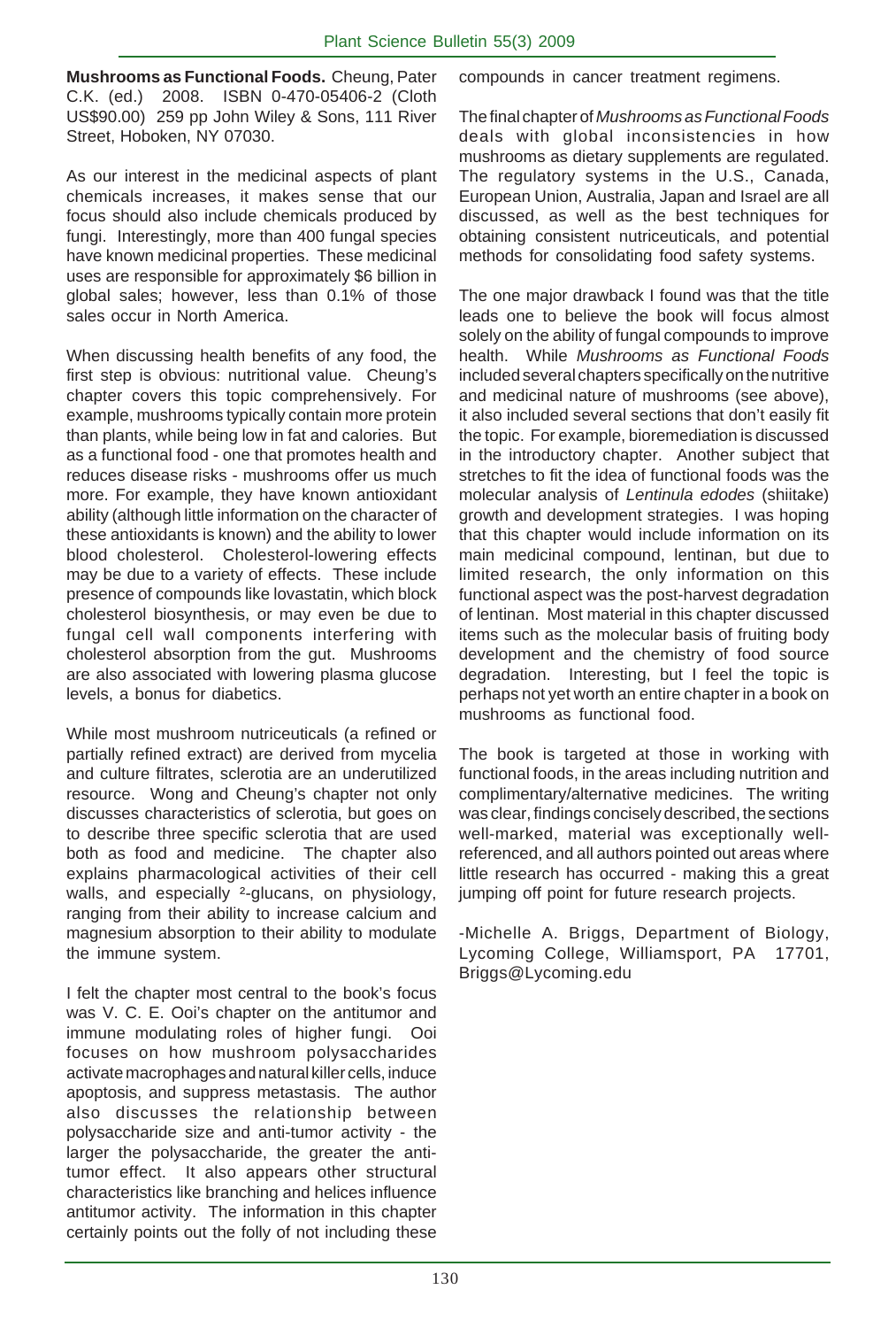**Mushrooms as Functional Foods.** Cheung, Pater C.K. (ed.) 2008. ISBN 0-470-05406-2 (Cloth US$90.00) 259 pp John Wiley & Sons, 111 River Street, Hoboken, NY 07030.

As our interest in the medicinal aspects of plant chemicals increases, it makes sense that our focus should also include chemicals produced by fungi. Interestingly, more than 400 fungal species have known medicinal properties. These medicinal uses are responsible for approximately $6 billion in global sales; however, less than 0.1% of those sales occur in North America.

When discussing health benefits of any food, the first step is obvious: nutritional value. Cheung's chapter covers this topic comprehensively. For example, mushrooms typically contain more protein than plants, while being low in fat and calories. But as a functional food - one that promotes health and reduces disease risks - mushrooms offer us much more. For example, they have known antioxidant ability (although little information on the character of these antioxidants is known) and the ability to lower blood cholesterol. Cholesterol-lowering effects may be due to a variety of effects. These include presence of compounds like lovastatin, which block cholesterol biosynthesis, or may even be due to fungal cell wall components interfering with cholesterol absorption from the gut. Mushrooms are also associated with lowering plasma glucose levels, a bonus for diabetics.

While most mushroom nutriceuticals (a refined or partially refined extract) are derived from mycelia and culture filtrates, sclerotia are an underutilized resource. Wong and Cheung's chapter not only discusses characteristics of sclerotia, but goes on to describe three specific sclerotia that are used both as food and medicine. The chapter also explains pharmacological activities of their cell walls, and especially ²-glucans, on physiology, ranging from their ability to increase calcium and magnesium absorption to their ability to modulate the immune system.

I felt the chapter most central to the book's focus was V. C. E. Ooi's chapter on the antitumor and immune modulating roles of higher fungi. Ooi focuses on how mushroom polysaccharides activate macrophages and natural killer cells, induce apoptosis, and suppress metastasis. The author also discusses the relationship between polysaccharide size and anti-tumor activity - the larger the polysaccharide, the greater the anti-tumor effect. It also appears other structural characteristics like branching and helices influence antitumor activity. The information in this chapter certainly points out the folly of not including these compounds in cancer treatment regimens.

The final chapter of *Mushrooms as Functional Foods* deals with global inconsistencies in how mushrooms as dietary supplements are regulated. The regulatory systems in the U.S., Canada, European Union, Australia, Japan and Israel are all discussed, as well as the best techniques for obtaining consistent nutriceuticals, and potential methods for consolidating food safety systems.

The one major drawback I found was that the title leads one to believe the book will focus almost solely on the ability of fungal compounds to improve health. While *Mushrooms as Functional Foods* included several chapters specifically on the nutritive and medicinal nature of mushrooms (see above), it also included several sections that don't easily fit the topic. For example, bioremediation is discussed in the introductory chapter. Another subject that stretches to fit the idea of functional foods was the molecular analysis of *Lentinula edodes* (shiitake) growth and development strategies. I was hoping that this chapter would include information on its main medicinal compound, lentinan, but due to limited research, the only information on this functional aspect was the post-harvest degradation of lentinan. Most material in this chapter discussed items such as the molecular basis of fruiting body development and the chemistry of food source degradation. Interesting, but I feel the topic is perhaps not yet worth an entire chapter in a book on mushrooms as functional food.

The book is targeted at those in working with functional foods, in the areas including nutrition and complimentary/alternative medicines. The writing was clear, findings concisely described, the sections well-marked, material was exceptionally well-referenced, and all authors pointed out areas where little research has occurred - making this a great jumping off point for future research projects.

-Michelle A. Briggs, Department of Biology, Lycoming College, Williamsport, PA 17701, Briggs@Lycoming.edu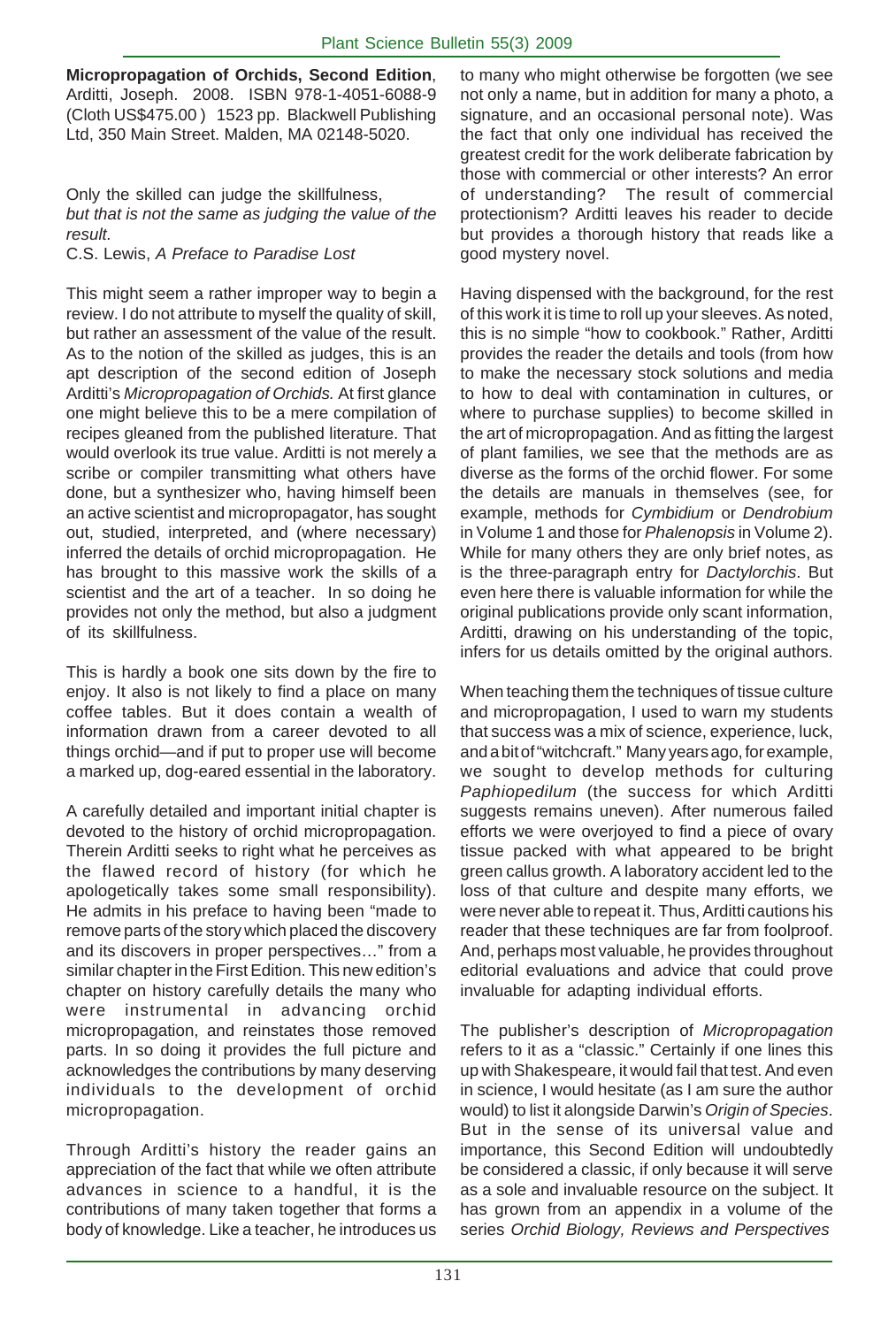**Micropropagation of Orchids, Second Edition**, Arditti, Joseph. 2008. ISBN 978-1-4051-6088-9 (Cloth US$475.00 ) 1523 pp. Blackwell Publishing Ltd, 350 Main Street. Malden, MA 02148-5020.

Only the skilled can judge the skillfulness,
*but that is not the same as judging the value of the result.*
C.S. Lewis, *A Preface to Paradise Lost*

This might seem a rather improper way to begin a review. I do not attribute to myself the quality of skill, but rather an assessment of the value of the result. As to the notion of the skilled as judges, this is an apt description of the second edition of Joseph Arditti's *Micropropagation of Orchids.* At first glance one might believe this to be a mere compilation of recipes gleaned from the published literature. That would overlook its true value. Arditti is not merely a scribe or compiler transmitting what others have done, but a synthesizer who, having himself been an active scientist and micropropagator, has sought out, studied, interpreted, and (where necessary) inferred the details of orchid micropropagation. He has brought to this massive work the skills of a scientist and the art of a teacher. In so doing he provides not only the method, but also a judgment of its skillfulness.

This is hardly a book one sits down by the fire to enjoy. It also is not likely to find a place on many coffee tables. But it does contain a wealth of information drawn from a career devoted to all things orchid—and if put to proper use will become a marked up, dog-eared essential in the laboratory.

A carefully detailed and important initial chapter is devoted to the history of orchid micropropagation. Therein Arditti seeks to right what he perceives as the flawed record of history (for which he apologetically takes some small responsibility). He admits in his preface to having been "made to remove parts of the story which placed the discovery and its discovers in proper perspectives…" from a similar chapter in the First Edition. This new edition's chapter on history carefully details the many who were instrumental in advancing orchid micropropagation, and reinstates those removed parts. In so doing it provides the full picture and acknowledges the contributions by many deserving individuals to the development of orchid micropropagation.

Through Arditti's history the reader gains an appreciation of the fact that while we often attribute advances in science to a handful, it is the contributions of many taken together that forms a body of knowledge. Like a teacher, he introduces us to many who might otherwise be forgotten (we see not only a name, but in addition for many a photo, a signature, and an occasional personal note). Was the fact that only one individual has received the greatest credit for the work deliberate fabrication by those with commercial or other interests? An error of understanding? The result of commercial protectionism? Arditti leaves his reader to decide but provides a thorough history that reads like a good mystery novel.

Having dispensed with the background, for the rest of this work it is time to roll up your sleeves. As noted, this is no simple "how to cookbook." Rather, Arditti provides the reader the details and tools (from how to make the necessary stock solutions and media to how to deal with contamination in cultures, or where to purchase supplies) to become skilled in the art of micropropagation. And as fitting the largest of plant families, we see that the methods are as diverse as the forms of the orchid flower. For some the details are manuals in themselves (see, for example, methods for *Cymbidium* or *Dendrobium* in Volume 1 and those for *Phalenopsis* in Volume 2). While for many others they are only brief notes, as is the three-paragraph entry for *Dactylorchis*. But even here there is valuable information for while the original publications provide only scant information, Arditti, drawing on his understanding of the topic, infers for us details omitted by the original authors.

When teaching them the techniques of tissue culture and micropropagation, I used to warn my students that success was a mix of science, experience, luck, and a bit of "witchcraft." Many years ago, for example, we sought to develop methods for culturing *Paphiopedilum* (the success for which Arditti suggests remains uneven). After numerous failed efforts we were overjoyed to find a piece of ovary tissue packed with what appeared to be bright green callus growth. A laboratory accident led to the loss of that culture and despite many efforts, we were never able to repeat it. Thus, Arditti cautions his reader that these techniques are far from foolproof. And, perhaps most valuable, he provides throughout editorial evaluations and advice that could prove invaluable for adapting individual efforts.

The publisher's description of *Micropropagation* refers to it as a "classic." Certainly if one lines this up with Shakespeare, it would fail that test. And even in science, I would hesitate (as I am sure the author would) to list it alongside Darwin's *Origin of Species*. But in the sense of its universal value and importance, this Second Edition will undoubtedly be considered a classic, if only because it will serve as a sole and invaluable resource on the subject. It has grown from an appendix in a volume of the series *Orchid Biology, Reviews and Perspectives*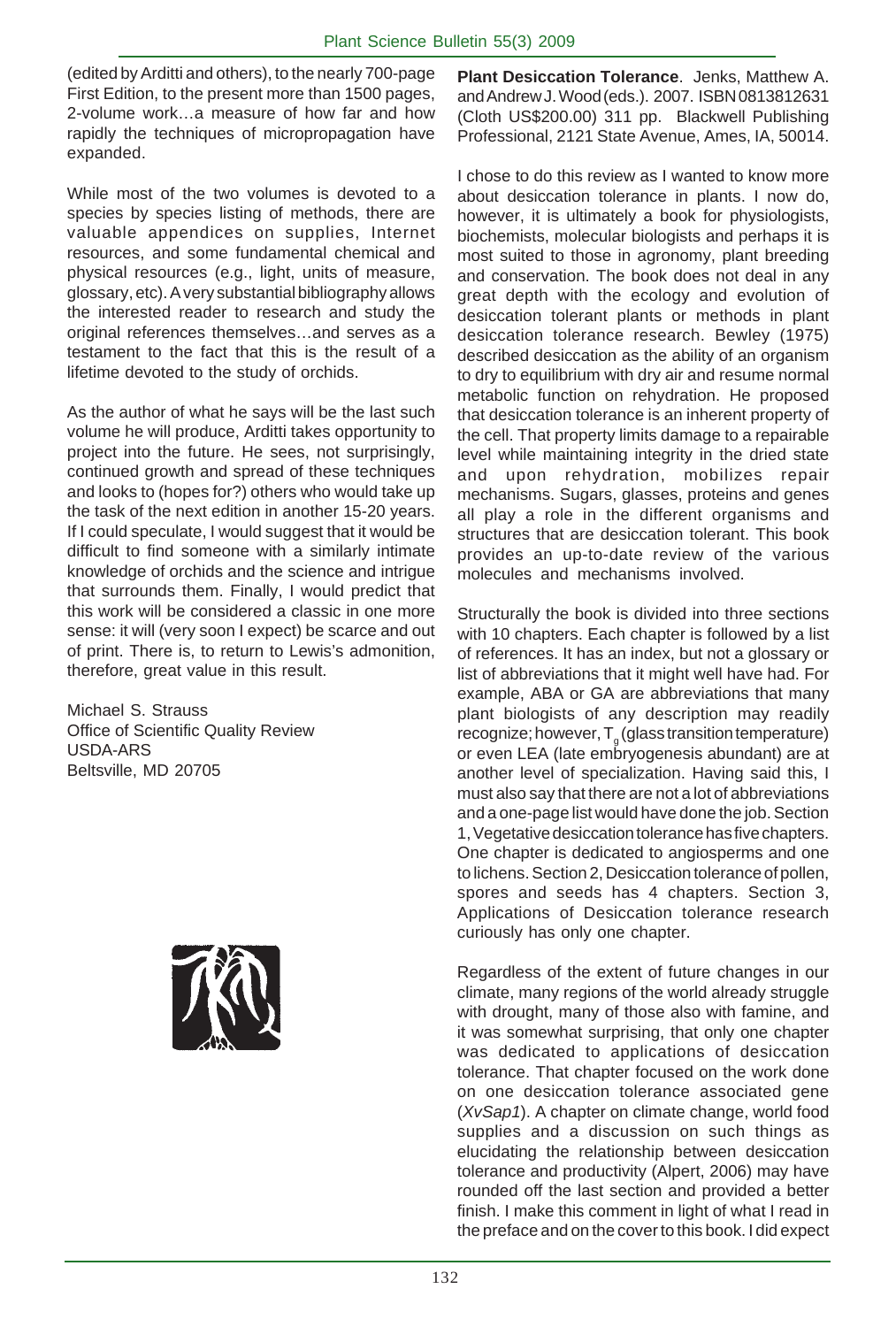(edited by Arditti and others), to the nearly 700-page First Edition, to the present more than 1500 pages, 2-volume work…a measure of how far and how rapidly the techniques of micropropagation have expanded.

While most of the two volumes is devoted to a species by species listing of methods, there are valuable appendices on supplies, Internet resources, and some fundamental chemical and physical resources (e.g., light, units of measure, glossary, etc). A very substantial bibliography allows the interested reader to research and study the original references themselves…and serves as a testament to the fact that this is the result of a lifetime devoted to the study of orchids.

As the author of what he says will be the last such volume he will produce, Arditti takes opportunity to project into the future. He sees, not surprisingly, continued growth and spread of these techniques and looks to (hopes for?) others who would take up the task of the next edition in another 15-20 years. If I could speculate, I would suggest that it would be difficult to find someone with a similarly intimate knowledge of orchids and the science and intrigue that surrounds them. Finally, I would predict that this work will be considered a classic in one more sense: it will (very soon I expect) be scarce and out of print. There is, to return to Lewis's admonition, therefore, great value in this result.

Michael S. Strauss
Office of Scientific Quality Review
USDA-ARS
Beltsville, MD 20705

**Plant Desiccation Tolerance**. Jenks, Matthew A. and Andrew J. Wood (eds.). 2007. ISBN 0813812631 (Cloth US$200.00) 311 pp. Blackwell Publishing Professional, 2121 State Avenue, Ames, IA, 50014.

I chose to do this review as I wanted to know more about desiccation tolerance in plants. I now do, however, it is ultimately a book for physiologists, biochemists, molecular biologists and perhaps it is most suited to those in agronomy, plant breeding and conservation. The book does not deal in any great depth with the ecology and evolution of desiccation tolerant plants or methods in plant desiccation tolerance research. Bewley (1975) described desiccation as the ability of an organism to dry to equilibrium with dry air and resume normal metabolic function on rehydration. He proposed that desiccation tolerance is an inherent property of the cell. That property limits damage to a repairable level while maintaining integrity in the dried state and upon rehydration, mobilizes repair mechanisms. Sugars, glasses, proteins and genes all play a role in the different organisms and structures that are desiccation tolerant. This book provides an up-to-date review of the various molecules and mechanisms involved.

Structurally the book is divided into three sections with 10 chapters. Each chapter is followed by a list of references. It has an index, but not a glossary or list of abbreviations that it might well have had. For example, ABA or GA are abbreviations that many plant biologists of any description may readily recognize; however, $T_g$ (glass transition temperature) or even LEA (late embryogenesis abundant) are at another level of specialization. Having said this, I must also say that there are not a lot of abbreviations and a one-page list would have done the job. Section 1, Vegetative desiccation tolerance has five chapters. One chapter is dedicated to angiosperms and one to lichens. Section 2, Desiccation tolerance of pollen, spores and seeds has 4 chapters. Section 3, Applications of Desiccation tolerance research curiously has only one chapter.

Regardless of the extent of future changes in our climate, many regions of the world already struggle with drought, many of those also with famine, and it was somewhat surprising, that only one chapter was dedicated to applications of desiccation tolerance. That chapter focused on the work done on one desiccation tolerance associated gene (*XvSap1*). A chapter on climate change, world food supplies and a discussion on such things as elucidating the relationship between desiccation tolerance and productivity (Alpert, 2006) may have rounded off the last section and provided a better finish. I make this comment in light of what I read in the preface and on the cover to this book. I did expect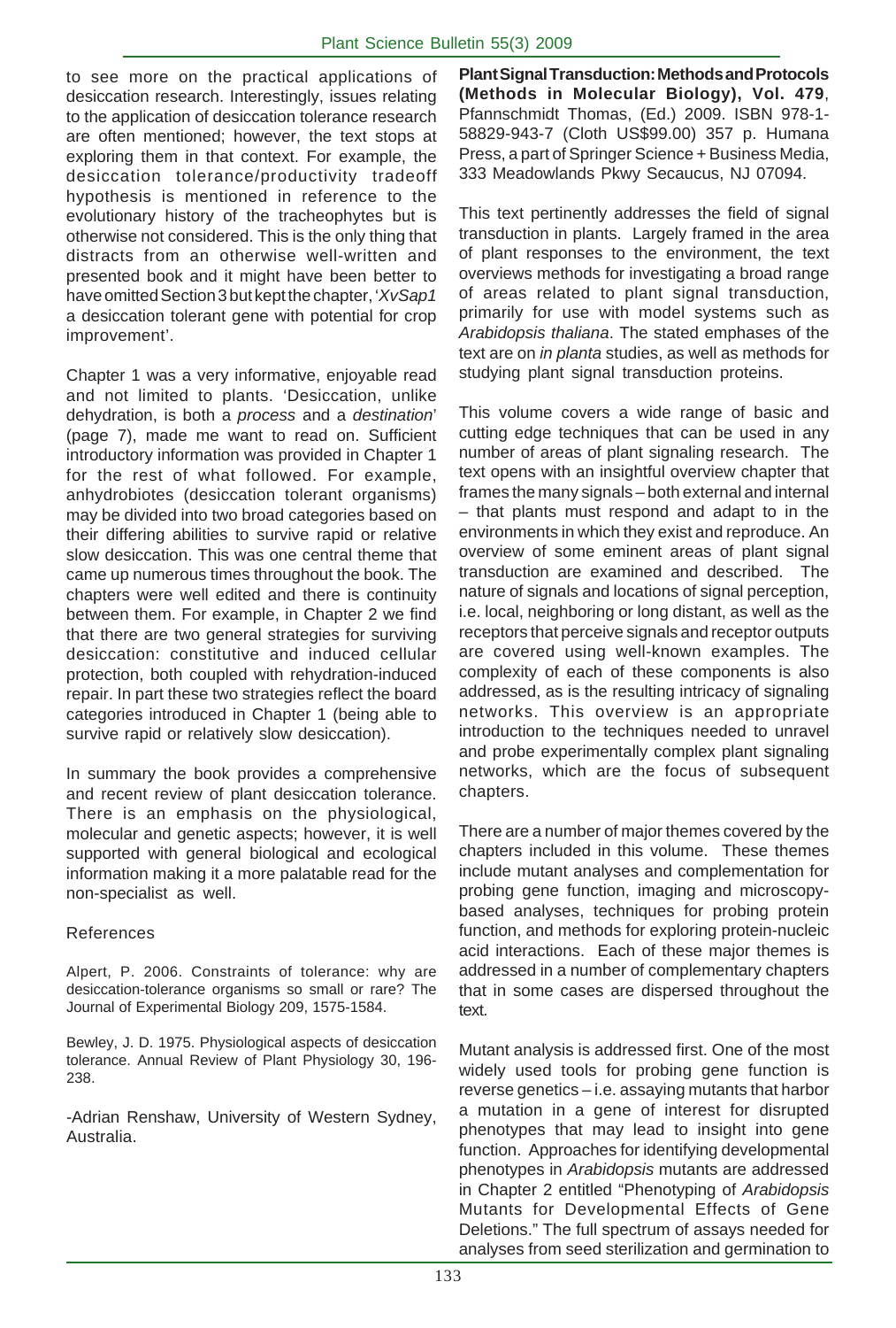to see more on the practical applications of desiccation research. Interestingly, issues relating to the application of desiccation tolerance research are often mentioned; however, the text stops at exploring them in that context. For example, the desiccation tolerance/productivity tradeoff hypothesis is mentioned in reference to the evolutionary history of the tracheophytes but is otherwise not considered. This is the only thing that distracts from an otherwise well-written and presented book and it might have been better to have omitted Section 3 but kept the chapter, '*XvSap1* a desiccation tolerant gene with potential for crop improvement'.

Chapter 1 was a very informative, enjoyable read and not limited to plants. 'Desiccation, unlike dehydration, is both a *process* and a *destination*' (page 7), made me want to read on. Sufficient introductory information was provided in Chapter 1 for the rest of what followed. For example, anhydrobiotes (desiccation tolerant organisms) may be divided into two broad categories based on their differing abilities to survive rapid or relative slow desiccation. This was one central theme that came up numerous times throughout the book. The chapters were well edited and there is continuity between them. For example, in Chapter 2 we find that there are two general strategies for surviving desiccation: constitutive and induced cellular protection, both coupled with rehydration-induced repair. In part these two strategies reflect the board categories introduced in Chapter 1 (being able to survive rapid or relatively slow desiccation).

In summary the book provides a comprehensive and recent review of plant desiccation tolerance. There is an emphasis on the physiological, molecular and genetic aspects; however, it is well supported with general biological and ecological information making it a more palatable read for the non-specialist as well.

References

Alpert, P. 2006. Constraints of tolerance: why are desiccation-tolerance organisms so small or rare? The Journal of Experimental Biology 209, 1575-1584.

Bewley, J. D. 1975. Physiological aspects of desiccation tolerance. Annual Review of Plant Physiology 30, 196-238.

-Adrian Renshaw, University of Western Sydney, Australia.

**Plant Signal Transduction: Methods and Protocols (Methods in Molecular Biology), Vol. 479**, Pfannschmidt Thomas, (Ed.) 2009. ISBN 978-1-58829-943-7 (Cloth US$99.00) 357 p. Humana Press, a part of Springer Science + Business Media, 333 Meadowlands Pkwy Secaucus, NJ 07094.

This text pertinently addresses the field of signal transduction in plants. Largely framed in the area of plant responses to the environment, the text overviews methods for investigating a broad range of areas related to plant signal transduction, primarily for use with model systems such as *Arabidopsis thaliana*. The stated emphases of the text are on *in planta* studies, as well as methods for studying plant signal transduction proteins.

This volume covers a wide range of basic and cutting edge techniques that can be used in any number of areas of plant signaling research. The text opens with an insightful overview chapter that frames the many signals – both external and internal – that plants must respond and adapt to in the environments in which they exist and reproduce. An overview of some eminent areas of plant signal transduction are examined and described. The nature of signals and locations of signal perception, i.e. local, neighboring or long distant, as well as the receptors that perceive signals and receptor outputs are covered using well-known examples. The complexity of each of these components is also addressed, as is the resulting intricacy of signaling networks. This overview is an appropriate introduction to the techniques needed to unravel and probe experimentally complex plant signaling networks, which are the focus of subsequent chapters.

There are a number of major themes covered by the chapters included in this volume. These themes include mutant analyses and complementation for probing gene function, imaging and microscopy-based analyses, techniques for probing protein function, and methods for exploring protein-nucleic acid interactions. Each of these major themes is addressed in a number of complementary chapters that in some cases are dispersed throughout the text.

Mutant analysis is addressed first. One of the most widely used tools for probing gene function is reverse genetics – i.e. assaying mutants that harbor a mutation in a gene of interest for disrupted phenotypes that may lead to insight into gene function. Approaches for identifying developmental phenotypes in *Arabidopsis* mutants are addressed in Chapter 2 entitled "Phenotyping of *Arabidopsis* Mutants for Developmental Effects of Gene Deletions." The full spectrum of assays needed for analyses from seed sterilization and germination to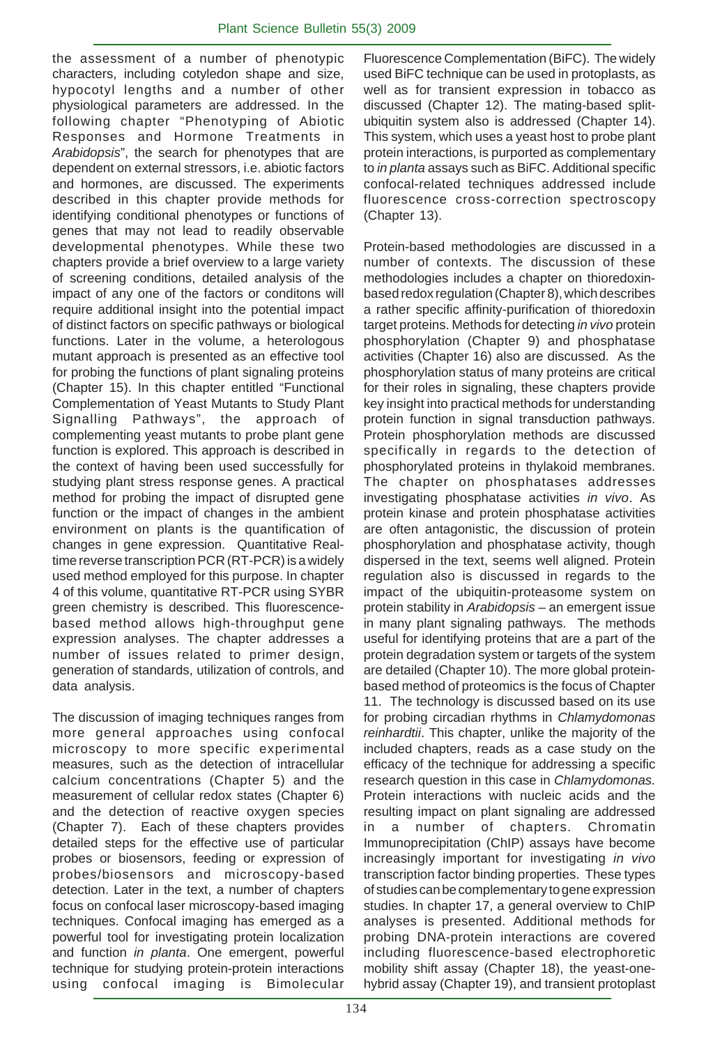the assessment of a number of phenotypic characters, including cotyledon shape and size, hypocotyl lengths and a number of other physiological parameters are addressed. In the following chapter "Phenotyping of Abiotic Responses and Hormone Treatments in *Arabidopsis*", the search for phenotypes that are dependent on external stressors, i.e. abiotic factors and hormones, are discussed. The experiments described in this chapter provide methods for identifying conditional phenotypes or functions of genes that may not lead to readily observable developmental phenotypes. While these two chapters provide a brief overview to a large variety of screening conditions, detailed analysis of the impact of any one of the factors or conditons will require additional insight into the potential impact of distinct factors on specific pathways or biological functions. Later in the volume, a heterologous mutant approach is presented as an effective tool for probing the functions of plant signaling proteins (Chapter 15). In this chapter entitled "Functional Complementation of Yeast Mutants to Study Plant Signalling Pathways", the approach of complementing yeast mutants to probe plant gene function is explored. This approach is described in the context of having been used successfully for studying plant stress response genes. A practical method for probing the impact of disrupted gene function or the impact of changes in the ambient environment on plants is the quantification of changes in gene expression. Quantitative Real-time reverse transcription PCR (RT-PCR) is a widely used method employed for this purpose. In chapter 4 of this volume, quantitative RT-PCR using SYBR green chemistry is described. This fluorescence-based method allows high-throughput gene expression analyses. The chapter addresses a number of issues related to primer design, generation of standards, utilization of controls, and data analysis.

The discussion of imaging techniques ranges from more general approaches using confocal microscopy to more specific experimental measures, such as the detection of intracellular calcium concentrations (Chapter 5) and the measurement of cellular redox states (Chapter 6) and the detection of reactive oxygen species (Chapter 7). Each of these chapters provides detailed steps for the effective use of particular probes or biosensors, feeding or expression of probes/biosensors and microscopy-based detection. Later in the text, a number of chapters focus on confocal laser microscopy-based imaging techniques. Confocal imaging has emerged as a powerful tool for investigating protein localization and function *in planta*. One emergent, powerful technique for studying protein-protein interactions using confocal imaging is Bimolecular Fluorescence Complementation (BiFC). The widely used BiFC technique can be used in protoplasts, as well as for transient expression in tobacco as discussed (Chapter 12). The mating-based split-ubiquitin system also is addressed (Chapter 14). This system, which uses a yeast host to probe plant protein interactions, is purported as complementary to *in planta* assays such as BiFC. Additional specific confocal-related techniques addressed include fluorescence cross-correction spectroscopy (Chapter 13).

Protein-based methodologies are discussed in a number of contexts. The discussion of these methodologies includes a chapter on thioredoxin-based redox regulation (Chapter 8), which describes a rather specific affinity-purification of thioredoxin target proteins. Methods for detecting *in vivo* protein phosphorylation (Chapter 9) and phosphatase activities (Chapter 16) also are discussed. As the phosphorylation status of many proteins are critical for their roles in signaling, these chapters provide key insight into practical methods for understanding protein function in signal transduction pathways. Protein phosphorylation methods are discussed specifically in regards to the detection of phosphorylated proteins in thylakoid membranes. The chapter on phosphatases addresses investigating phosphatase activities *in vivo*. As protein kinase and protein phosphatase activities are often antagonistic, the discussion of protein phosphorylation and phosphatase activity, though dispersed in the text, seems well aligned. Protein regulation also is discussed in regards to the impact of the ubiquitin-proteasome system on protein stability in *Arabidopsis* – an emergent issue in many plant signaling pathways. The methods useful for identifying proteins that are a part of the protein degradation system or targets of the system are detailed (Chapter 10). The more global protein-based method of proteomics is the focus of Chapter 11. The technology is discussed based on its use for probing circadian rhythms in *Chlamydomonas reinhardtii*. This chapter, unlike the majority of the included chapters, reads as a case study on the efficacy of the technique for addressing a specific research question in this case in *Chlamydomonas*. Protein interactions with nucleic acids and the resulting impact on plant signaling are addressed in a number of chapters. Chromatin Immunoprecipitation (ChIP) assays have become increasingly important for investigating *in vivo* transcription factor binding properties. These types of studies can be complementary to gene expression studies. In chapter 17, a general overview to ChIP analyses is presented. Additional methods for probing DNA-protein interactions are covered including fluorescence-based electrophoretic mobility shift assay (Chapter 18), the yeast-one-hybrid assay (Chapter 19), and transient protoplast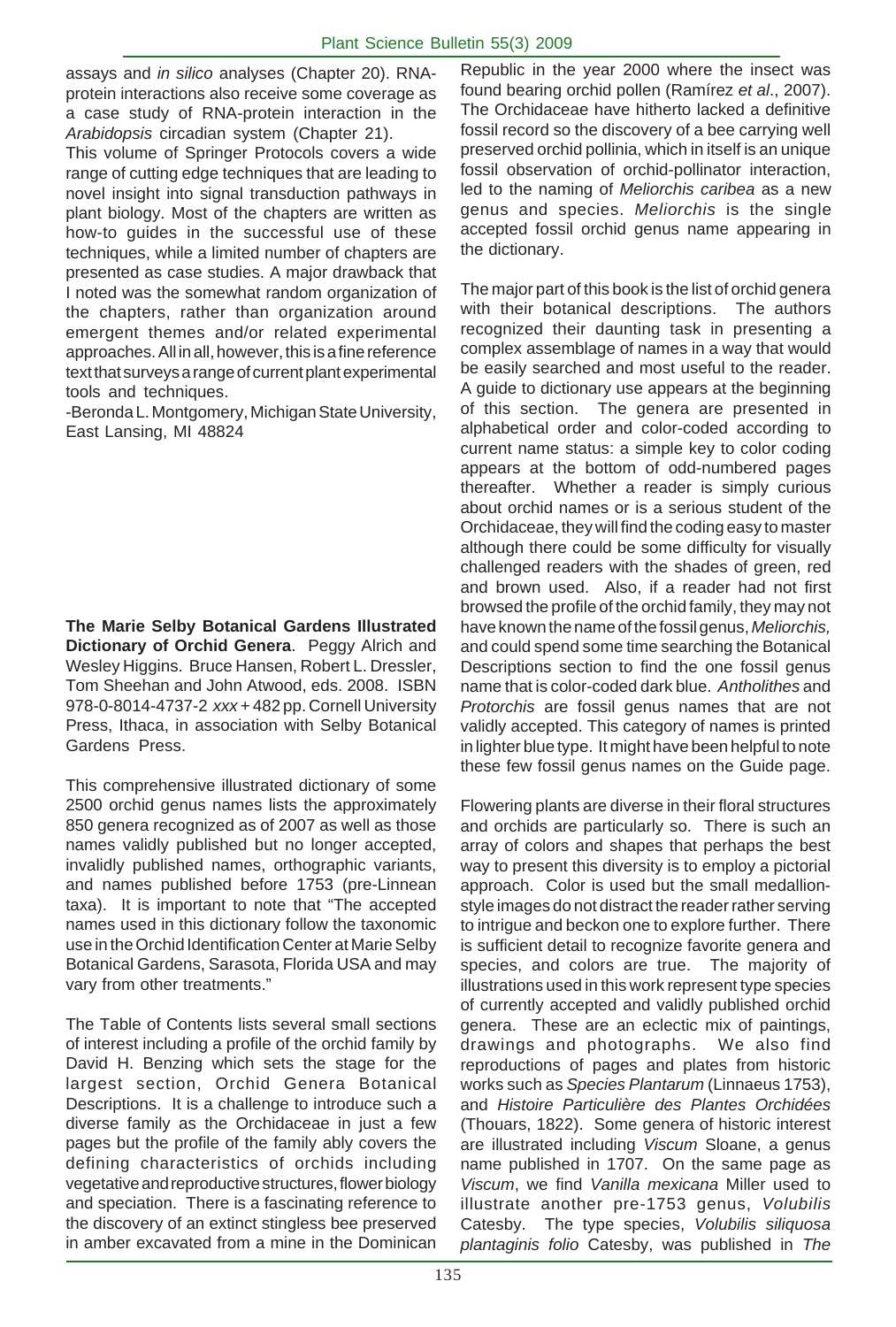assays and *in silico* analyses (Chapter 20). RNA-protein interactions also receive some coverage as a case study of RNA-protein interaction in the *Arabidopsis* circadian system (Chapter 21).

This volume of Springer Protocols covers a wide range of cutting edge techniques that are leading to novel insight into signal transduction pathways in plant biology. Most of the chapters are written as how-to guides in the successful use of these techniques, while a limited number of chapters are presented as case studies. A major drawback that I noted was the somewhat random organization of the chapters, rather than organization around emergent themes and/or related experimental approaches. All in all, however, this is a fine reference text that surveys a range of current plant experimental tools and techniques.

-Beronda L. Montgomery, Michigan State University, East Lansing, MI 48824

**The Marie Selby Botanical Gardens Illustrated Dictionary of Orchid Genera**. Peggy Alrich and Wesley Higgins. Bruce Hansen, Robert L. Dressler, Tom Sheehan and John Atwood, eds. 2008. ISBN 978-0-8014-4737-2 *xxx* + 482 pp. Cornell University Press, Ithaca, in association with Selby Botanical Gardens Press.

This comprehensive illustrated dictionary of some 2500 orchid genus names lists the approximately 850 genera recognized as of 2007 as well as those names validly published but no longer accepted, invalidly published names, orthographic variants, and names published before 1753 (pre-Linnean taxa). It is important to note that "The accepted names used in this dictionary follow the taxonomic use in the Orchid Identification Center at Marie Selby Botanical Gardens, Sarasota, Florida USA and may vary from other treatments."

The Table of Contents lists several small sections of interest including a profile of the orchid family by David H. Benzing which sets the stage for the largest section, Orchid Genera Botanical Descriptions. It is a challenge to introduce such a diverse family as the Orchidaceae in just a few pages but the profile of the family ably covers the defining characteristics of orchids including vegetative and reproductive structures, flower biology and speciation. There is a fascinating reference to the discovery of an extinct stingless bee preserved in amber excavated from a mine in the Dominican Republic in the year 2000 where the insect was found bearing orchid pollen (Ramírez *et al*., 2007). The Orchidaceae have hitherto lacked a definitive fossil record so the discovery of a bee carrying well preserved orchid pollinia, which in itself is an unique fossil observation of orchid-pollinator interaction, led to the naming of *Meliorchis caribea* as a new genus and species. *Meliorchis* is the single accepted fossil orchid genus name appearing in the dictionary.

The major part of this book is the list of orchid genera with their botanical descriptions. The authors recognized their daunting task in presenting a complex assemblage of names in a way that would be easily searched and most useful to the reader. A guide to dictionary use appears at the beginning of this section. The genera are presented in alphabetical order and color-coded according to current name status: a simple key to color coding appears at the bottom of odd-numbered pages thereafter. Whether a reader is simply curious about orchid names or is a serious student of the Orchidaceae, they will find the coding easy to master although there could be some difficulty for visually challenged readers with the shades of green, red and brown used. Also, if a reader had not first browsed the profile of the orchid family, they may not have known the name of the fossil genus, *Meliorchis,* and could spend some time searching the Botanical Descriptions section to find the one fossil genus name that is color-coded dark blue. *Antholithes* and *Protorchis* are fossil genus names that are not validly accepted. This category of names is printed in lighter blue type. It might have been helpful to note these few fossil genus names on the Guide page.

Flowering plants are diverse in their floral structures and orchids are particularly so. There is such an array of colors and shapes that perhaps the best way to present this diversity is to employ a pictorial approach. Color is used but the small medallion-style images do not distract the reader rather serving to intrigue and beckon one to explore further. There is sufficient detail to recognize favorite genera and species, and colors are true. The majority of illustrations used in this work represent type species of currently accepted and validly published orchid genera. These are an eclectic mix of paintings, drawings and photographs. We also find reproductions of pages and plates from historic works such as *Species Plantarum* (Linnaeus 1753), and *Histoire Particulière des Plantes Orchidées* (Thouars, 1822). Some genera of historic interest are illustrated including *Viscum* Sloane, a genus name published in 1707. On the same page as *Viscum*, we find *Vanilla mexicana* Miller used to illustrate another pre-1753 genus, *Volubilis* Catesby. The type species, *Volubilis siliquosa plantaginis folio* Catesby, was published in *The*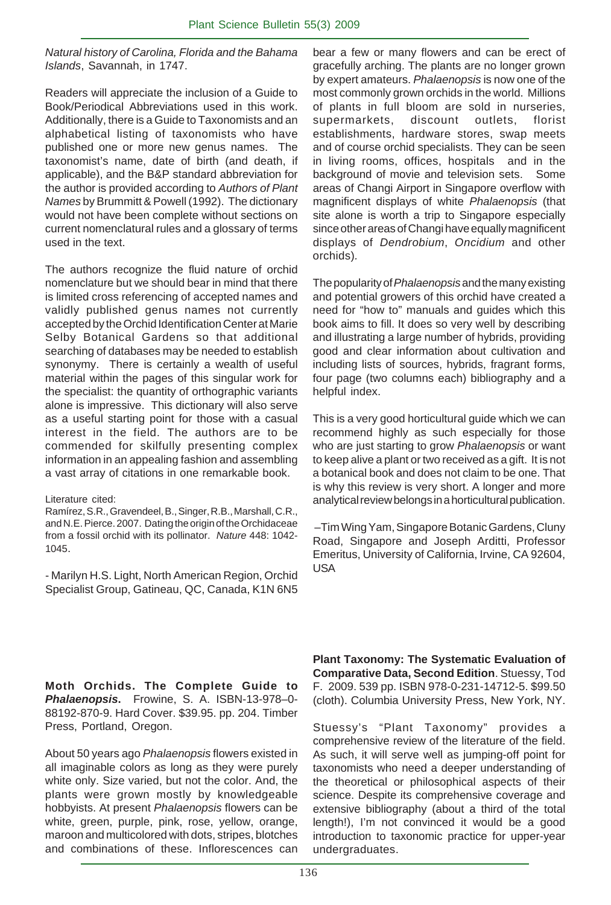*Natural history of Carolina, Florida and the Bahama Islands*, Savannah, in 1747.

Readers will appreciate the inclusion of a Guide to Book/Periodical Abbreviations used in this work. Additionally, there is a Guide to Taxonomists and an alphabetical listing of taxonomists who have published one or more new genus names. The taxonomist's name, date of birth (and death, if applicable), and the B&P standard abbreviation for the author is provided according to *Authors of Plant Names* by Brummitt & Powell (1992). The dictionary would not have been complete without sections on current nomenclatural rules and a glossary of terms used in the text.

The authors recognize the fluid nature of orchid nomenclature but we should bear in mind that there is limited cross referencing of accepted names and validly published genus names not currently accepted by the Orchid Identification Center at Marie Selby Botanical Gardens so that additional searching of databases may be needed to establish synonymy. There is certainly a wealth of useful material within the pages of this singular work for the specialist: the quantity of orthographic variants alone is impressive. This dictionary will also serve as a useful starting point for those with a casual interest in the field. The authors are to be commended for skilfully presenting complex information in an appealing fashion and assembling a vast array of citations in one remarkable book.

Literature cited:

Ramírez, S.R., Gravendeel, B., Singer, R.B., Marshall, C.R., and N.E. Pierce. 2007. Dating the origin of the Orchidaceae from a fossil orchid with its pollinator. *Nature* 448: 1042-1045.

- Marilyn H.S. Light, North American Region, Orchid Specialist Group, Gatineau, QC, Canada, K1N 6N5

**Moth Orchids. The Complete Guide to *Phalaenopsis*.** Frowine, S. A. ISBN-13-978–0-88192-870-9. Hard Cover. $39.95. pp. 204. Timber Press, Portland, Oregon.

About 50 years ago *Phalaenopsis* flowers existed in all imaginable colors as long as they were purely white only. Size varied, but not the color. And, the plants were grown mostly by knowledgeable hobbyists. At present *Phalaenopsis* flowers can be white, green, purple, pink, rose, yellow, orange, maroon and multicolored with dots, stripes, blotches and combinations of these. Inflorescences can bear a few or many flowers and can be erect of gracefully arching. The plants are no longer grown by expert amateurs. *Phalaenopsis* is now one of the most commonly grown orchids in the world. Millions of plants in full bloom are sold in nurseries, supermarkets, discount outlets, florist establishments, hardware stores, swap meets and of course orchid specialists. They can be seen in living rooms, offices, hospitals and in the background of movie and television sets. Some areas of Changi Airport in Singapore overflow with magnificent displays of white *Phalaenopsis* (that site alone is worth a trip to Singapore especially since other areas of Changi have equally magnificent displays of *Dendrobium*, *Oncidium* and other orchids).

The popularity of *Phalaenopsis* and the many existing and potential growers of this orchid have created a need for "how to" manuals and guides which this book aims to fill. It does so very well by describing and illustrating a large number of hybrids, providing good and clear information about cultivation and including lists of sources, hybrids, fragrant forms, four page (two columns each) bibliography and a helpful index.

This is a very good horticultural guide which we can recommend highly as such especially for those who are just starting to grow *Phalaenopsis* or want to keep alive a plant or two received as a gift. It is not a botanical book and does not claim to be one. That is why this review is very short. A longer and more analytical review belongs in a horticultural publication.

–Tim Wing Yam, Singapore Botanic Gardens, Cluny Road, Singapore and Joseph Arditti, Professor Emeritus, University of California, Irvine, CA 92604, USA

**Plant Taxonomy: The Systematic Evaluation of Comparative Data, Second Edition**. Stuessy, Tod F. 2009. 539 pp. ISBN 978-0-231-14712-5. $99.50 (cloth). Columbia University Press, New York, NY.

Stuessy's "Plant Taxonomy" provides a comprehensive review of the literature of the field. As such, it will serve well as jumping-off point for taxonomists who need a deeper understanding of the theoretical or philosophical aspects of their science. Despite its comprehensive coverage and extensive bibliography (about a third of the total length!), I'm not convinced it would be a good introduction to taxonomic practice for upper-year undergraduates.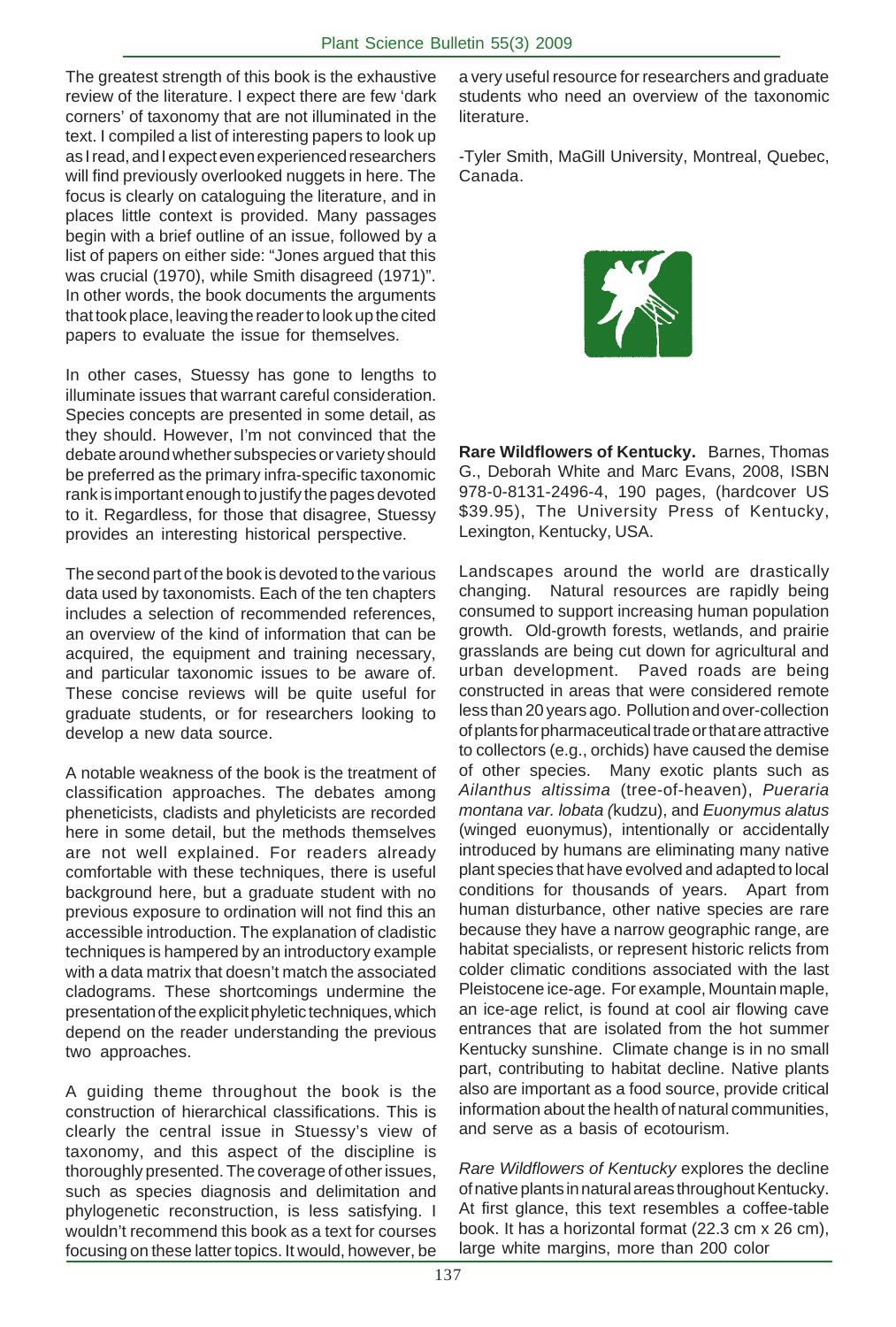The greatest strength of this book is the exhaustive review of the literature. I expect there are few 'dark corners' of taxonomy that are not illuminated in the text. I compiled a list of interesting papers to look up as I read, and I expect even experienced researchers will find previously overlooked nuggets in here. The focus is clearly on cataloguing the literature, and in places little context is provided. Many passages begin with a brief outline of an issue, followed by a list of papers on either side: "Jones argued that this was crucial (1970), while Smith disagreed (1971)". In other words, the book documents the arguments that took place, leaving the reader to look up the cited papers to evaluate the issue for themselves.

In other cases, Stuessy has gone to lengths to illuminate issues that warrant careful consideration. Species concepts are presented in some detail, as they should. However, I'm not convinced that the debate around whether subspecies or variety should be preferred as the primary infra-specific taxonomic rank is important enough to justify the pages devoted to it. Regardless, for those that disagree, Stuessy provides an interesting historical perspective.

The second part of the book is devoted to the various data used by taxonomists. Each of the ten chapters includes a selection of recommended references, an overview of the kind of information that can be acquired, the equipment and training necessary, and particular taxonomic issues to be aware of. These concise reviews will be quite useful for graduate students, or for researchers looking to develop a new data source.

A notable weakness of the book is the treatment of classification approaches. The debates among pheneticists, cladists and phyleticists are recorded here in some detail, but the methods themselves are not well explained. For readers already comfortable with these techniques, there is useful background here, but a graduate student with no previous exposure to ordination will not find this an accessible introduction. The explanation of cladistic techniques is hampered by an introductory example with a data matrix that doesn't match the associated cladograms. These shortcomings undermine the presentation of the explicit phyletic techniques, which depend on the reader understanding the previous two approaches.

A guiding theme throughout the book is the construction of hierarchical classifications. This is clearly the central issue in Stuessy's view of taxonomy, and this aspect of the discipline is thoroughly presented. The coverage of other issues, such as species diagnosis and delimitation and phylogenetic reconstruction, is less satisfying. I wouldn't recommend this book as a text for courses focusing on these latter topics. It would, however, be a very useful resource for researchers and graduate students who need an overview of the taxonomic literature.

-Tyler Smith, MaGill University, Montreal, Quebec, Canada.

**Rare Wildflowers of Kentucky.** Barnes, Thomas G., Deborah White and Marc Evans, 2008, ISBN 978-0-8131-2496-4, 190 pages, (hardcover US $39.95), The University Press of Kentucky, Lexington, Kentucky, USA.

Landscapes around the world are drastically changing. Natural resources are rapidly being consumed to support increasing human population growth. Old-growth forests, wetlands, and prairie grasslands are being cut down for agricultural and urban development. Paved roads are being constructed in areas that were considered remote less than 20 years ago. Pollution and over-collection of plants for pharmaceutical trade or that are attractive to collectors (e.g., orchids) have caused the demise of other species. Many exotic plants such as *Ailanthus altissima* (tree-of-heaven), *Pueraria montana var. lobata (*kudzu), and *Euonymus alatus* (winged euonymus), intentionally or accidentally introduced by humans are eliminating many native plant species that have evolved and adapted to local conditions for thousands of years. Apart from human disturbance, other native species are rare because they have a narrow geographic range, are habitat specialists, or represent historic relicts from colder climatic conditions associated with the last Pleistocene ice-age. For example, Mountain maple, an ice-age relict, is found at cool air flowing cave entrances that are isolated from the hot summer Kentucky sunshine. Climate change is in no small part, contributing to habitat decline. Native plants also are important as a food source, provide critical information about the health of natural communities, and serve as a basis of ecotourism.

*Rare Wildflowers of Kentucky* explores the decline of native plants in natural areas throughout Kentucky. At first glance, this text resembles a coffee-table book. It has a horizontal format (22.3 cm x 26 cm), large white margins, more than 200 color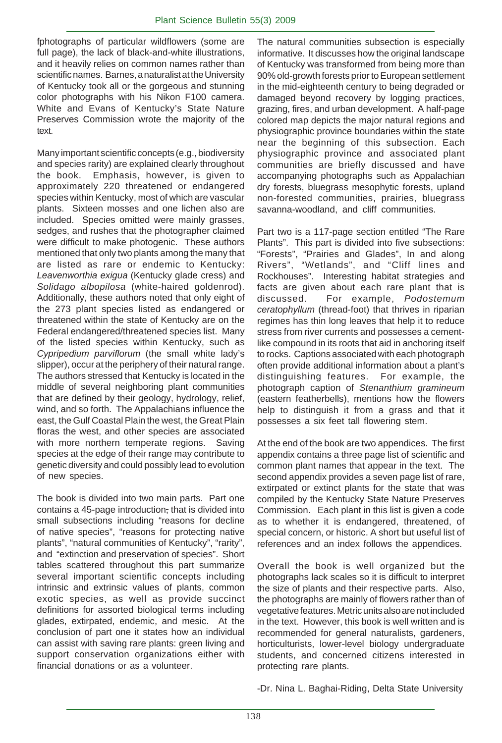fphotographs of particular wildflowers (some are full page), the lack of black-and-white illustrations, and it heavily relies on common names rather than scientific names. Barnes, a naturalist at the University of Kentucky took all or the gorgeous and stunning color photographs with his Nikon F100 camera. White and Evans of Kentucky's State Nature Preserves Commission wrote the majority of the text.

Many important scientific concepts (e.g., biodiversity and species rarity) are explained clearly throughout the book. Emphasis, however, is given to approximately 220 threatened or endangered species within Kentucky, most of which are vascular plants. Sixteen mosses and one lichen also are included. Species omitted were mainly grasses, sedges, and rushes that the photographer claimed were difficult to make photogenic. These authors mentioned that only two plants among the many that are listed as rare or endemic to Kentucky: *Leavenworthia exigua* (Kentucky glade cress) and *Solidago albopilosa* (white-haired goldenrod). Additionally, these authors noted that only eight of the 273 plant species listed as endangered or threatened within the state of Kentucky are on the Federal endangered/threatened species list. Many of the listed species within Kentucky, such as *Cypripedium parviflorum* (the small white lady's slipper), occur at the periphery of their natural range. The authors stressed that Kentucky is located in the middle of several neighboring plant communities that are defined by their geology, hydrology, relief, wind, and so forth. The Appalachians influence the east, the Gulf Coastal Plain the west, the Great Plain floras the west, and other species are associated with more northern temperate regions. Saving species at the edge of their range may contribute to genetic diversity and could possibly lead to evolution of new species.

The book is divided into two main parts. Part one contains a 45-page introduction, that is divided into small subsections including "reasons for decline of native species", "reasons for protecting native plants", "natural communities of Kentucky", "rarity", and "extinction and preservation of species". Short tables scattered throughout this part summarize several important scientific concepts including intrinsic and extrinsic values of plants, common exotic species, as well as provide succinct definitions for assorted biological terms including glades, extirpated, endemic, and mesic. At the conclusion of part one it states how an individual can assist with saving rare plants: green living and support conservation organizations either with financial donations or as a volunteer.

The natural communities subsection is especially informative. It discusses how the original landscape of Kentucky was transformed from being more than 90% old-growth forests prior to European settlement in the mid-eighteenth century to being degraded or damaged beyond recovery by logging practices, grazing, fires, and urban development. A half-page colored map depicts the major natural regions and physiographic province boundaries within the state near the beginning of this subsection. Each physiographic province and associated plant communities are briefly discussed and have accompanying photographs such as Appalachian dry forests, bluegrass mesophytic forests, upland non-forested communities, prairies, bluegrass savanna-woodland, and cliff communities.

Part two is a 117-page section entitled "The Rare Plants". This part is divided into five subsections: "Forests", "Prairies and Glades", In and along Rivers", "Wetlands", and "Cliff lines and Rockhouses". Interesting habitat strategies and facts are given about each rare plant that is discussed. For example, *Podostemum ceratophyllum* (thread-foot) that thrives in riparian regimes has thin long leaves that help it to reduce stress from river currents and possesses a cement-like compound in its roots that aid in anchoring itself to rocks. Captions associated with each photograph often provide additional information about a plant's distinguishing features. For example, the photograph caption of *Stenanthium gramineum* (eastern featherbells), mentions how the flowers help to distinguish it from a grass and that it possesses a six feet tall flowering stem.

At the end of the book are two appendices. The first appendix contains a three page list of scientific and common plant names that appear in the text. The second appendix provides a seven page list of rare, extirpated or extinct plants for the state that was compiled by the Kentucky State Nature Preserves Commission. Each plant in this list is given a code as to whether it is endangered, threatened, of special concern, or historic. A short but useful list of references and an index follows the appendices.

Overall the book is well organized but the photographs lack scales so it is difficult to interpret the size of plants and their respective parts. Also, the photographs are mainly of flowers rather than of vegetative features. Metric units also are not included in the text. However, this book is well written and is recommended for general naturalists, gardeners, horticulturists, lower-level biology undergraduate students, and concerned citizens interested in protecting rare plants.

-Dr. Nina L. Baghai-Riding, Delta State University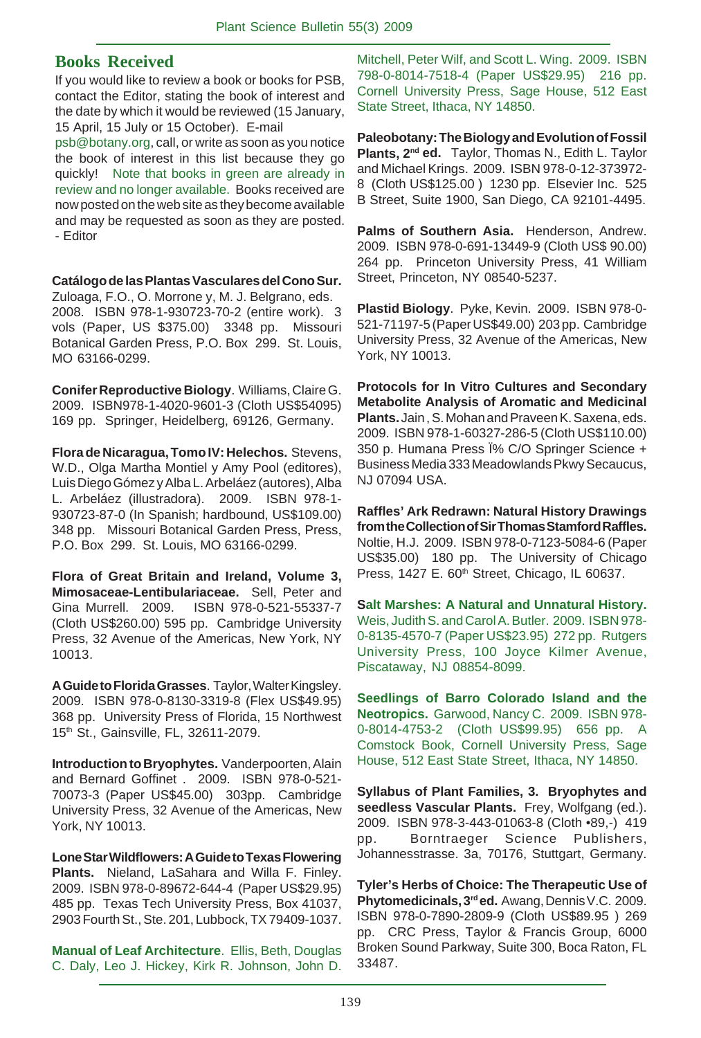## Books Received

If you would like to review a book or books for PSB, contact the Editor, stating the book of interest and the date by which it would be reviewed (15 January, 15 April, 15 July or 15 October). E-mail psb@botany.org, call, or write as soon as you notice the book of interest in this list because they go quickly! Note that books in green are already in review and no longer available. Books received are now posted on the web site as they become available and may be requested as soon as they are posted. - Editor

**Catálogo de las Plantas Vasculares del Cono Sur.** Zuloaga, F.O., O. Morrone y, M. J. Belgrano, eds. 2008. ISBN 978-1-930723-70-2 (entire work). 3 vols (Paper, US $375.00) 3348 pp. Missouri Botanical Garden Press, P.O. Box 299. St. Louis, MO 63166-0299.

**Conifer Reproductive Biology**. Williams, Claire G. 2009. ISBN978-1-4020-9601-3 (Cloth US$54095) 169 pp. Springer, Heidelberg, 69126, Germany.

**Flora de Nicaragua, Tomo IV: Helechos.** Stevens, W.D., Olga Martha Montiel y Amy Pool (editores), Luis Diego Gómez y Alba L. Arbeláez (autores), Alba L. Arbeláez (illustradora). 2009. ISBN 978-1-930723-87-0 (In Spanish; hardbound, US$109.00) 348 pp. Missouri Botanical Garden Press, Press, P.O. Box 299. St. Louis, MO 63166-0299.

**Flora of Great Britain and Ireland, Volume 3, Mimosaceae-Lentibulariaceae.** Sell, Peter and Gina Murrell. 2009. ISBN 978-0-521-55337-7 (Cloth US$260.00) 595 pp. Cambridge University Press, 32 Avenue of the Americas, New York, NY 10013.

**A Guide to Florida Grasses**. Taylor, Walter Kingsley. 2009. ISBN 978-0-8130-3319-8 (Flex US$49.95) 368 pp. University Press of Florida, 15 Northwest 15th St., Gainsville, FL, 32611-2079.

**Introduction to Bryophytes.** Vanderpoorten, Alain and Bernard Goffinet . 2009. ISBN 978-0-521-70073-3 (Paper US$45.00) 303pp. Cambridge University Press, 32 Avenue of the Americas, New York, NY 10013.

**Lone Star Wildflowers: A Guide to Texas Flowering Plants.** Nieland, LaSahara and Willa F. Finley. 2009. ISBN 978-0-89672-644-4 (Paper US$29.95) 485 pp. Texas Tech University Press, Box 41037, 2903 Fourth St., Ste. 201, Lubbock, TX 79409-1037.

**Manual of Leaf Architecture**. Ellis, Beth, Douglas C. Daly, Leo J. Hickey, Kirk R. Johnson, John D. Mitchell, Peter Wilf, and Scott L. Wing. 2009. ISBN 798-0-8014-7518-4 (Paper US$29.95) 216 pp. Cornell University Press, Sage House, 512 East State Street, Ithaca, NY 14850.

**Paleobotany: The Biology and Evolution of Fossil Plants, 2nd ed.** Taylor, Thomas N., Edith L. Taylor and Michael Krings. 2009. ISBN 978-0-12-373972-8 (Cloth US$125.00 ) 1230 pp. Elsevier Inc. 525 B Street, Suite 1900, San Diego, CA 92101-4495.

**Palms of Southern Asia.** Henderson, Andrew. 2009. ISBN 978-0-691-13449-9 (Cloth US$ 90.00) 264 pp. Princeton University Press, 41 William Street, Princeton, NY 08540-5237.

**Plastid Biology**. Pyke, Kevin. 2009. ISBN 978-0-521-71197-5 (Paper US$49.00) 203 pp. Cambridge University Press, 32 Avenue of the Americas, New York, NY 10013.

**Protocols for In Vitro Cultures and Secondary Metabolite Analysis of Aromatic and Medicinal Plants.** Jain , S. Mohan and Praveen K. Saxena, eds. 2009. ISBN 978-1-60327-286-5 (Cloth US$110.00) 350 p. Humana Press Ï% C/O Springer Science + Business Media 333 Meadowlands Pkwy Secaucus, NJ 07094 USA.

**Raffles' Ark Redrawn: Natural History Drawings from the Collection of Sir Thomas Stamford Raffles.** Noltie, H.J. 2009. ISBN 978-0-7123-5084-6 (Paper US$35.00) 180 pp. The University of Chicago Press, 1427 E. 60th Street, Chicago, IL 60637.

**Salt Marshes: A Natural and Unnatural History.** Weis, Judith S. and Carol A. Butler. 2009. ISBN 978-0-8135-4570-7 (Paper US$23.95) 272 pp. Rutgers University Press, 100 Joyce Kilmer Avenue, Piscataway, NJ 08854-8099.

**Seedlings of Barro Colorado Island and the Neotropics.** Garwood, Nancy C. 2009. ISBN 978-0-8014-4753-2 (Cloth US$99.95) 656 pp. A Comstock Book, Cornell University Press, Sage House, 512 East State Street, Ithaca, NY 14850.

**Syllabus of Plant Families, 3. Bryophytes and seedless Vascular Plants.** Frey, Wolfgang (ed.). 2009. ISBN 978-3-443-01063-8 (Cloth •89,-) 419 pp. Borntraeger Science Publishers, Johannesstrasse. 3a, 70176, Stuttgart, Germany.

**Tyler's Herbs of Choice: The Therapeutic Use of Phytomedicinals, 3rd ed.** Awang, Dennis V.C. 2009. ISBN 978-0-7890-2809-9 (Cloth US$89.95 ) 269 pp. CRC Press, Taylor & Francis Group, 6000 Broken Sound Parkway, Suite 300, Boca Raton, FL 33487.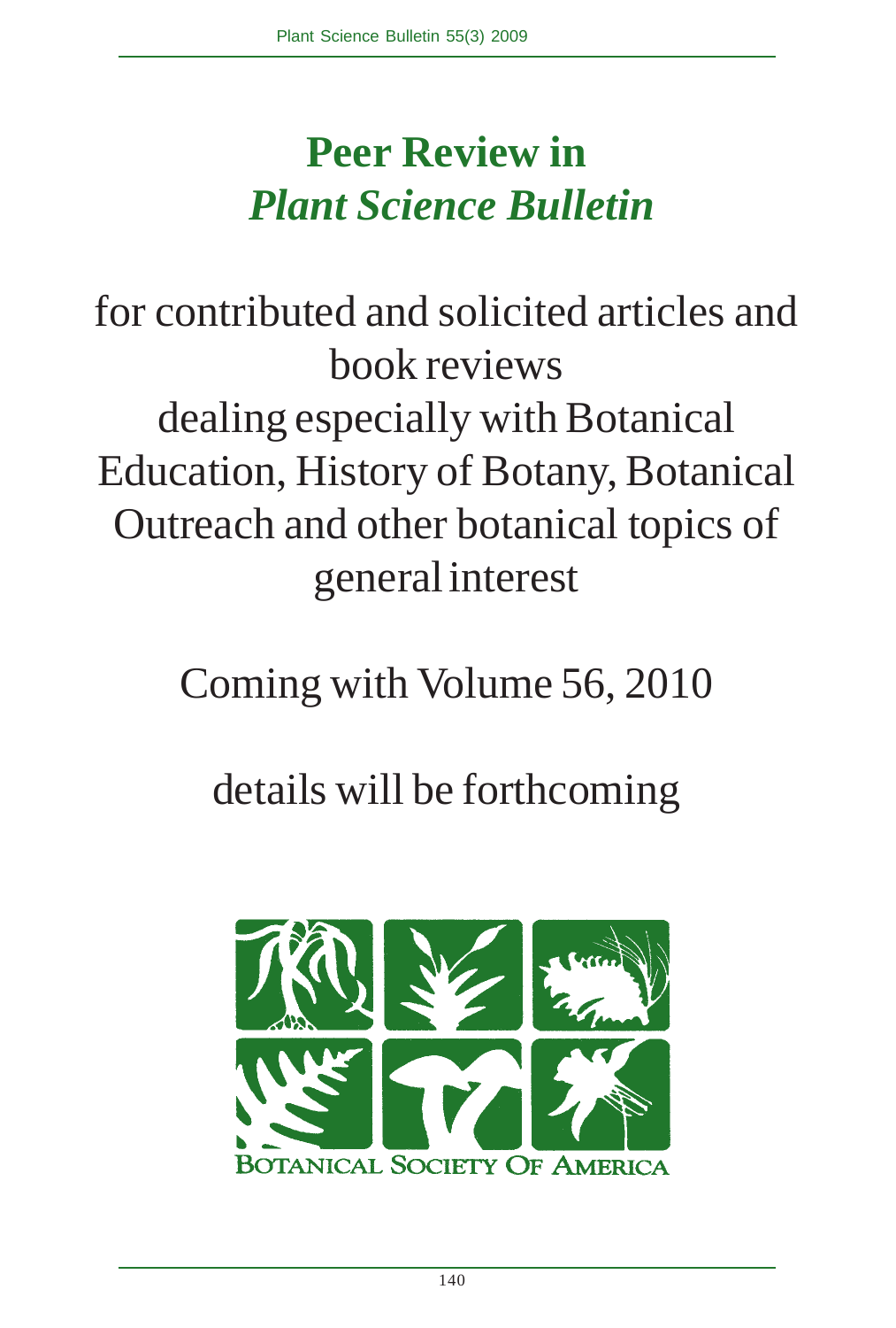# Peer Review in *Plant Science Bulletin*

for contributed and solicited articles and book reviews
dealing especially with Botanical Education, History of Botany, Botanical Outreach and other botanical topics of general interest

Coming with Volume 56, 2010

details will be forthcoming

BOTANICAL SOCIETY OF AMERICA